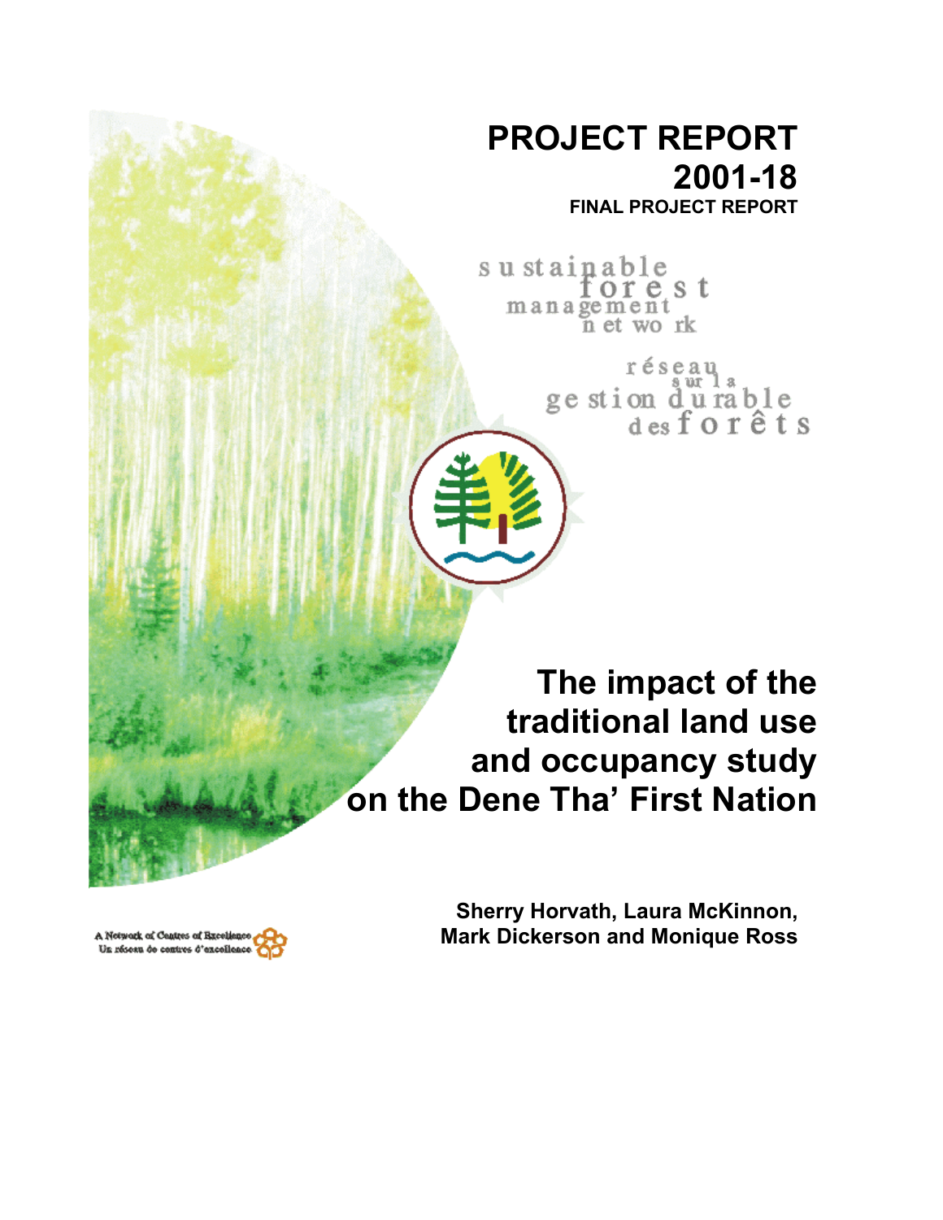# PROJECT REPORT 2001-18

**FINAL PROJECT REPORT**

sustainable forest management network

réseau sur la gestion durable des forêts

# The impact of the traditional land use and occupancy study on the Dene Tha' First Nation

**Sherry Horvath, Laura McKinnon, Mark Dickerson and Monique Ross**

A Network of Centres of Excellence
Un réseau de centres d'excellence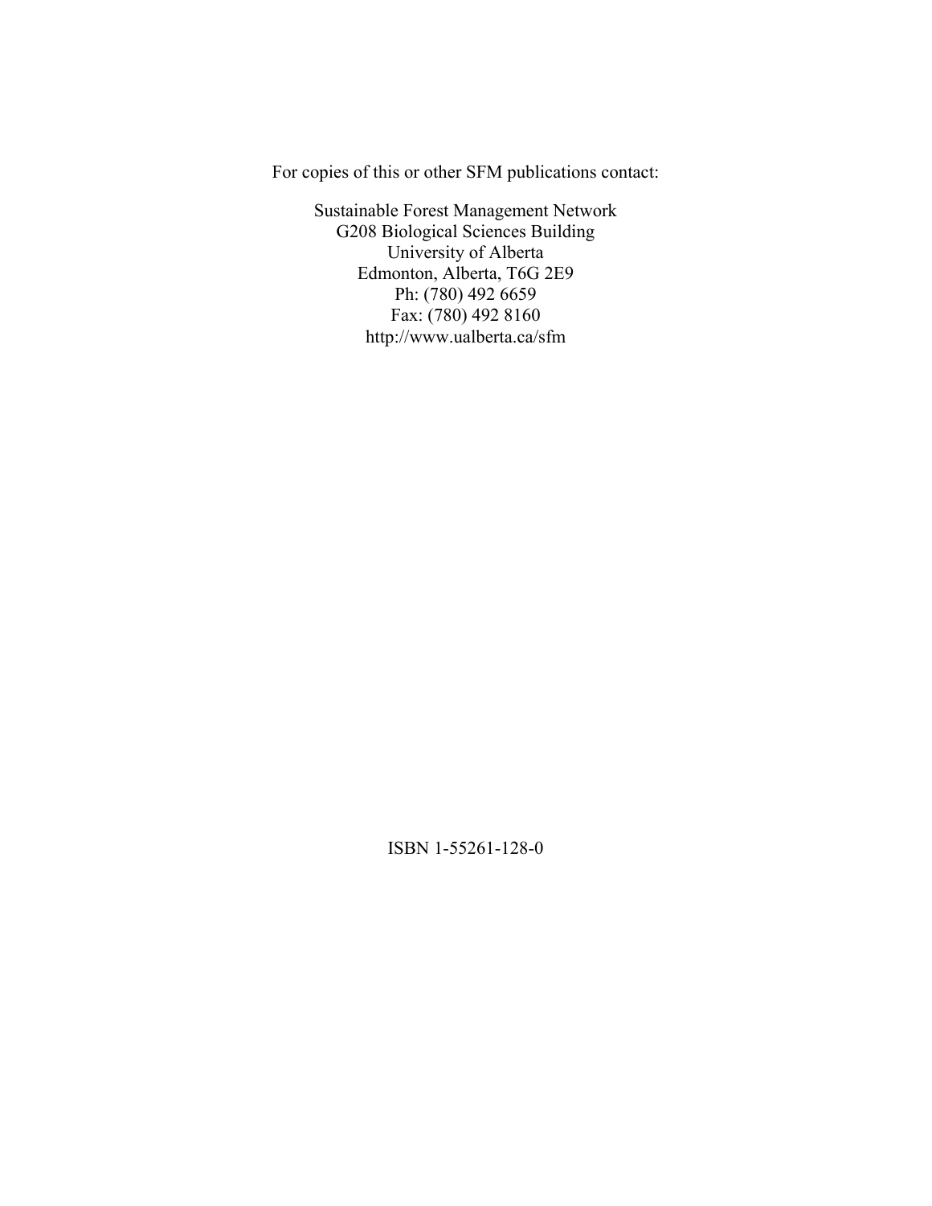For copies of this or other SFM publications contact:

Sustainable Forest Management Network
G208 Biological Sciences Building
University of Alberta
Edmonton, Alberta, T6G 2E9
Ph: (780) 492 6659
Fax: (780) 492 8160
http://www.ualberta.ca/sfm

ISBN 1-55261-128-0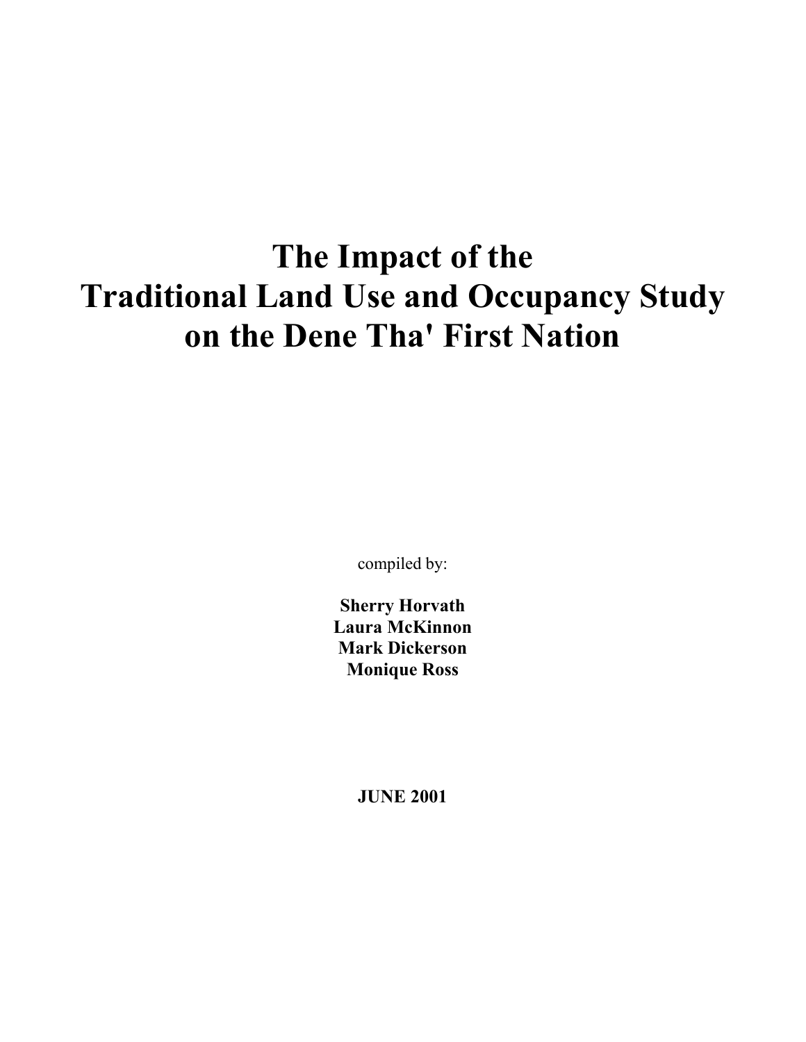# The Impact of the Traditional Land Use and Occupancy Study on the Dene Tha' First Nation

compiled by:

**Sherry Horvath**
**Laura McKinnon**
**Mark Dickerson**
**Monique Ross**

**JUNE 2001**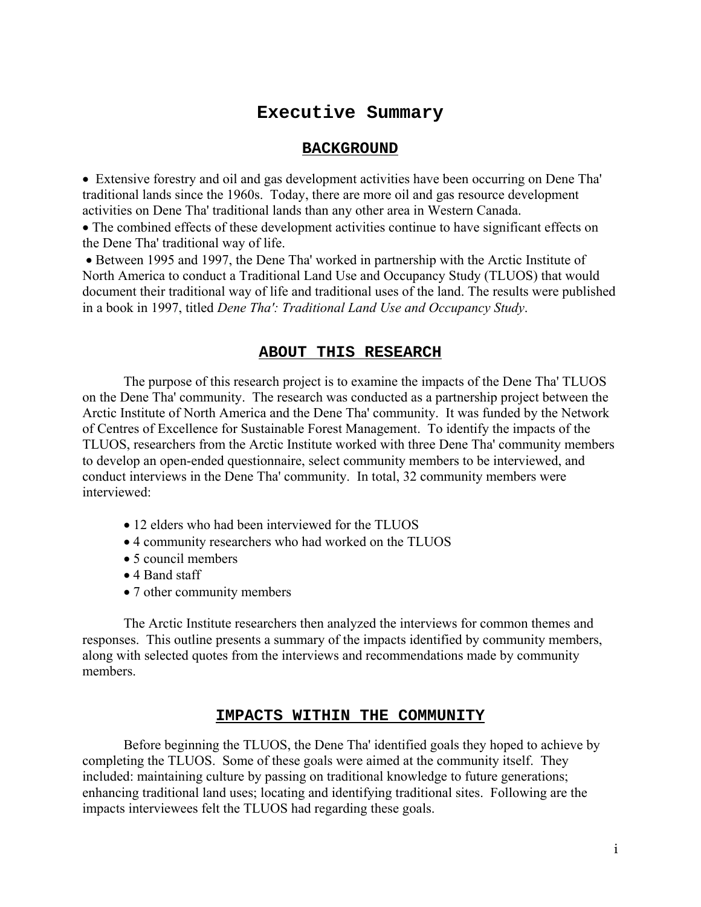# Executive Summary

## BACKGROUND

- Extensive forestry and oil and gas development activities have been occurring on Dene Tha' traditional lands since the 1960s. Today, there are more oil and gas resource development activities on Dene Tha' traditional lands than any other area in Western Canada.
- The combined effects of these development activities continue to have significant effects on the Dene Tha' traditional way of life.
- Between 1995 and 1997, the Dene Tha' worked in partnership with the Arctic Institute of North America to conduct a Traditional Land Use and Occupancy Study (TLUOS) that would document their traditional way of life and traditional uses of the land. The results were published in a book in 1997, titled *Dene Tha': Traditional Land Use and Occupancy Study*.

## ABOUT THIS RESEARCH

The purpose of this research project is to examine the impacts of the Dene Tha' TLUOS on the Dene Tha' community. The research was conducted as a partnership project between the Arctic Institute of North America and the Dene Tha' community. It was funded by the Network of Centres of Excellence for Sustainable Forest Management. To identify the impacts of the TLUOS, researchers from the Arctic Institute worked with three Dene Tha' community members to develop an open-ended questionnaire, select community members to be interviewed, and conduct interviews in the Dene Tha' community. In total, 32 community members were interviewed:

- 12 elders who had been interviewed for the TLUOS
- 4 community researchers who had worked on the TLUOS
- 5 council members
- 4 Band staff
- 7 other community members

The Arctic Institute researchers then analyzed the interviews for common themes and responses. This outline presents a summary of the impacts identified by community members, along with selected quotes from the interviews and recommendations made by community members.

## IMPACTS WITHIN THE COMMUNITY

Before beginning the TLUOS, the Dene Tha' identified goals they hoped to achieve by completing the TLUOS. Some of these goals were aimed at the community itself. They included: maintaining culture by passing on traditional knowledge to future generations; enhancing traditional land uses; locating and identifying traditional sites. Following are the impacts interviewees felt the TLUOS had regarding these goals.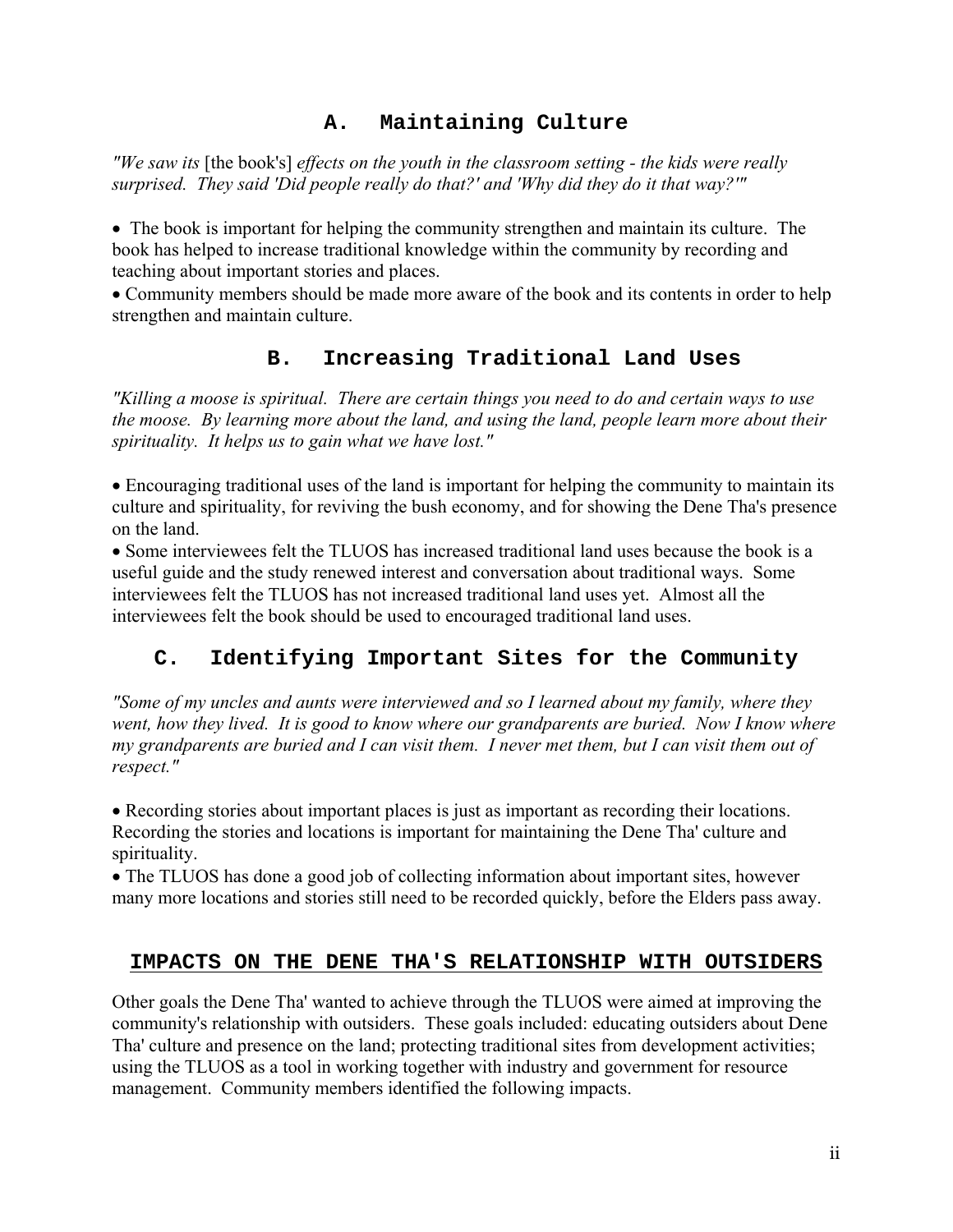### A. Maintaining Culture

*"We saw its* [the book's] *effects on the youth in the classroom setting - the kids were really surprised. They said 'Did people really do that?' and 'Why did they do it that way?'"*

- The book is important for helping the community strengthen and maintain its culture. The book has helped to increase traditional knowledge within the community by recording and teaching about important stories and places.
- Community members should be made more aware of the book and its contents in order to help strengthen and maintain culture.

### B. Increasing Traditional Land Uses

*"Killing a moose is spiritual. There are certain things you need to do and certain ways to use the moose. By learning more about the land, and using the land, people learn more about their spirituality. It helps us to gain what we have lost."*

- Encouraging traditional uses of the land is important for helping the community to maintain its culture and spirituality, for reviving the bush economy, and for showing the Dene Tha's presence on the land.
- Some interviewees felt the TLUOS has increased traditional land uses because the book is a useful guide and the study renewed interest and conversation about traditional ways. Some interviewees felt the TLUOS has not increased traditional land uses yet. Almost all the interviewees felt the book should be used to encouraged traditional land uses.

### C. Identifying Important Sites for the Community

*"Some of my uncles and aunts were interviewed and so I learned about my family, where they went, how they lived. It is good to know where our grandparents are buried. Now I know where my grandparents are buried and I can visit them. I never met them, but I can visit them out of respect."*

- Recording stories about important places is just as important as recording their locations. Recording the stories and locations is important for maintaining the Dene Tha' culture and spirituality.
- The TLUOS has done a good job of collecting information about important sites, however many more locations and stories still need to be recorded quickly, before the Elders pass away.

## IMPACTS ON THE DENE THA'S RELATIONSHIP WITH OUTSIDERS

Other goals the Dene Tha' wanted to achieve through the TLUOS were aimed at improving the community's relationship with outsiders. These goals included: educating outsiders about Dene Tha' culture and presence on the land; protecting traditional sites from development activities; using the TLUOS as a tool in working together with industry and government for resource management. Community members identified the following impacts.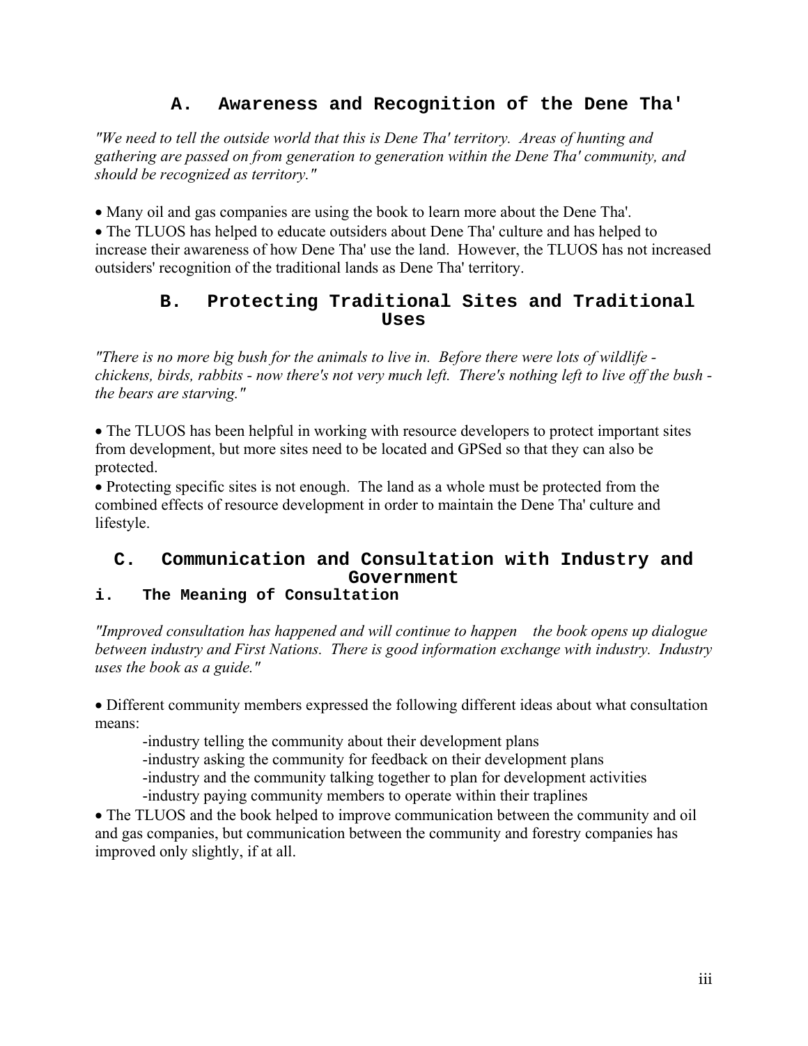## A. Awareness and Recognition of the Dene Tha'

*"We need to tell the outside world that this is Dene Tha' territory. Areas of hunting and gathering are passed on from generation to generation within the Dene Tha' community, and should be recognized as territory."*

- Many oil and gas companies are using the book to learn more about the Dene Tha'.
- The TLUOS has helped to educate outsiders about Dene Tha' culture and has helped to increase their awareness of how Dene Tha' use the land. However, the TLUOS has not increased outsiders' recognition of the traditional lands as Dene Tha' territory.

## B. Protecting Traditional Sites and Traditional Uses

*"There is no more big bush for the animals to live in. Before there were lots of wildlife - chickens, birds, rabbits - now there's not very much left. There's nothing left to live off the bush - the bears are starving."*

- The TLUOS has been helpful in working with resource developers to protect important sites from development, but more sites need to be located and GPSed so that they can also be protected.
- Protecting specific sites is not enough. The land as a whole must be protected from the combined effects of resource development in order to maintain the Dene Tha' culture and lifestyle.

## C. Communication and Consultation with Industry and Government

### i. The Meaning of Consultation

*"Improved consultation has happened and will continue to happen the book opens up dialogue between industry and First Nations. There is good information exchange with industry. Industry uses the book as a guide."*

- Different community members expressed the following different ideas about what consultation means:
  - -industry telling the community about their development plans
  - -industry asking the community for feedback on their development plans
  - -industry and the community talking together to plan for development activities
  - -industry paying community members to operate within their traplines
- The TLUOS and the book helped to improve communication between the community and oil and gas companies, but communication between the community and forestry companies has improved only slightly, if at all.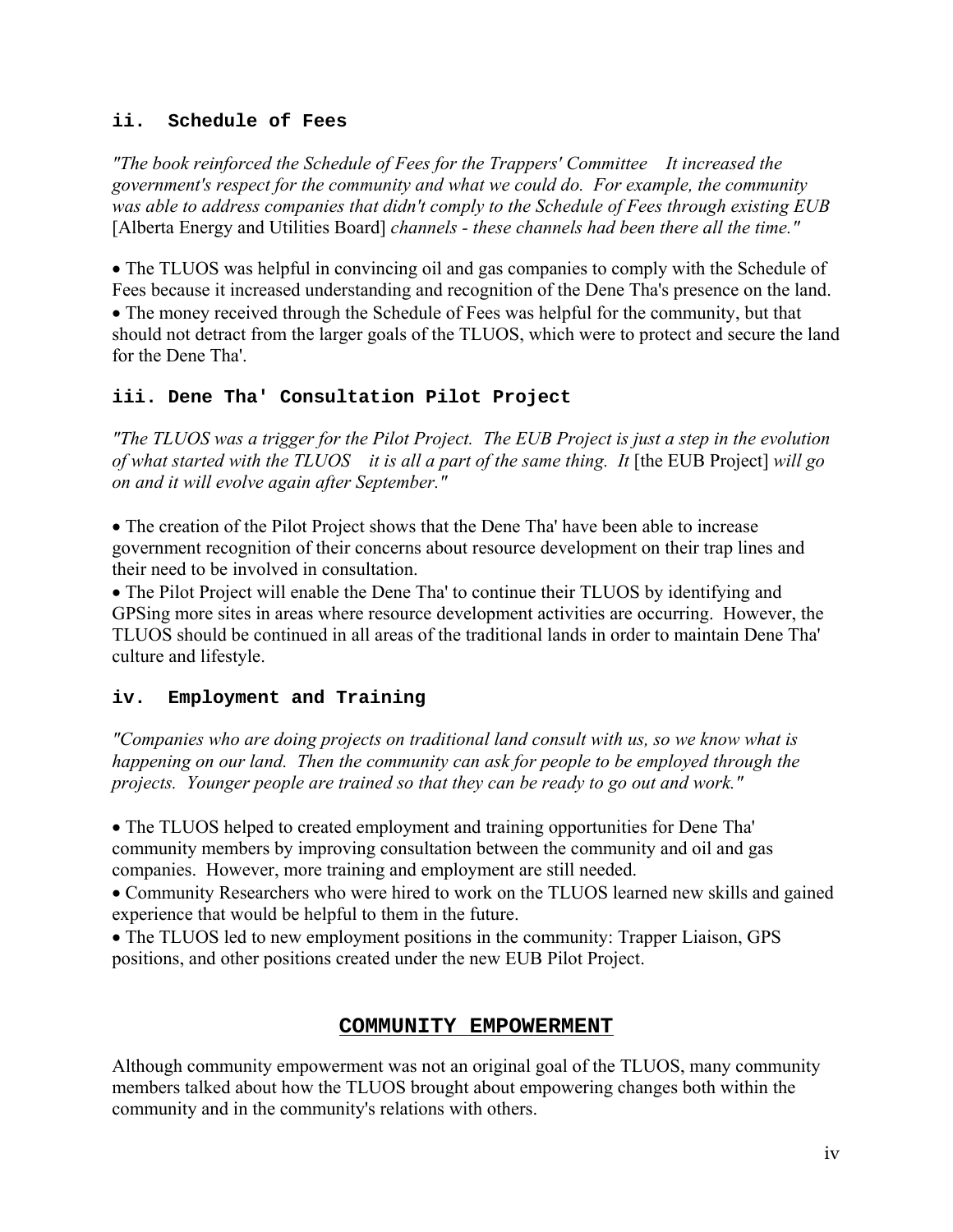### ii. Schedule of Fees

*"The book reinforced the Schedule of Fees for the Trappers' Committee  It increased the government's respect for the community and what we could do. For example, the community was able to address companies that didn't comply to the Schedule of Fees through existing EUB* [Alberta Energy and Utilities Board] *channels - these channels had been there all the time."*

- The TLUOS was helpful in convincing oil and gas companies to comply with the Schedule of Fees because it increased understanding and recognition of the Dene Tha's presence on the land.
- The money received through the Schedule of Fees was helpful for the community, but that should not detract from the larger goals of the TLUOS, which were to protect and secure the land for the Dene Tha'.

### iii. Dene Tha' Consultation Pilot Project

*"The TLUOS was a trigger for the Pilot Project. The EUB Project is just a step in the evolution of what started with the TLUOS  it is all a part of the same thing. It* [the EUB Project] *will go on and it will evolve again after September."*

- The creation of the Pilot Project shows that the Dene Tha' have been able to increase government recognition of their concerns about resource development on their trap lines and their need to be involved in consultation.
- The Pilot Project will enable the Dene Tha' to continue their TLUOS by identifying and GPSing more sites in areas where resource development activities are occurring. However, the TLUOS should be continued in all areas of the traditional lands in order to maintain Dene Tha' culture and lifestyle.

### iv. Employment and Training

*"Companies who are doing projects on traditional land consult with us, so we know what is happening on our land. Then the community can ask for people to be employed through the projects. Younger people are trained so that they can be ready to go out and work."*

- The TLUOS helped to created employment and training opportunities for Dene Tha' community members by improving consultation between the community and oil and gas companies. However, more training and employment are still needed.
- Community Researchers who were hired to work on the TLUOS learned new skills and gained experience that would be helpful to them in the future.
- The TLUOS led to new employment positions in the community: Trapper Liaison, GPS positions, and other positions created under the new EUB Pilot Project.

## COMMUNITY EMPOWERMENT

Although community empowerment was not an original goal of the TLUOS, many community members talked about how the TLUOS brought about empowering changes both within the community and in the community's relations with others.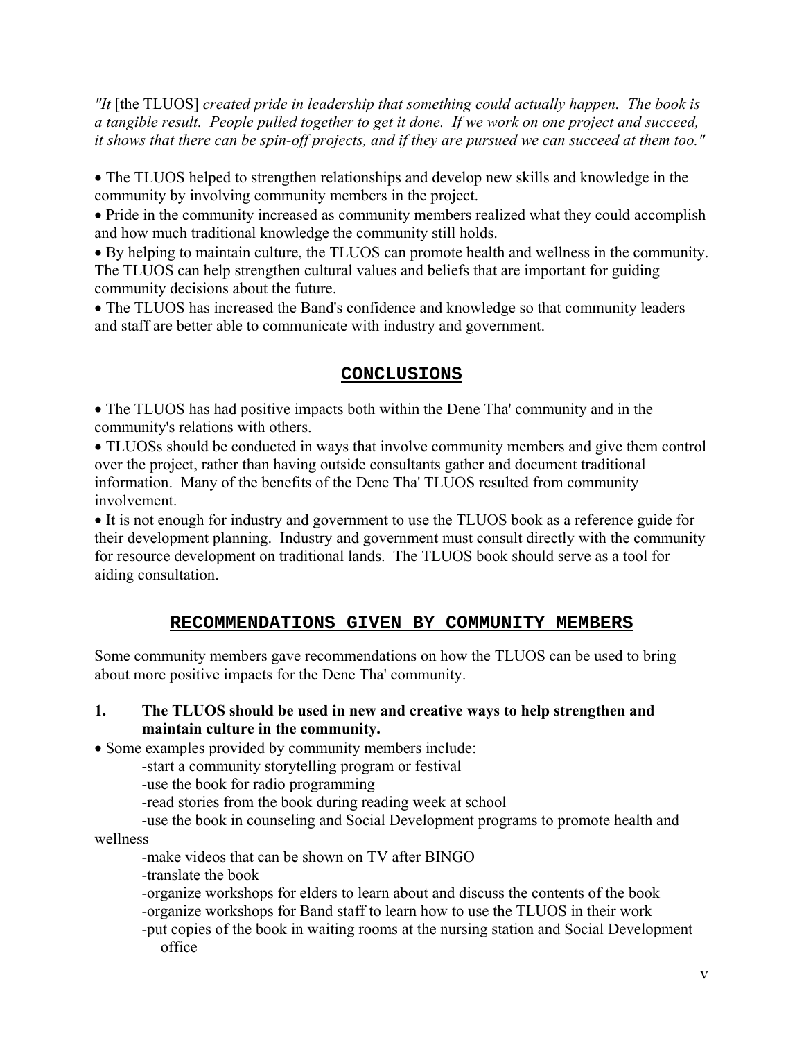*"It* [the TLUOS] *created pride in leadership that something could actually happen. The book is a tangible result. People pulled together to get it done. If we work on one project and succeed, it shows that there can be spin-off projects, and if they are pursued we can succeed at them too."*

- The TLUOS helped to strengthen relationships and develop new skills and knowledge in the community by involving community members in the project.
- Pride in the community increased as community members realized what they could accomplish and how much traditional knowledge the community still holds.
- By helping to maintain culture, the TLUOS can promote health and wellness in the community. The TLUOS can help strengthen cultural values and beliefs that are important for guiding community decisions about the future.
- The TLUOS has increased the Band's confidence and knowledge so that community leaders and staff are better able to communicate with industry and government.

## CONCLUSIONS

- The TLUOS has had positive impacts both within the Dene Tha' community and in the community's relations with others.
- TLUOSs should be conducted in ways that involve community members and give them control over the project, rather than having outside consultants gather and document traditional information. Many of the benefits of the Dene Tha' TLUOS resulted from community involvement.
- It is not enough for industry and government to use the TLUOS book as a reference guide for their development planning. Industry and government must consult directly with the community for resource development on traditional lands. The TLUOS book should serve as a tool for aiding consultation.

## RECOMMENDATIONS GIVEN BY COMMUNITY MEMBERS

Some community members gave recommendations on how the TLUOS can be used to bring about more positive impacts for the Dene Tha' community.

**1. The TLUOS should be used in new and creative ways to help strengthen and maintain culture in the community.**

- Some examples provided by community members include:
  - start a community storytelling program or festival
  - use the book for radio programming
  - read stories from the book during reading week at school
  - use the book in counseling and Social Development programs to promote health and wellness
  - make videos that can be shown on TV after BINGO
  - translate the book
  - organize workshops for elders to learn about and discuss the contents of the book
  - organize workshops for Band staff to learn how to use the TLUOS in their work
  - put copies of the book in waiting rooms at the nursing station and Social Development office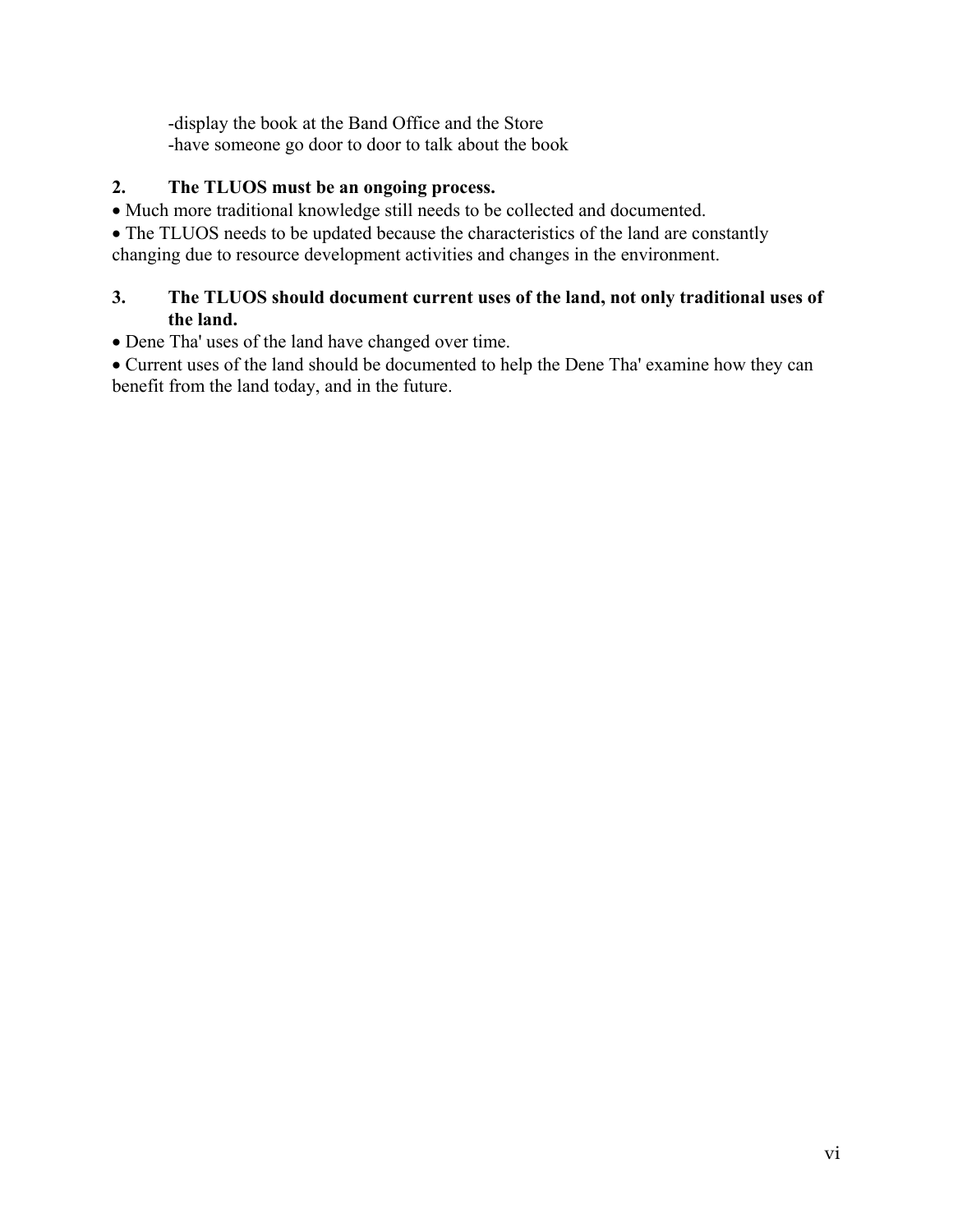-display the book at the Band Office and the Store
-have someone go door to door to talk about the book

**2. The TLUOS must be an ongoing process.**

- Much more traditional knowledge still needs to be collected and documented.
- The TLUOS needs to be updated because the characteristics of the land are constantly changing due to resource development activities and changes in the environment.

**3. The TLUOS should document current uses of the land, not only traditional uses of the land.**

- Dene Tha' uses of the land have changed over time.
- Current uses of the land should be documented to help the Dene Tha' examine how they can benefit from the land today, and in the future.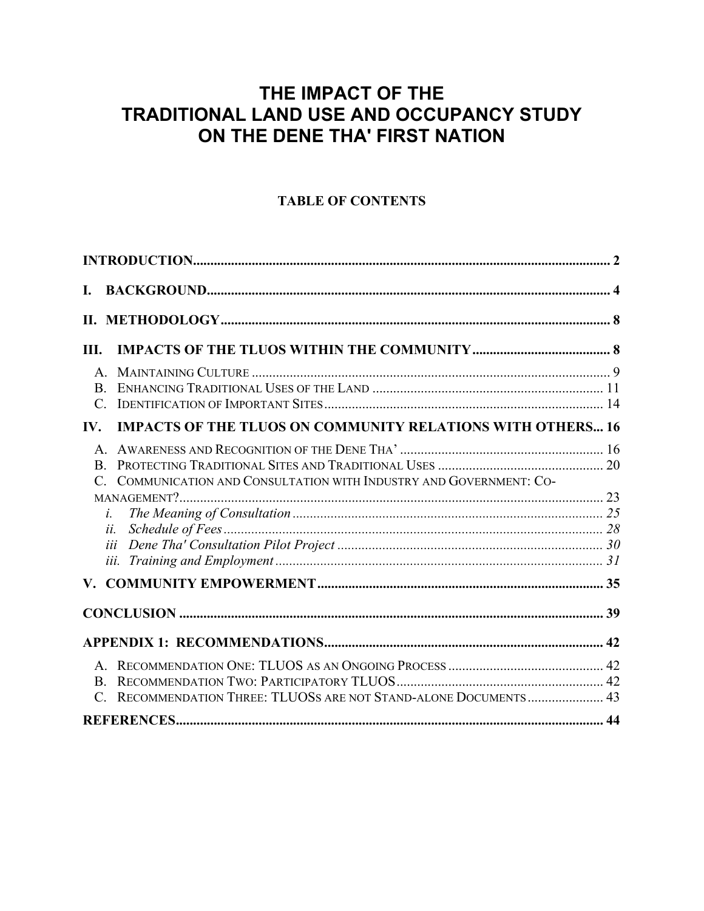# THE IMPACT OF THE TRADITIONAL LAND USE AND OCCUPANCY STUDY ON THE DENE THA' FIRST NATION

## TABLE OF CONTENTS

**INTRODUCTION** ........ 2

**I. BACKGROUND** ........ 4

**II. METHODOLOGY** ........ 8

**III. IMPACTS OF THE TLUOS WITHIN THE COMMUNITY** ........ 8

- A. Maintaining Culture ........ 9
- B. Enhancing Traditional Uses of the Land ........ 11
- C. Identification of Important Sites ........ 14

**IV. IMPACTS OF THE TLUOS ON COMMUNITY RELATIONS WITH OTHERS** ... 16

- A. Awareness and Recognition of the Dene Tha' ........ 16
- B. Protecting Traditional Sites and Traditional Uses ........ 20
- C. Communication and Consultation with Industry and Government: Co-management? ........ 23
  - *i. The Meaning of Consultation* ........ *25*
  - *ii. Schedule of Fees* ........ *28*
  - *iii Dene Tha' Consultation Pilot Project* ........ *30*
  - *iii. Training and Employment* ........ *31*

**V. COMMUNITY EMPOWERMENT** ........ 35

**CONCLUSION** ........ 39

**APPENDIX 1: RECOMMENDATIONS** ........ 42

- A. Recommendation One: TLUOS as an Ongoing Process ........ 42
- B. Recommendation Two: Participatory TLUOS ........ 42
- C. Recommendation Three: TLUOSs are not Stand-alone Documents ........ 43

**REFERENCES** ........ 44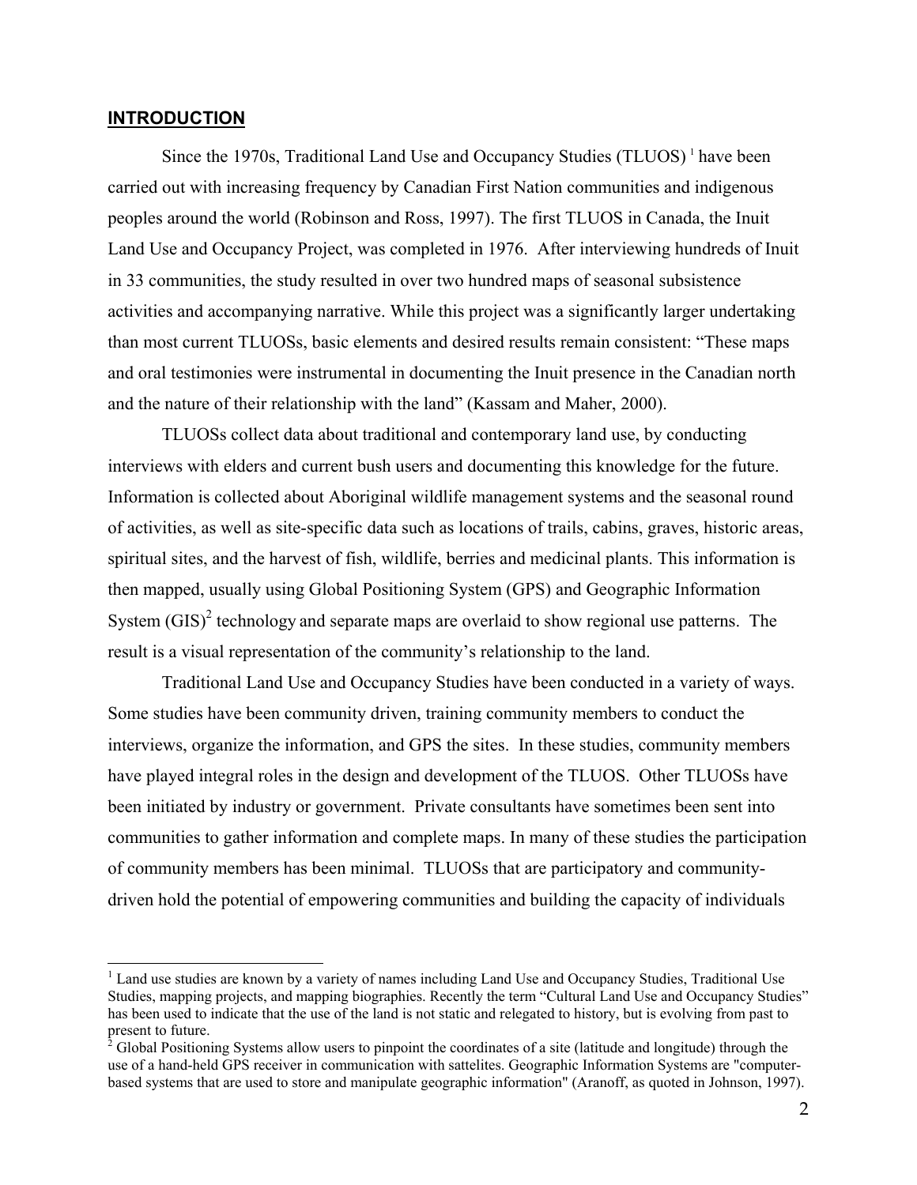## INTRODUCTION

Since the 1970s, Traditional Land Use and Occupancy Studies (TLUOS) [1] have been carried out with increasing frequency by Canadian First Nation communities and indigenous peoples around the world (Robinson and Ross, 1997). The first TLUOS in Canada, the Inuit Land Use and Occupancy Project, was completed in 1976. After interviewing hundreds of Inuit in 33 communities, the study resulted in over two hundred maps of seasonal subsistence activities and accompanying narrative. While this project was a significantly larger undertaking than most current TLUOSs, basic elements and desired results remain consistent: "These maps and oral testimonies were instrumental in documenting the Inuit presence in the Canadian north and the nature of their relationship with the land" (Kassam and Maher, 2000).

TLUOSs collect data about traditional and contemporary land use, by conducting interviews with elders and current bush users and documenting this knowledge for the future. Information is collected about Aboriginal wildlife management systems and the seasonal round of activities, as well as site-specific data such as locations of trails, cabins, graves, historic areas, spiritual sites, and the harvest of fish, wildlife, berries and medicinal plants. This information is then mapped, usually using Global Positioning System (GPS) and Geographic Information System (GIS)[2] technology and separate maps are overlaid to show regional use patterns. The result is a visual representation of the community's relationship to the land.

Traditional Land Use and Occupancy Studies have been conducted in a variety of ways. Some studies have been community driven, training community members to conduct the interviews, organize the information, and GPS the sites. In these studies, community members have played integral roles in the design and development of the TLUOS. Other TLUOSs have been initiated by industry or government. Private consultants have sometimes been sent into communities to gather information and complete maps. In many of these studies the participation of community members has been minimal. TLUOSs that are participatory and community-driven hold the potential of empowering communities and building the capacity of individuals

---

[1] Land use studies are known by a variety of names including Land Use and Occupancy Studies, Traditional Use Studies, mapping projects, and mapping biographies. Recently the term "Cultural Land Use and Occupancy Studies" has been used to indicate that the use of the land is not static and relegated to history, but is evolving from past to present to future.

[2] Global Positioning Systems allow users to pinpoint the coordinates of a site (latitude and longitude) through the use of a hand-held GPS receiver in communication with sattelites. Geographic Information Systems are "computer-based systems that are used to store and manipulate geographic information" (Aranoff, as quoted in Johnson, 1997).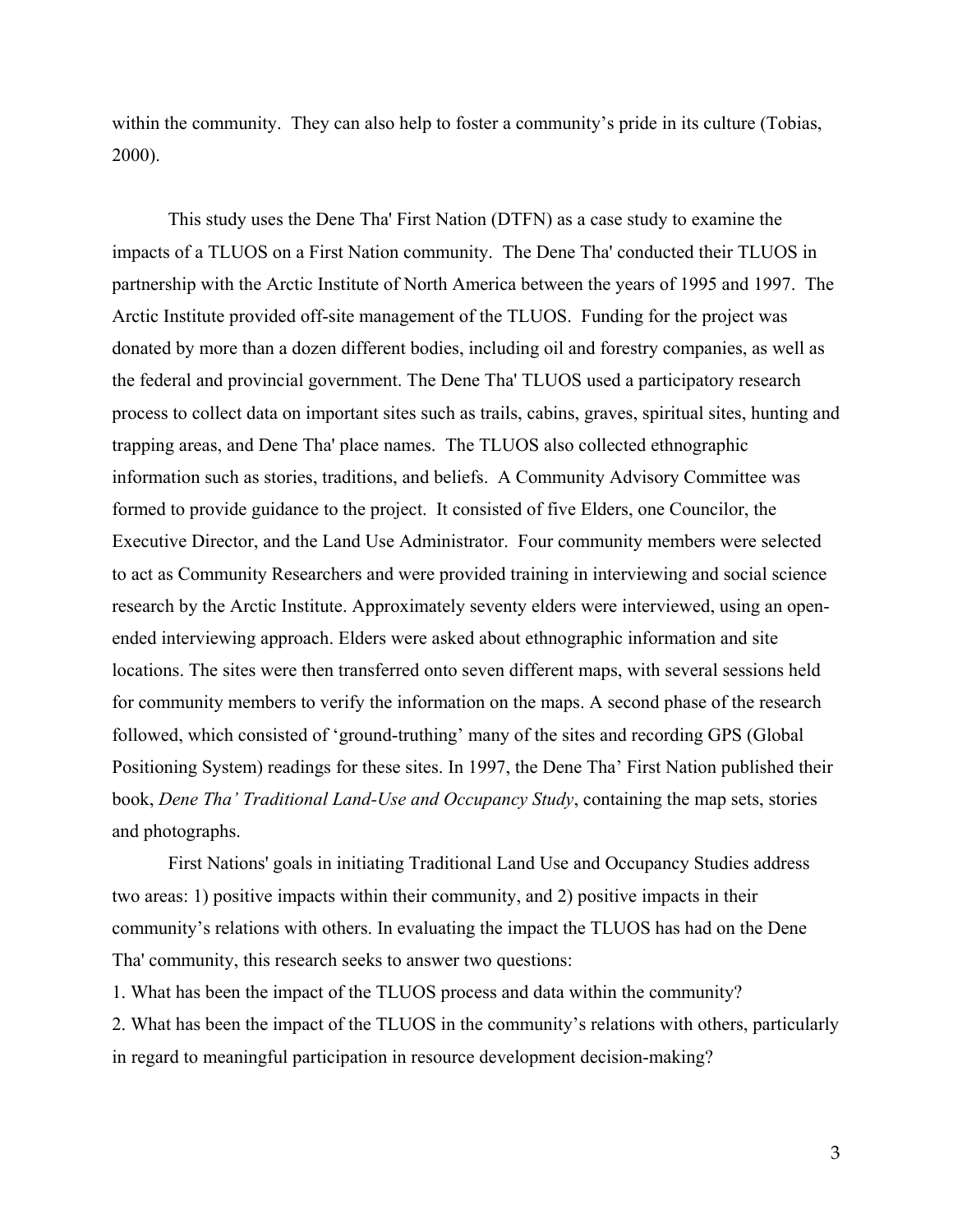within the community. They can also help to foster a community's pride in its culture (Tobias, 2000).

This study uses the Dene Tha' First Nation (DTFN) as a case study to examine the impacts of a TLUOS on a First Nation community. The Dene Tha' conducted their TLUOS in partnership with the Arctic Institute of North America between the years of 1995 and 1997. The Arctic Institute provided off-site management of the TLUOS. Funding for the project was donated by more than a dozen different bodies, including oil and forestry companies, as well as the federal and provincial government. The Dene Tha' TLUOS used a participatory research process to collect data on important sites such as trails, cabins, graves, spiritual sites, hunting and trapping areas, and Dene Tha' place names. The TLUOS also collected ethnographic information such as stories, traditions, and beliefs. A Community Advisory Committee was formed to provide guidance to the project. It consisted of five Elders, one Councilor, the Executive Director, and the Land Use Administrator. Four community members were selected to act as Community Researchers and were provided training in interviewing and social science research by the Arctic Institute. Approximately seventy elders were interviewed, using an open-ended interviewing approach. Elders were asked about ethnographic information and site locations. The sites were then transferred onto seven different maps, with several sessions held for community members to verify the information on the maps. A second phase of the research followed, which consisted of 'ground-truthing' many of the sites and recording GPS (Global Positioning System) readings for these sites. In 1997, the Dene Tha' First Nation published their book, *Dene Tha' Traditional Land-Use and Occupancy Study*, containing the map sets, stories and photographs.

First Nations' goals in initiating Traditional Land Use and Occupancy Studies address two areas: 1) positive impacts within their community, and 2) positive impacts in their community's relations with others. In evaluating the impact the TLUOS has had on the Dene Tha' community, this research seeks to answer two questions:

1. What has been the impact of the TLUOS process and data within the community?
2. What has been the impact of the TLUOS in the community's relations with others, particularly in regard to meaningful participation in resource development decision-making?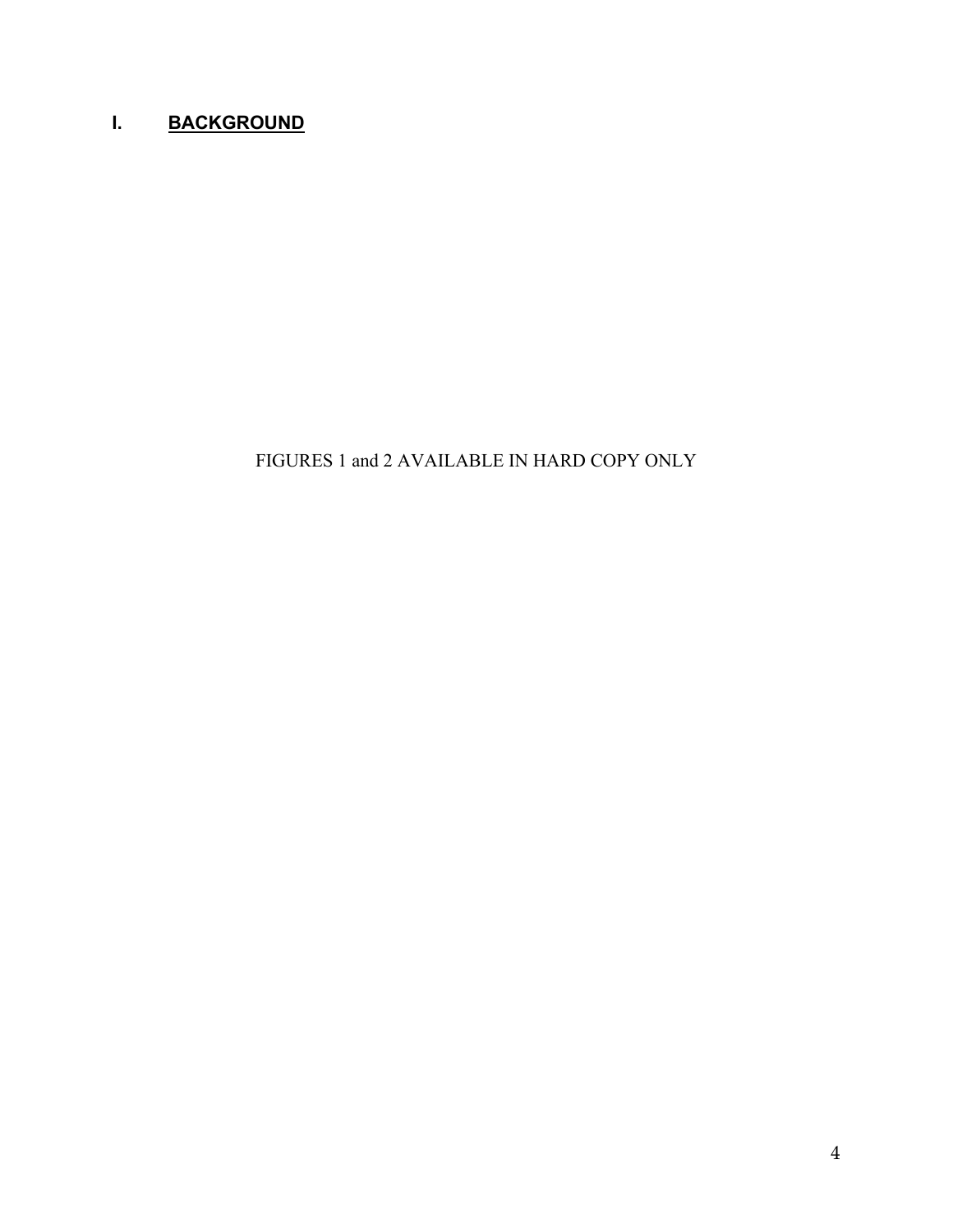# I. BACKGROUND

FIGURES 1 and 2 AVAILABLE IN HARD COPY ONLY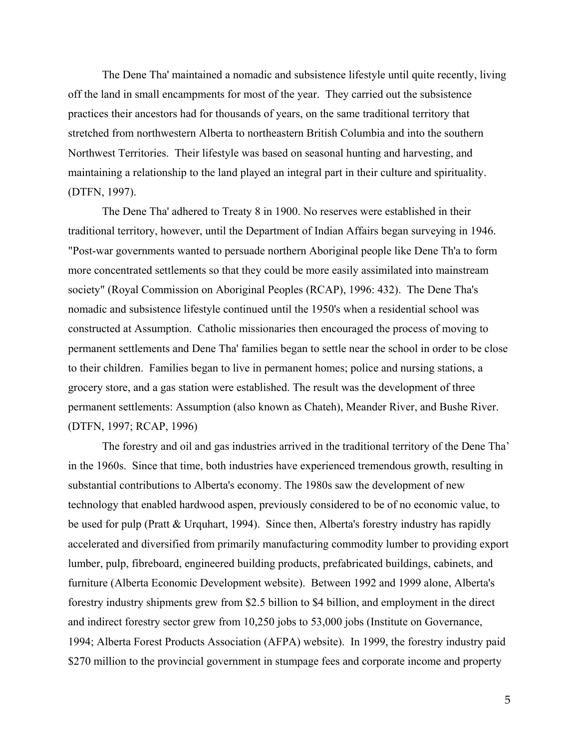The Dene Tha' maintained a nomadic and subsistence lifestyle until quite recently, living off the land in small encampments for most of the year. They carried out the subsistence practices their ancestors had for thousands of years, on the same traditional territory that stretched from northwestern Alberta to northeastern British Columbia and into the southern Northwest Territories. Their lifestyle was based on seasonal hunting and harvesting, and maintaining a relationship to the land played an integral part in their culture and spirituality. (DTFN, 1997).

The Dene Tha' adhered to Treaty 8 in 1900. No reserves were established in their traditional territory, however, until the Department of Indian Affairs began surveying in 1946. "Post-war governments wanted to persuade northern Aboriginal people like Dene Th'a to form more concentrated settlements so that they could be more easily assimilated into mainstream society" (Royal Commission on Aboriginal Peoples (RCAP), 1996: 432). The Dene Tha's nomadic and subsistence lifestyle continued until the 1950's when a residential school was constructed at Assumption. Catholic missionaries then encouraged the process of moving to permanent settlements and Dene Tha' families began to settle near the school in order to be close to their children. Families began to live in permanent homes; police and nursing stations, a grocery store, and a gas station were established. The result was the development of three permanent settlements: Assumption (also known as Chateh), Meander River, and Bushe River. (DTFN, 1997; RCAP, 1996)

The forestry and oil and gas industries arrived in the traditional territory of the Dene Tha' in the 1960s. Since that time, both industries have experienced tremendous growth, resulting in substantial contributions to Alberta's economy. The 1980s saw the development of new technology that enabled hardwood aspen, previously considered to be of no economic value, to be used for pulp (Pratt & Urquhart, 1994). Since then, Alberta's forestry industry has rapidly accelerated and diversified from primarily manufacturing commodity lumber to providing export lumber, pulp, fibreboard, engineered building products, prefabricated buildings, cabinets, and furniture (Alberta Economic Development website). Between 1992 and 1999 alone, Alberta's forestry industry shipments grew from $2.5 billion to $4 billion, and employment in the direct and indirect forestry sector grew from 10,250 jobs to 53,000 jobs (Institute on Governance, 1994; Alberta Forest Products Association (AFPA) website). In 1999, the forestry industry paid $270 million to the provincial government in stumpage fees and corporate income and property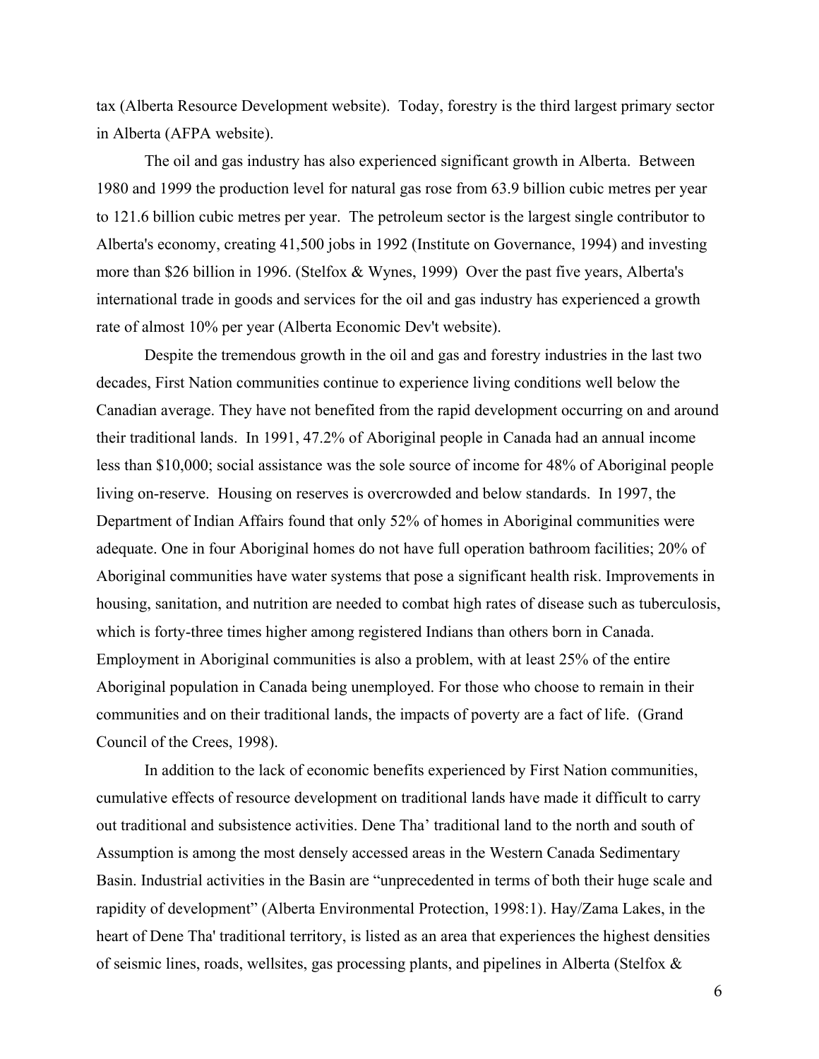tax (Alberta Resource Development website). Today, forestry is the third largest primary sector in Alberta (AFPA website).

The oil and gas industry has also experienced significant growth in Alberta. Between 1980 and 1999 the production level for natural gas rose from 63.9 billion cubic metres per year to 121.6 billion cubic metres per year. The petroleum sector is the largest single contributor to Alberta's economy, creating 41,500 jobs in 1992 (Institute on Governance, 1994) and investing more than $26 billion in 1996. (Stelfox & Wynes, 1999) Over the past five years, Alberta's international trade in goods and services for the oil and gas industry has experienced a growth rate of almost 10% per year (Alberta Economic Dev't website).

Despite the tremendous growth in the oil and gas and forestry industries in the last two decades, First Nation communities continue to experience living conditions well below the Canadian average. They have not benefited from the rapid development occurring on and around their traditional lands. In 1991, 47.2% of Aboriginal people in Canada had an annual income less than $10,000; social assistance was the sole source of income for 48% of Aboriginal people living on-reserve. Housing on reserves is overcrowded and below standards. In 1997, the Department of Indian Affairs found that only 52% of homes in Aboriginal communities were adequate. One in four Aboriginal homes do not have full operation bathroom facilities; 20% of Aboriginal communities have water systems that pose a significant health risk. Improvements in housing, sanitation, and nutrition are needed to combat high rates of disease such as tuberculosis, which is forty-three times higher among registered Indians than others born in Canada. Employment in Aboriginal communities is also a problem, with at least 25% of the entire Aboriginal population in Canada being unemployed. For those who choose to remain in their communities and on their traditional lands, the impacts of poverty are a fact of life. (Grand Council of the Crees, 1998).

In addition to the lack of economic benefits experienced by First Nation communities, cumulative effects of resource development on traditional lands have made it difficult to carry out traditional and subsistence activities. Dene Tha' traditional land to the north and south of Assumption is among the most densely accessed areas in the Western Canada Sedimentary Basin. Industrial activities in the Basin are "unprecedented in terms of both their huge scale and rapidity of development" (Alberta Environmental Protection, 1998:1). Hay/Zama Lakes, in the heart of Dene Tha' traditional territory, is listed as an area that experiences the highest densities of seismic lines, roads, wellsites, gas processing plants, and pipelines in Alberta (Stelfox &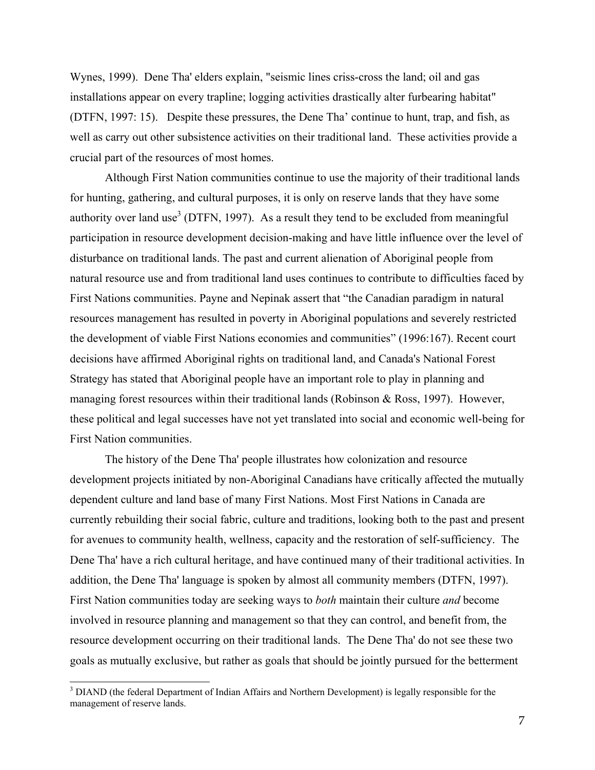Wynes, 1999). Dene Tha' elders explain, "seismic lines criss-cross the land; oil and gas installations appear on every trapline; logging activities drastically alter furbearing habitat" (DTFN, 1997: 15). Despite these pressures, the Dene Tha' continue to hunt, trap, and fish, as well as carry out other subsistence activities on their traditional land. These activities provide a crucial part of the resources of most homes.

Although First Nation communities continue to use the majority of their traditional lands for hunting, gathering, and cultural purposes, it is only on reserve lands that they have some authority over land use[3] (DTFN, 1997). As a result they tend to be excluded from meaningful participation in resource development decision-making and have little influence over the level of disturbance on traditional lands. The past and current alienation of Aboriginal people from natural resource use and from traditional land uses continues to contribute to difficulties faced by First Nations communities. Payne and Nepinak assert that "the Canadian paradigm in natural resources management has resulted in poverty in Aboriginal populations and severely restricted the development of viable First Nations economies and communities" (1996:167). Recent court decisions have affirmed Aboriginal rights on traditional land, and Canada's National Forest Strategy has stated that Aboriginal people have an important role to play in planning and managing forest resources within their traditional lands (Robinson & Ross, 1997). However, these political and legal successes have not yet translated into social and economic well-being for First Nation communities.

The history of the Dene Tha' people illustrates how colonization and resource development projects initiated by non-Aboriginal Canadians have critically affected the mutually dependent culture and land base of many First Nations. Most First Nations in Canada are currently rebuilding their social fabric, culture and traditions, looking both to the past and present for avenues to community health, wellness, capacity and the restoration of self-sufficiency. The Dene Tha' have a rich cultural heritage, and have continued many of their traditional activities. In addition, the Dene Tha' language is spoken by almost all community members (DTFN, 1997). First Nation communities today are seeking ways to *both* maintain their culture *and* become involved in resource planning and management so that they can control, and benefit from, the resource development occurring on their traditional lands. The Dene Tha' do not see these two goals as mutually exclusive, but rather as goals that should be jointly pursued for the betterment

[3] DIAND (the federal Department of Indian Affairs and Northern Development) is legally responsible for the management of reserve lands.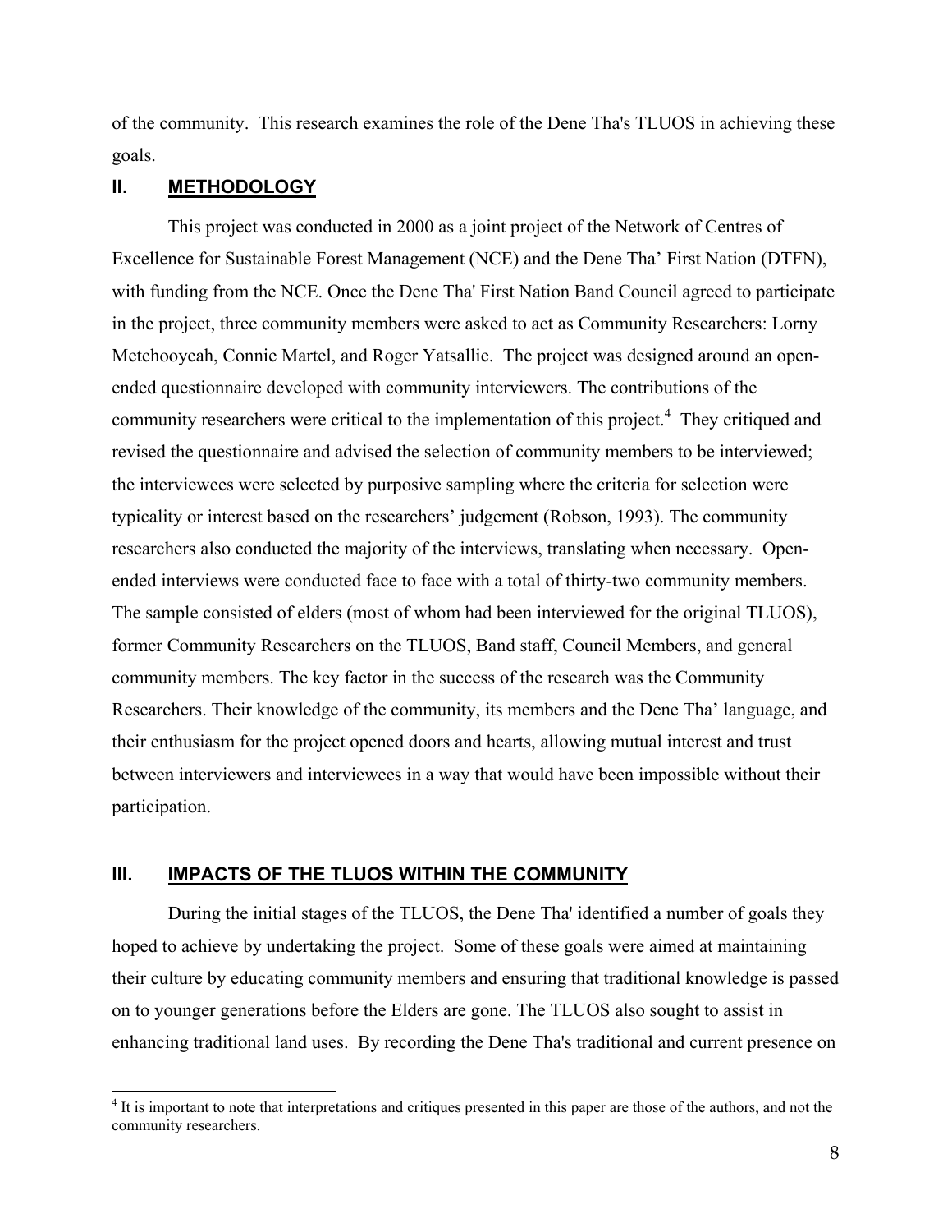of the community. This research examines the role of the Dene Tha's TLUOS in achieving these goals.

## II. METHODOLOGY

This project was conducted in 2000 as a joint project of the Network of Centres of Excellence for Sustainable Forest Management (NCE) and the Dene Tha' First Nation (DTFN), with funding from the NCE. Once the Dene Tha' First Nation Band Council agreed to participate in the project, three community members were asked to act as Community Researchers: Lorny Metchooyeah, Connie Martel, and Roger Yatsallie. The project was designed around an open-ended questionnaire developed with community interviewers. The contributions of the community researchers were critical to the implementation of this project.[4] They critiqued and revised the questionnaire and advised the selection of community members to be interviewed; the interviewees were selected by purposive sampling where the criteria for selection were typicality or interest based on the researchers' judgement (Robson, 1993). The community researchers also conducted the majority of the interviews, translating when necessary. Open-ended interviews were conducted face to face with a total of thirty-two community members. The sample consisted of elders (most of whom had been interviewed for the original TLUOS), former Community Researchers on the TLUOS, Band staff, Council Members, and general community members. The key factor in the success of the research was the Community Researchers. Their knowledge of the community, its members and the Dene Tha' language, and their enthusiasm for the project opened doors and hearts, allowing mutual interest and trust between interviewers and interviewees in a way that would have been impossible without their participation.

## III. IMPACTS OF THE TLUOS WITHIN THE COMMUNITY

During the initial stages of the TLUOS, the Dene Tha' identified a number of goals they hoped to achieve by undertaking the project. Some of these goals were aimed at maintaining their culture by educating community members and ensuring that traditional knowledge is passed on to younger generations before the Elders are gone. The TLUOS also sought to assist in enhancing traditional land uses. By recording the Dene Tha's traditional and current presence on

[4] It is important to note that interpretations and critiques presented in this paper are those of the authors, and not the community researchers.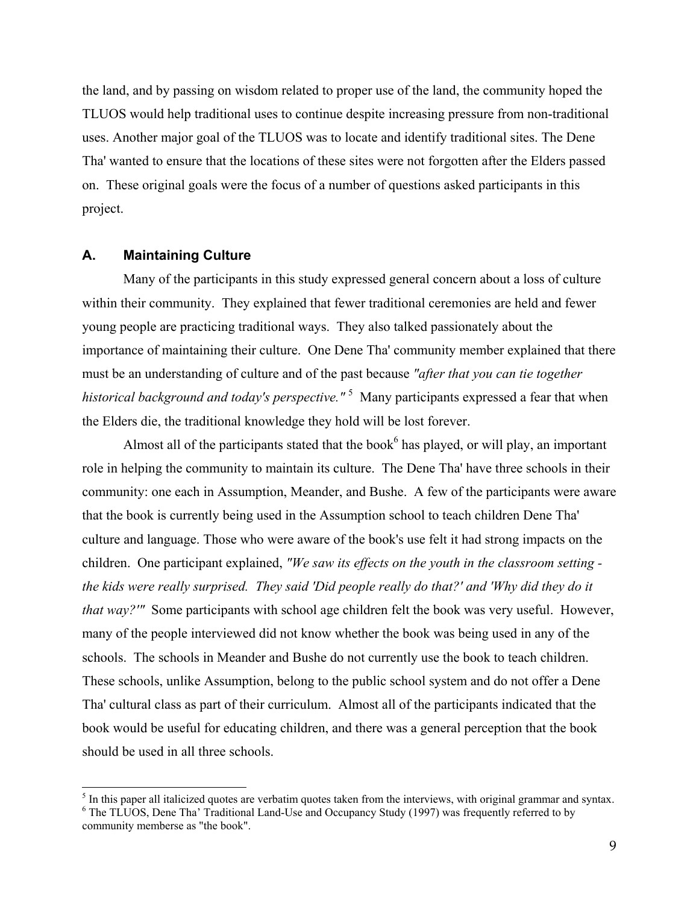the land, and by passing on wisdom related to proper use of the land, the community hoped the TLUOS would help traditional uses to continue despite increasing pressure from non-traditional uses. Another major goal of the TLUOS was to locate and identify traditional sites. The Dene Tha' wanted to ensure that the locations of these sites were not forgotten after the Elders passed on. These original goals were the focus of a number of questions asked participants in this project.

## A. Maintaining Culture

Many of the participants in this study expressed general concern about a loss of culture within their community. They explained that fewer traditional ceremonies are held and fewer young people are practicing traditional ways. They also talked passionately about the importance of maintaining their culture. One Dene Tha' community member explained that there must be an understanding of culture and of the past because *"after that you can tie together historical background and today's perspective."* [5] Many participants expressed a fear that when the Elders die, the traditional knowledge they hold will be lost forever.

Almost all of the participants stated that the book[6] has played, or will play, an important role in helping the community to maintain its culture. The Dene Tha' have three schools in their community: one each in Assumption, Meander, and Bushe. A few of the participants were aware that the book is currently being used in the Assumption school to teach children Dene Tha' culture and language. Those who were aware of the book's use felt it had strong impacts on the children. One participant explained, *"We saw its effects on the youth in the classroom setting - the kids were really surprised. They said 'Did people really do that?' and 'Why did they do it that way?'"* Some participants with school age children felt the book was very useful. However, many of the people interviewed did not know whether the book was being used in any of the schools. The schools in Meander and Bushe do not currently use the book to teach children. These schools, unlike Assumption, belong to the public school system and do not offer a Dene Tha' cultural class as part of their curriculum. Almost all of the participants indicated that the book would be useful for educating children, and there was a general perception that the book should be used in all three schools.

---

[5] In this paper all italicized quotes are verbatim quotes taken from the interviews, with original grammar and syntax.

[6] The TLUOS, Dene Tha' Traditional Land-Use and Occupancy Study (1997) was frequently referred to by community memberse as "the book".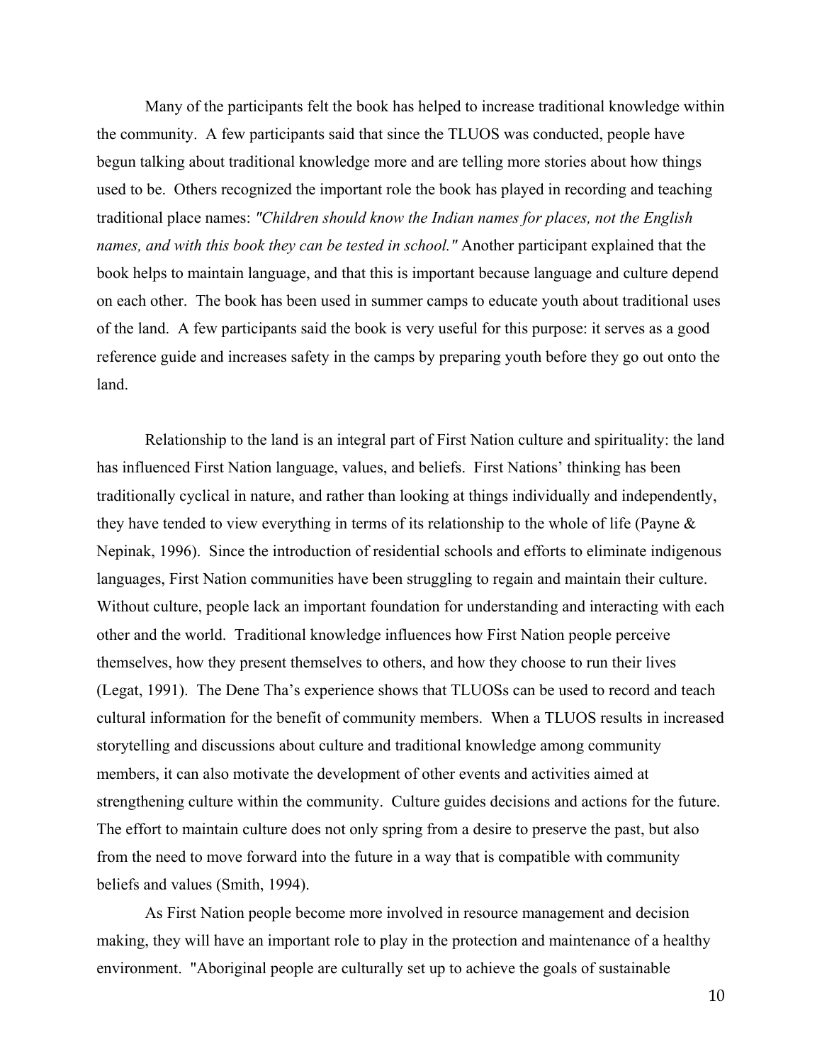Many of the participants felt the book has helped to increase traditional knowledge within the community. A few participants said that since the TLUOS was conducted, people have begun talking about traditional knowledge more and are telling more stories about how things used to be. Others recognized the important role the book has played in recording and teaching traditional place names: *"Children should know the Indian names for places, not the English names, and with this book they can be tested in school."* Another participant explained that the book helps to maintain language, and that this is important because language and culture depend on each other. The book has been used in summer camps to educate youth about traditional uses of the land. A few participants said the book is very useful for this purpose: it serves as a good reference guide and increases safety in the camps by preparing youth before they go out onto the land.

Relationship to the land is an integral part of First Nation culture and spirituality: the land has influenced First Nation language, values, and beliefs. First Nations' thinking has been traditionally cyclical in nature, and rather than looking at things individually and independently, they have tended to view everything in terms of its relationship to the whole of life (Payne & Nepinak, 1996). Since the introduction of residential schools and efforts to eliminate indigenous languages, First Nation communities have been struggling to regain and maintain their culture. Without culture, people lack an important foundation for understanding and interacting with each other and the world. Traditional knowledge influences how First Nation people perceive themselves, how they present themselves to others, and how they choose to run their lives (Legat, 1991). The Dene Tha's experience shows that TLUOSs can be used to record and teach cultural information for the benefit of community members. When a TLUOS results in increased storytelling and discussions about culture and traditional knowledge among community members, it can also motivate the development of other events and activities aimed at strengthening culture within the community. Culture guides decisions and actions for the future. The effort to maintain culture does not only spring from a desire to preserve the past, but also from the need to move forward into the future in a way that is compatible with community beliefs and values (Smith, 1994).

As First Nation people become more involved in resource management and decision making, they will have an important role to play in the protection and maintenance of a healthy environment. "Aboriginal people are culturally set up to achieve the goals of sustainable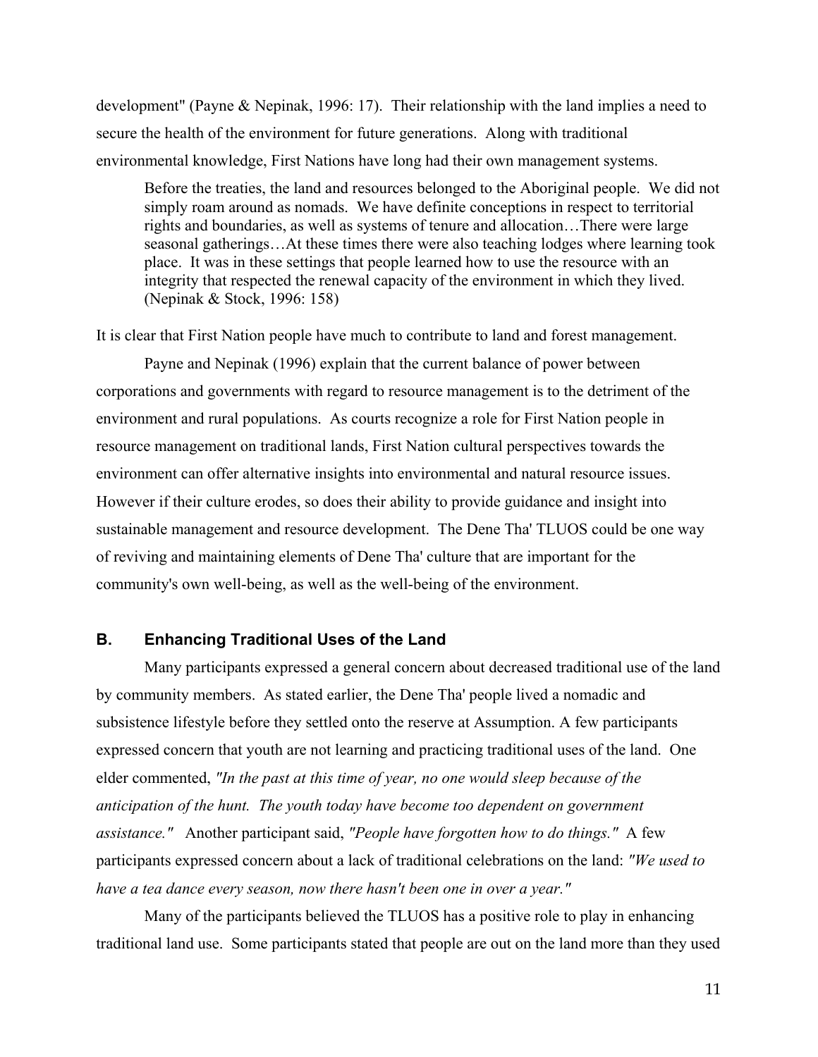development" (Payne & Nepinak, 1996: 17). Their relationship with the land implies a need to secure the health of the environment for future generations. Along with traditional environmental knowledge, First Nations have long had their own management systems.

> Before the treaties, the land and resources belonged to the Aboriginal people. We did not simply roam around as nomads. We have definite conceptions in respect to territorial rights and boundaries, as well as systems of tenure and allocation…There were large seasonal gatherings…At these times there were also teaching lodges where learning took place. It was in these settings that people learned how to use the resource with an integrity that respected the renewal capacity of the environment in which they lived. (Nepinak & Stock, 1996: 158)

It is clear that First Nation people have much to contribute to land and forest management.

Payne and Nepinak (1996) explain that the current balance of power between corporations and governments with regard to resource management is to the detriment of the environment and rural populations. As courts recognize a role for First Nation people in resource management on traditional lands, First Nation cultural perspectives towards the environment can offer alternative insights into environmental and natural resource issues. However if their culture erodes, so does their ability to provide guidance and insight into sustainable management and resource development. The Dene Tha' TLUOS could be one way of reviving and maintaining elements of Dene Tha' culture that are important for the community's own well-being, as well as the well-being of the environment.

### B. Enhancing Traditional Uses of the Land

Many participants expressed a general concern about decreased traditional use of the land by community members. As stated earlier, the Dene Tha' people lived a nomadic and subsistence lifestyle before they settled onto the reserve at Assumption. A few participants expressed concern that youth are not learning and practicing traditional uses of the land. One elder commented, *"In the past at this time of year, no one would sleep because of the anticipation of the hunt. The youth today have become too dependent on government assistance."* Another participant said, *"People have forgotten how to do things."* A few participants expressed concern about a lack of traditional celebrations on the land: *"We used to have a tea dance every season, now there hasn't been one in over a year."*

Many of the participants believed the TLUOS has a positive role to play in enhancing traditional land use. Some participants stated that people are out on the land more than they used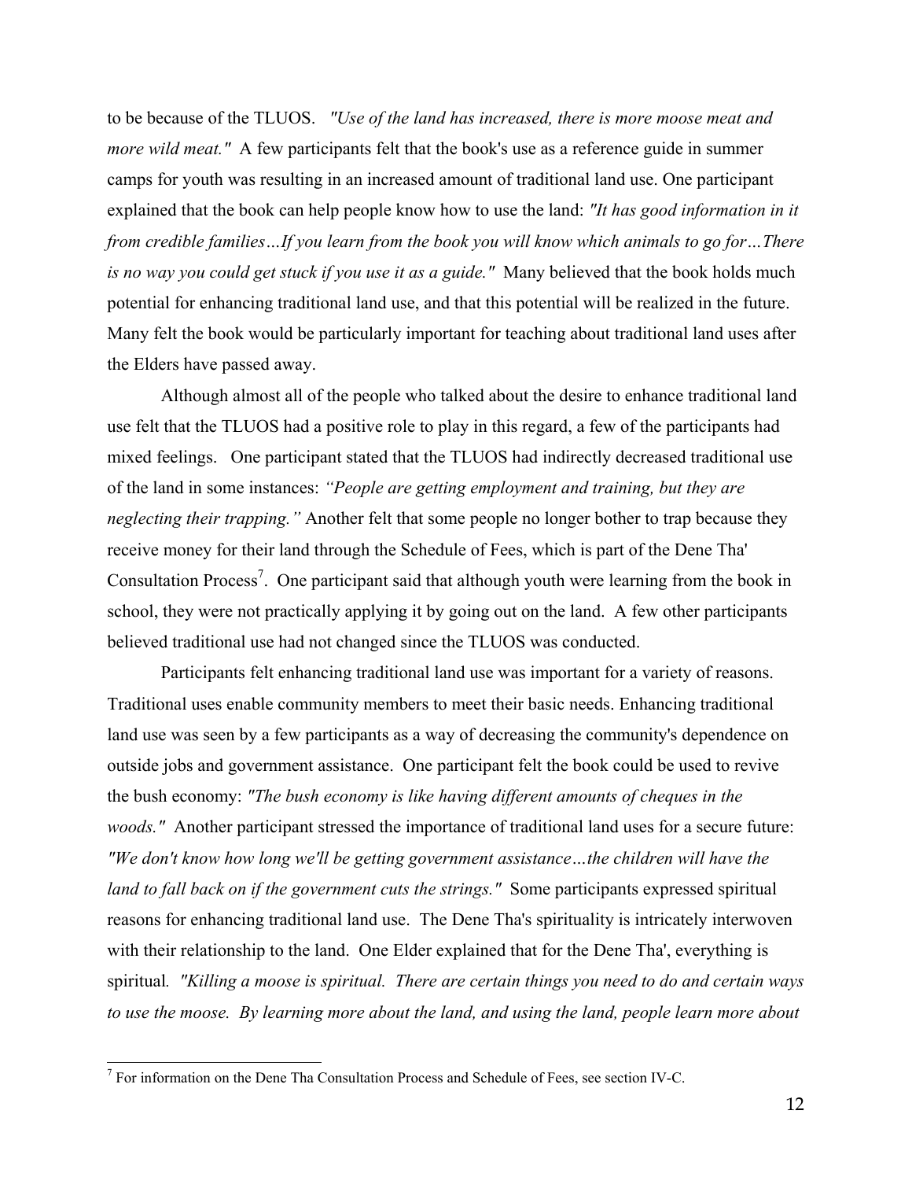to be because of the TLUOS. *"Use of the land has increased, there is more moose meat and more wild meat."* A few participants felt that the book's use as a reference guide in summer camps for youth was resulting in an increased amount of traditional land use. One participant explained that the book can help people know how to use the land: *"It has good information in it from credible families…If you learn from the book you will know which animals to go for…There is no way you could get stuck if you use it as a guide."* Many believed that the book holds much potential for enhancing traditional land use, and that this potential will be realized in the future. Many felt the book would be particularly important for teaching about traditional land uses after the Elders have passed away.

Although almost all of the people who talked about the desire to enhance traditional land use felt that the TLUOS had a positive role to play in this regard, a few of the participants had mixed feelings. One participant stated that the TLUOS had indirectly decreased traditional use of the land in some instances: *"People are getting employment and training, but they are neglecting their trapping."* Another felt that some people no longer bother to trap because they receive money for their land through the Schedule of Fees, which is part of the Dene Tha' Consultation Process[7]. One participant said that although youth were learning from the book in school, they were not practically applying it by going out on the land. A few other participants believed traditional use had not changed since the TLUOS was conducted.

Participants felt enhancing traditional land use was important for a variety of reasons. Traditional uses enable community members to meet their basic needs. Enhancing traditional land use was seen by a few participants as a way of decreasing the community's dependence on outside jobs and government assistance. One participant felt the book could be used to revive the bush economy: *"The bush economy is like having different amounts of cheques in the woods."* Another participant stressed the importance of traditional land uses for a secure future: *"We don't know how long we'll be getting government assistance…the children will have the land to fall back on if the government cuts the strings."* Some participants expressed spiritual reasons for enhancing traditional land use. The Dene Tha's spirituality is intricately interwoven with their relationship to the land. One Elder explained that for the Dene Tha', everything is spiritual. *"Killing a moose is spiritual. There are certain things you need to do and certain ways to use the moose. By learning more about the land, and using the land, people learn more about*

[7] For information on the Dene Tha Consultation Process and Schedule of Fees, see section IV-C.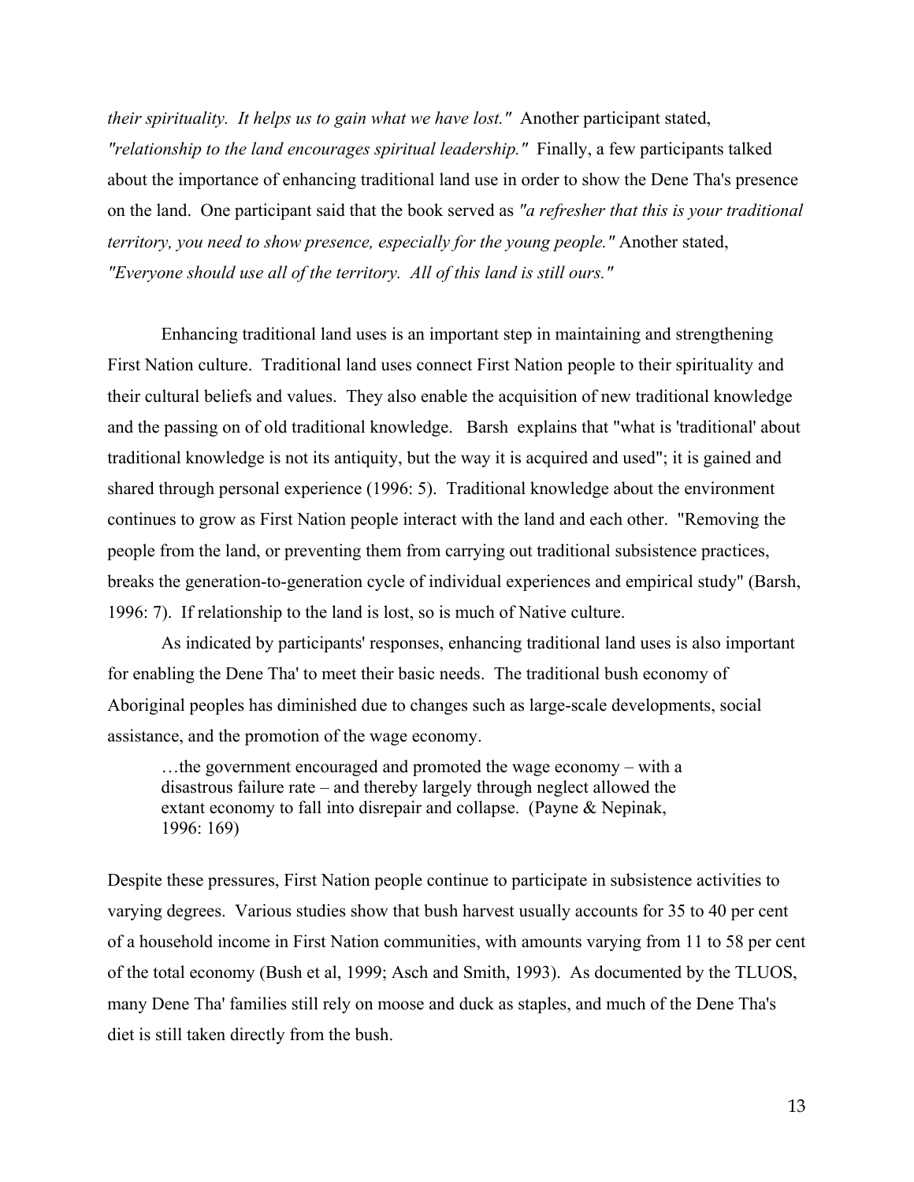*their spirituality. It helps us to gain what we have lost."* Another participant stated, *"relationship to the land encourages spiritual leadership."* Finally, a few participants talked about the importance of enhancing traditional land use in order to show the Dene Tha's presence on the land. One participant said that the book served as *"a refresher that this is your traditional territory, you need to show presence, especially for the young people."* Another stated, *"Everyone should use all of the territory. All of this land is still ours."*

Enhancing traditional land uses is an important step in maintaining and strengthening First Nation culture. Traditional land uses connect First Nation people to their spirituality and their cultural beliefs and values. They also enable the acquisition of new traditional knowledge and the passing on of old traditional knowledge. Barsh explains that "what is 'traditional' about traditional knowledge is not its antiquity, but the way it is acquired and used"; it is gained and shared through personal experience (1996: 5). Traditional knowledge about the environment continues to grow as First Nation people interact with the land and each other. "Removing the people from the land, or preventing them from carrying out traditional subsistence practices, breaks the generation-to-generation cycle of individual experiences and empirical study" (Barsh, 1996: 7). If relationship to the land is lost, so is much of Native culture.

As indicated by participants' responses, enhancing traditional land uses is also important for enabling the Dene Tha' to meet their basic needs. The traditional bush economy of Aboriginal peoples has diminished due to changes such as large-scale developments, social assistance, and the promotion of the wage economy.

> …the government encouraged and promoted the wage economy – with a disastrous failure rate – and thereby largely through neglect allowed the extant economy to fall into disrepair and collapse. (Payne & Nepinak, 1996: 169)

Despite these pressures, First Nation people continue to participate in subsistence activities to varying degrees. Various studies show that bush harvest usually accounts for 35 to 40 per cent of a household income in First Nation communities, with amounts varying from 11 to 58 per cent of the total economy (Bush et al, 1999; Asch and Smith, 1993). As documented by the TLUOS, many Dene Tha' families still rely on moose and duck as staples, and much of the Dene Tha's diet is still taken directly from the bush.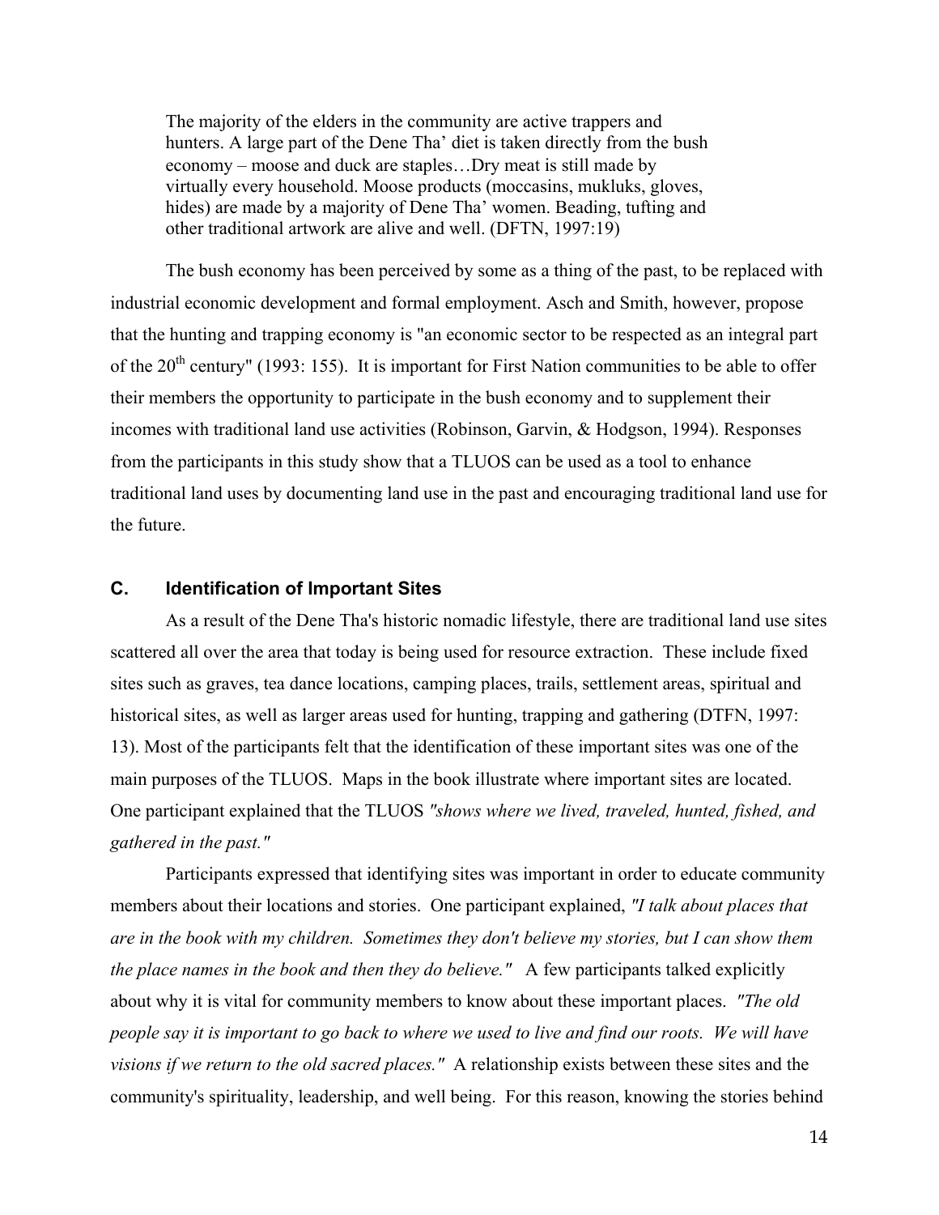> The majority of the elders in the community are active trappers and hunters. A large part of the Dene Tha' diet is taken directly from the bush economy – moose and duck are staples…Dry meat is still made by virtually every household. Moose products (moccasins, mukluks, gloves, hides) are made by a majority of Dene Tha' women. Beading, tufting and other traditional artwork are alive and well. (DFTN, 1997:19)

The bush economy has been perceived by some as a thing of the past, to be replaced with industrial economic development and formal employment. Asch and Smith, however, propose that the hunting and trapping economy is "an economic sector to be respected as an integral part of the 20th century" (1993: 155). It is important for First Nation communities to be able to offer their members the opportunity to participate in the bush economy and to supplement their incomes with traditional land use activities (Robinson, Garvin, & Hodgson, 1994). Responses from the participants in this study show that a TLUOS can be used as a tool to enhance traditional land uses by documenting land use in the past and encouraging traditional land use for the future.

### C. Identification of Important Sites

As a result of the Dene Tha's historic nomadic lifestyle, there are traditional land use sites scattered all over the area that today is being used for resource extraction. These include fixed sites such as graves, tea dance locations, camping places, trails, settlement areas, spiritual and historical sites, as well as larger areas used for hunting, trapping and gathering (DTFN, 1997: 13). Most of the participants felt that the identification of these important sites was one of the main purposes of the TLUOS. Maps in the book illustrate where important sites are located. One participant explained that the TLUOS *"shows where we lived, traveled, hunted, fished, and gathered in the past."*

Participants expressed that identifying sites was important in order to educate community members about their locations and stories. One participant explained, *"I talk about places that are in the book with my children. Sometimes they don't believe my stories, but I can show them the place names in the book and then they do believe."* A few participants talked explicitly about why it is vital for community members to know about these important places. *"The old people say it is important to go back to where we used to live and find our roots. We will have visions if we return to the old sacred places."* A relationship exists between these sites and the community's spirituality, leadership, and well being. For this reason, knowing the stories behind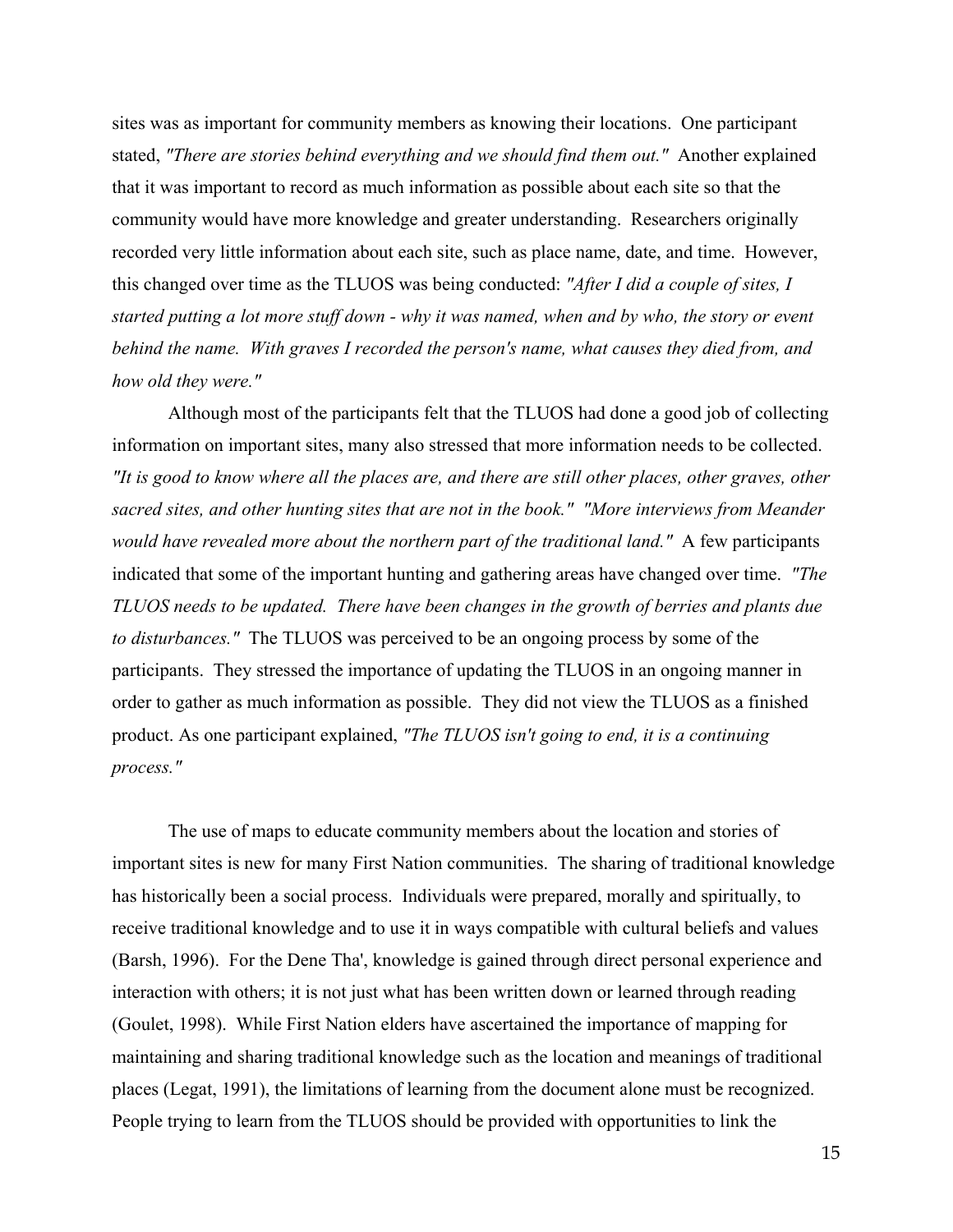sites was as important for community members as knowing their locations. One participant stated, *"There are stories behind everything and we should find them out."* Another explained that it was important to record as much information as possible about each site so that the community would have more knowledge and greater understanding. Researchers originally recorded very little information about each site, such as place name, date, and time. However, this changed over time as the TLUOS was being conducted: *"After I did a couple of sites, I started putting a lot more stuff down - why it was named, when and by who, the story or event behind the name. With graves I recorded the person's name, what causes they died from, and how old they were."*

Although most of the participants felt that the TLUOS had done a good job of collecting information on important sites, many also stressed that more information needs to be collected. *"It is good to know where all the places are, and there are still other places, other graves, other sacred sites, and other hunting sites that are not in the book." "More interviews from Meander would have revealed more about the northern part of the traditional land."* A few participants indicated that some of the important hunting and gathering areas have changed over time. *"The TLUOS needs to be updated. There have been changes in the growth of berries and plants due to disturbances."* The TLUOS was perceived to be an ongoing process by some of the participants. They stressed the importance of updating the TLUOS in an ongoing manner in order to gather as much information as possible. They did not view the TLUOS as a finished product. As one participant explained, *"The TLUOS isn't going to end, it is a continuing process."*

The use of maps to educate community members about the location and stories of important sites is new for many First Nation communities. The sharing of traditional knowledge has historically been a social process. Individuals were prepared, morally and spiritually, to receive traditional knowledge and to use it in ways compatible with cultural beliefs and values (Barsh, 1996). For the Dene Tha', knowledge is gained through direct personal experience and interaction with others; it is not just what has been written down or learned through reading (Goulet, 1998). While First Nation elders have ascertained the importance of mapping for maintaining and sharing traditional knowledge such as the location and meanings of traditional places (Legat, 1991), the limitations of learning from the document alone must be recognized. People trying to learn from the TLUOS should be provided with opportunities to link the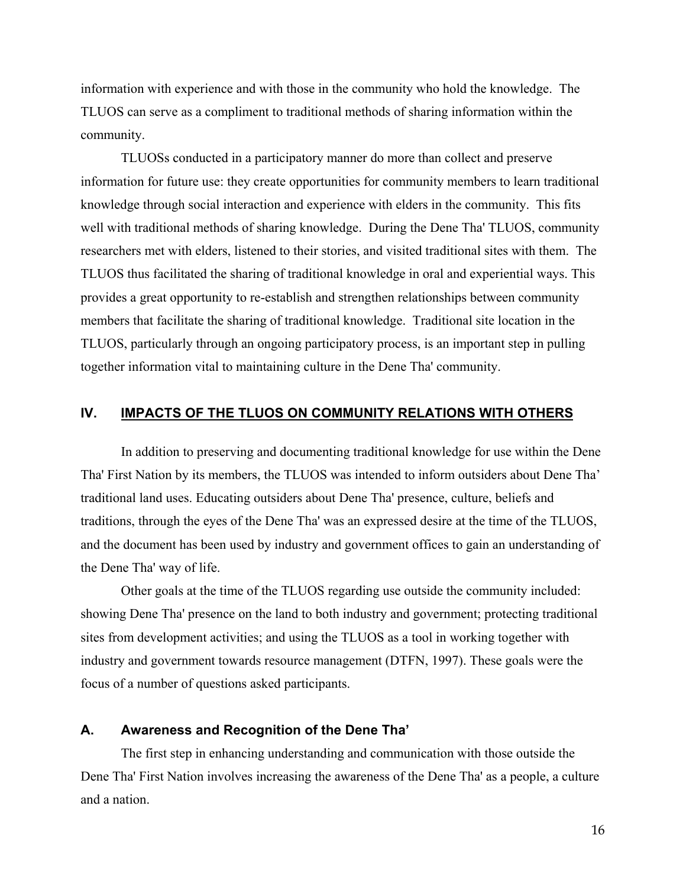information with experience and with those in the community who hold the knowledge.  The TLUOS can serve as a compliment to traditional methods of sharing information within the community.

TLUOSs conducted in a participatory manner do more than collect and preserve information for future use: they create opportunities for community members to learn traditional knowledge through social interaction and experience with elders in the community.  This fits well with traditional methods of sharing knowledge.  During the Dene Tha' TLUOS, community researchers met with elders, listened to their stories, and visited traditional sites with them.  The TLUOS thus facilitated the sharing of traditional knowledge in oral and experiential ways. This provides a great opportunity to re-establish and strengthen relationships between community members that facilitate the sharing of traditional knowledge.  Traditional site location in the TLUOS, particularly through an ongoing participatory process, is an important step in pulling together information vital to maintaining culture in the Dene Tha' community.

## IV. IMPACTS OF THE TLUOS ON COMMUNITY RELATIONS WITH OTHERS

In addition to preserving and documenting traditional knowledge for use within the Dene Tha' First Nation by its members, the TLUOS was intended to inform outsiders about Dene Tha' traditional land uses. Educating outsiders about Dene Tha' presence, culture, beliefs and traditions, through the eyes of the Dene Tha' was an expressed desire at the time of the TLUOS, and the document has been used by industry and government offices to gain an understanding of the Dene Tha' way of life.

Other goals at the time of the TLUOS regarding use outside the community included: showing Dene Tha' presence on the land to both industry and government; protecting traditional sites from development activities; and using the TLUOS as a tool in working together with industry and government towards resource management (DTFN, 1997). These goals were the focus of a number of questions asked participants.

### A. Awareness and Recognition of the Dene Tha'

The first step in enhancing understanding and communication with those outside the Dene Tha' First Nation involves increasing the awareness of the Dene Tha' as a people, a culture and a nation.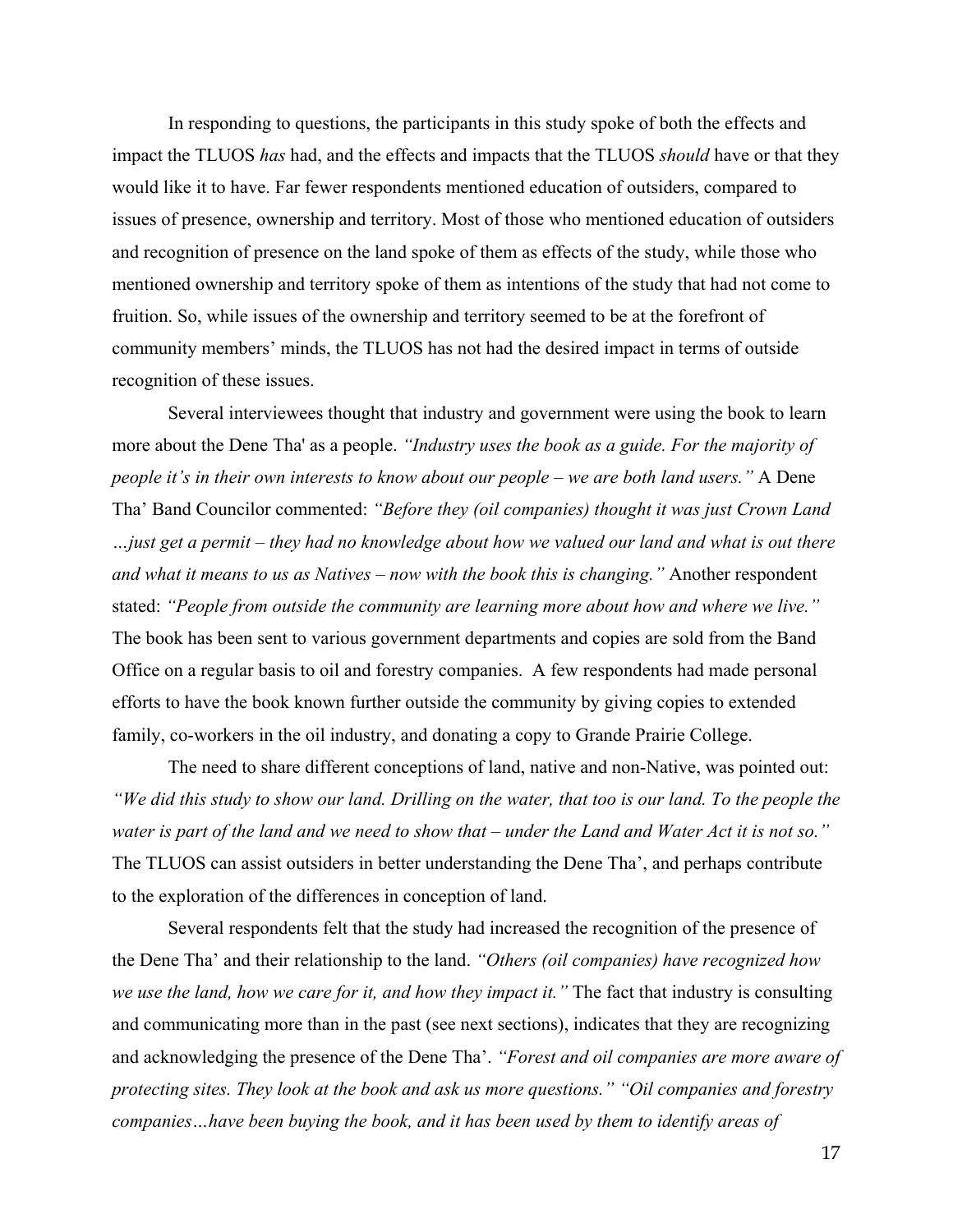In responding to questions, the participants in this study spoke of both the effects and impact the TLUOS *has* had, and the effects and impacts that the TLUOS *should* have or that they would like it to have. Far fewer respondents mentioned education of outsiders, compared to issues of presence, ownership and territory. Most of those who mentioned education of outsiders and recognition of presence on the land spoke of them as effects of the study, while those who mentioned ownership and territory spoke of them as intentions of the study that had not come to fruition. So, while issues of the ownership and territory seemed to be at the forefront of community members' minds, the TLUOS has not had the desired impact in terms of outside recognition of these issues.

Several interviewees thought that industry and government were using the book to learn more about the Dene Tha' as a people. *"Industry uses the book as a guide. For the majority of people it's in their own interests to know about our people – we are both land users."* A Dene Tha' Band Councilor commented: *"Before they (oil companies) thought it was just Crown Land …just get a permit – they had no knowledge about how we valued our land and what is out there and what it means to us as Natives – now with the book this is changing."* Another respondent stated: *"People from outside the community are learning more about how and where we live."* The book has been sent to various government departments and copies are sold from the Band Office on a regular basis to oil and forestry companies. A few respondents had made personal efforts to have the book known further outside the community by giving copies to extended family, co-workers in the oil industry, and donating a copy to Grande Prairie College.

The need to share different conceptions of land, native and non-Native, was pointed out: *"We did this study to show our land. Drilling on the water, that too is our land. To the people the water is part of the land and we need to show that – under the Land and Water Act it is not so."* The TLUOS can assist outsiders in better understanding the Dene Tha', and perhaps contribute to the exploration of the differences in conception of land.

Several respondents felt that the study had increased the recognition of the presence of the Dene Tha' and their relationship to the land. *"Others (oil companies) have recognized how we use the land, how we care for it, and how they impact it."* The fact that industry is consulting and communicating more than in the past (see next sections), indicates that they are recognizing and acknowledging the presence of the Dene Tha'. *"Forest and oil companies are more aware of protecting sites. They look at the book and ask us more questions." "Oil companies and forestry companies…have been buying the book, and it has been used by them to identify areas of*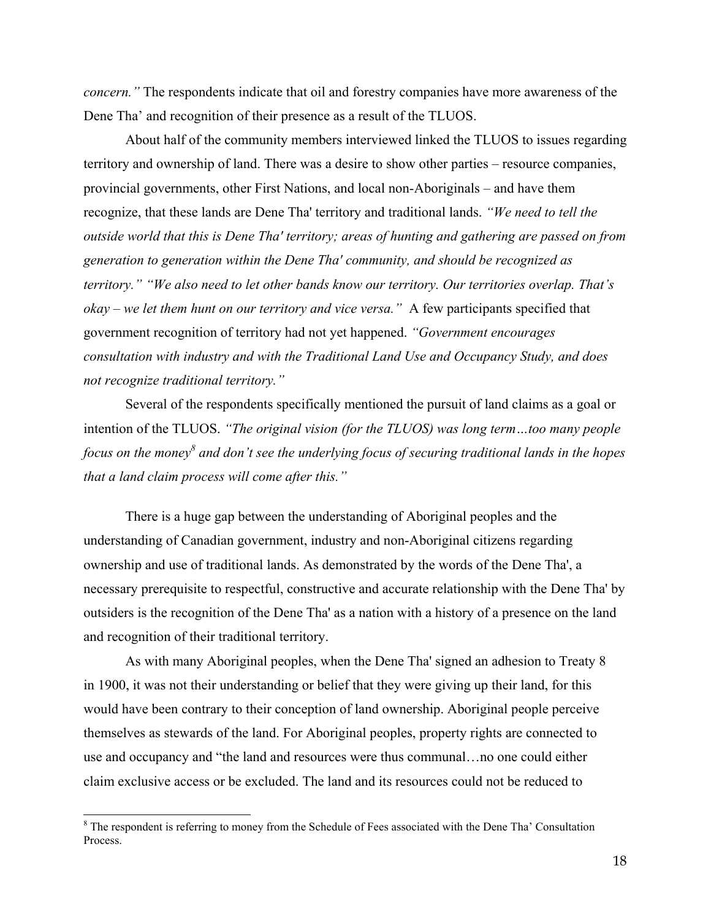*concern."* The respondents indicate that oil and forestry companies have more awareness of the Dene Tha' and recognition of their presence as a result of the TLUOS.

About half of the community members interviewed linked the TLUOS to issues regarding territory and ownership of land. There was a desire to show other parties – resource companies, provincial governments, other First Nations, and local non-Aboriginals – and have them recognize, that these lands are Dene Tha' territory and traditional lands. *"We need to tell the outside world that this is Dene Tha' territory; areas of hunting and gathering are passed on from generation to generation within the Dene Tha' community, and should be recognized as territory." "We also need to let other bands know our territory. Our territories overlap. That's okay – we let them hunt on our territory and vice versa."* A few participants specified that government recognition of territory had not yet happened. *"Government encourages consultation with industry and with the Traditional Land Use and Occupancy Study, and does not recognize traditional territory."*

Several of the respondents specifically mentioned the pursuit of land claims as a goal or intention of the TLUOS. *"The original vision (for the TLUOS) was long term…too many people focus on the money*[8] *and don't see the underlying focus of securing traditional lands in the hopes that a land claim process will come after this."*

There is a huge gap between the understanding of Aboriginal peoples and the understanding of Canadian government, industry and non-Aboriginal citizens regarding ownership and use of traditional lands. As demonstrated by the words of the Dene Tha', a necessary prerequisite to respectful, constructive and accurate relationship with the Dene Tha' by outsiders is the recognition of the Dene Tha' as a nation with a history of a presence on the land and recognition of their traditional territory.

As with many Aboriginal peoples, when the Dene Tha' signed an adhesion to Treaty 8 in 1900, it was not their understanding or belief that they were giving up their land, for this would have been contrary to their conception of land ownership. Aboriginal people perceive themselves as stewards of the land. For Aboriginal peoples, property rights are connected to use and occupancy and "the land and resources were thus communal…no one could either claim exclusive access or be excluded. The land and its resources could not be reduced to

---

[8] The respondent is referring to money from the Schedule of Fees associated with the Dene Tha' Consultation Process.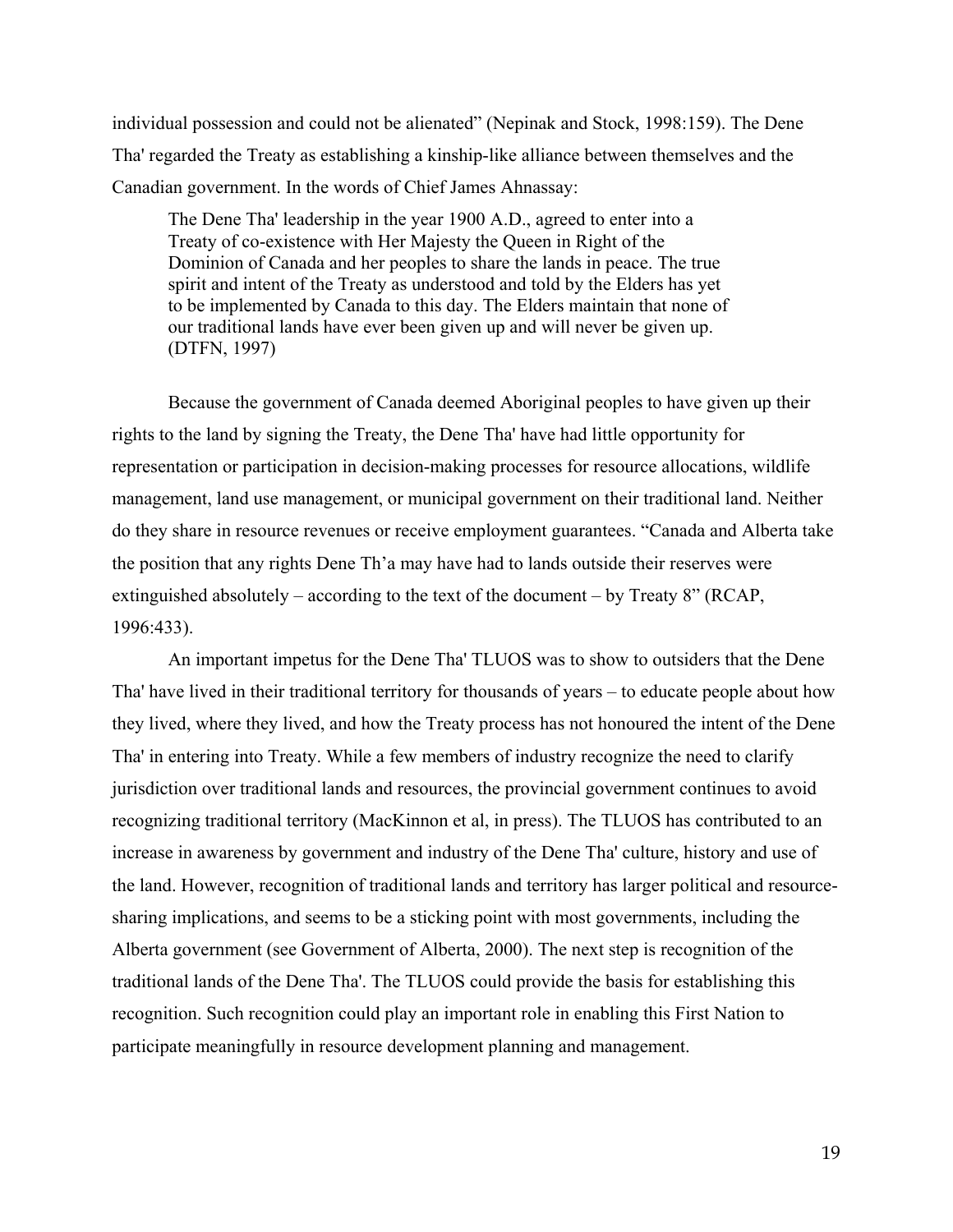individual possession and could not be alienated" (Nepinak and Stock, 1998:159). The Dene Tha' regarded the Treaty as establishing a kinship-like alliance between themselves and the Canadian government. In the words of Chief James Ahnassay:

> The Dene Tha' leadership in the year 1900 A.D., agreed to enter into a Treaty of co-existence with Her Majesty the Queen in Right of the Dominion of Canada and her peoples to share the lands in peace. The true spirit and intent of the Treaty as understood and told by the Elders has yet to be implemented by Canada to this day. The Elders maintain that none of our traditional lands have ever been given up and will never be given up. (DTFN, 1997)

Because the government of Canada deemed Aboriginal peoples to have given up their rights to the land by signing the Treaty, the Dene Tha' have had little opportunity for representation or participation in decision-making processes for resource allocations, wildlife management, land use management, or municipal government on their traditional land. Neither do they share in resource revenues or receive employment guarantees. "Canada and Alberta take the position that any rights Dene Th'a may have had to lands outside their reserves were extinguished absolutely – according to the text of the document – by Treaty 8" (RCAP, 1996:433).

An important impetus for the Dene Tha' TLUOS was to show to outsiders that the Dene Tha' have lived in their traditional territory for thousands of years – to educate people about how they lived, where they lived, and how the Treaty process has not honoured the intent of the Dene Tha' in entering into Treaty. While a few members of industry recognize the need to clarify jurisdiction over traditional lands and resources, the provincial government continues to avoid recognizing traditional territory (MacKinnon et al, in press). The TLUOS has contributed to an increase in awareness by government and industry of the Dene Tha' culture, history and use of the land. However, recognition of traditional lands and territory has larger political and resource-sharing implications, and seems to be a sticking point with most governments, including the Alberta government (see Government of Alberta, 2000). The next step is recognition of the traditional lands of the Dene Tha'. The TLUOS could provide the basis for establishing this recognition. Such recognition could play an important role in enabling this First Nation to participate meaningfully in resource development planning and management.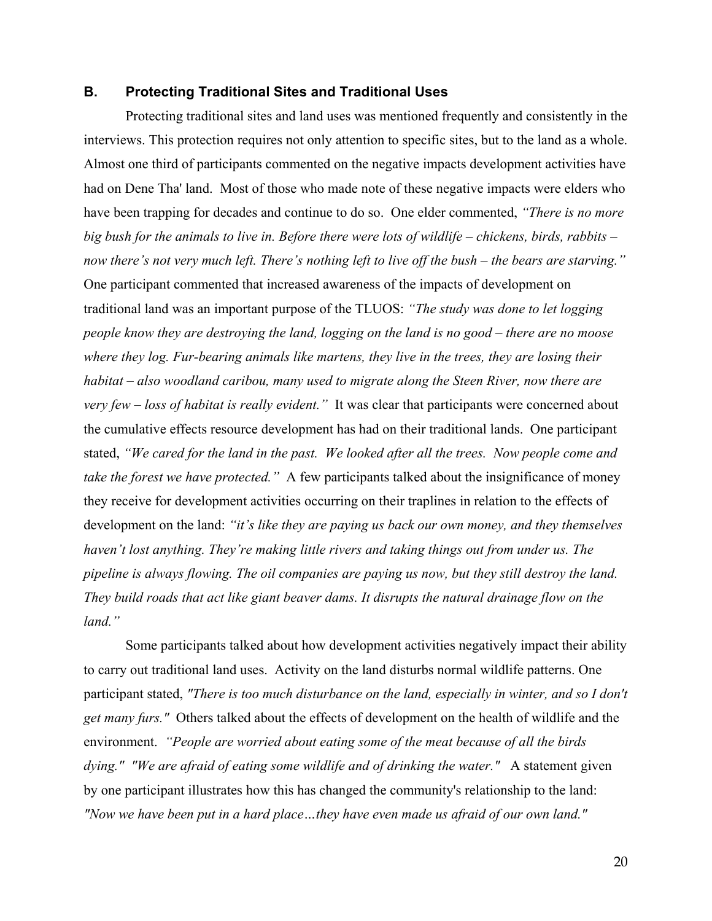## B. Protecting Traditional Sites and Traditional Uses

Protecting traditional sites and land uses was mentioned frequently and consistently in the interviews. This protection requires not only attention to specific sites, but to the land as a whole. Almost one third of participants commented on the negative impacts development activities have had on Dene Tha' land. Most of those who made note of these negative impacts were elders who have been trapping for decades and continue to do so. One elder commented, *"There is no more big bush for the animals to live in. Before there were lots of wildlife – chickens, birds, rabbits – now there's not very much left. There's nothing left to live off the bush – the bears are starving."* One participant commented that increased awareness of the impacts of development on traditional land was an important purpose of the TLUOS: *"The study was done to let logging people know they are destroying the land, logging on the land is no good – there are no moose where they log. Fur-bearing animals like martens, they live in the trees, they are losing their habitat – also woodland caribou, many used to migrate along the Steen River, now there are very few – loss of habitat is really evident."* It was clear that participants were concerned about the cumulative effects resource development has had on their traditional lands. One participant stated, *"We cared for the land in the past. We looked after all the trees. Now people come and take the forest we have protected."* A few participants talked about the insignificance of money they receive for development activities occurring on their traplines in relation to the effects of development on the land: *"it's like they are paying us back our own money, and they themselves haven't lost anything. They're making little rivers and taking things out from under us. The pipeline is always flowing. The oil companies are paying us now, but they still destroy the land. They build roads that act like giant beaver dams. It disrupts the natural drainage flow on the land."*

Some participants talked about how development activities negatively impact their ability to carry out traditional land uses. Activity on the land disturbs normal wildlife patterns. One participant stated, *"There is too much disturbance on the land, especially in winter, and so I don't get many furs."* Others talked about the effects of development on the health of wildlife and the environment. *"People are worried about eating some of the meat because of all the birds dying." "We are afraid of eating some wildlife and of drinking the water."* A statement given by one participant illustrates how this has changed the community's relationship to the land: *"Now we have been put in a hard place…they have even made us afraid of our own land."*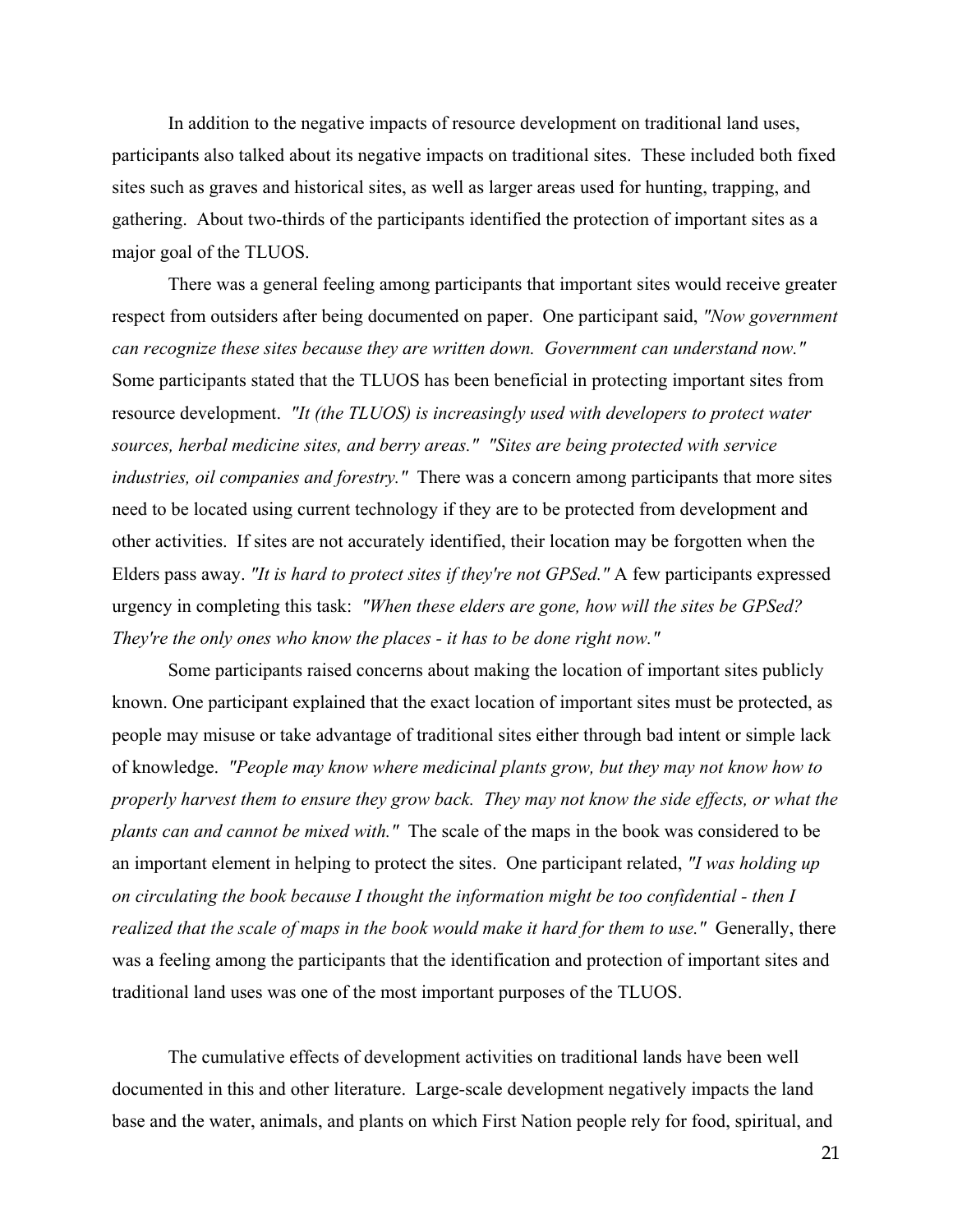In addition to the negative impacts of resource development on traditional land uses, participants also talked about its negative impacts on traditional sites. These included both fixed sites such as graves and historical sites, as well as larger areas used for hunting, trapping, and gathering. About two-thirds of the participants identified the protection of important sites as a major goal of the TLUOS.

There was a general feeling among participants that important sites would receive greater respect from outsiders after being documented on paper. One participant said, *"Now government can recognize these sites because they are written down. Government can understand now."* Some participants stated that the TLUOS has been beneficial in protecting important sites from resource development. *"It (the TLUOS) is increasingly used with developers to protect water sources, herbal medicine sites, and berry areas." "Sites are being protected with service industries, oil companies and forestry."* There was a concern among participants that more sites need to be located using current technology if they are to be protected from development and other activities. If sites are not accurately identified, their location may be forgotten when the Elders pass away. *"It is hard to protect sites if they're not GPSed."* A few participants expressed urgency in completing this task: *"When these elders are gone, how will the sites be GPSed? They're the only ones who know the places - it has to be done right now."*

Some participants raised concerns about making the location of important sites publicly known. One participant explained that the exact location of important sites must be protected, as people may misuse or take advantage of traditional sites either through bad intent or simple lack of knowledge. *"People may know where medicinal plants grow, but they may not know how to properly harvest them to ensure they grow back. They may not know the side effects, or what the plants can and cannot be mixed with."* The scale of the maps in the book was considered to be an important element in helping to protect the sites. One participant related, *"I was holding up on circulating the book because I thought the information might be too confidential - then I realized that the scale of maps in the book would make it hard for them to use."* Generally, there was a feeling among the participants that the identification and protection of important sites and traditional land uses was one of the most important purposes of the TLUOS.

The cumulative effects of development activities on traditional lands have been well documented in this and other literature. Large-scale development negatively impacts the land base and the water, animals, and plants on which First Nation people rely for food, spiritual, and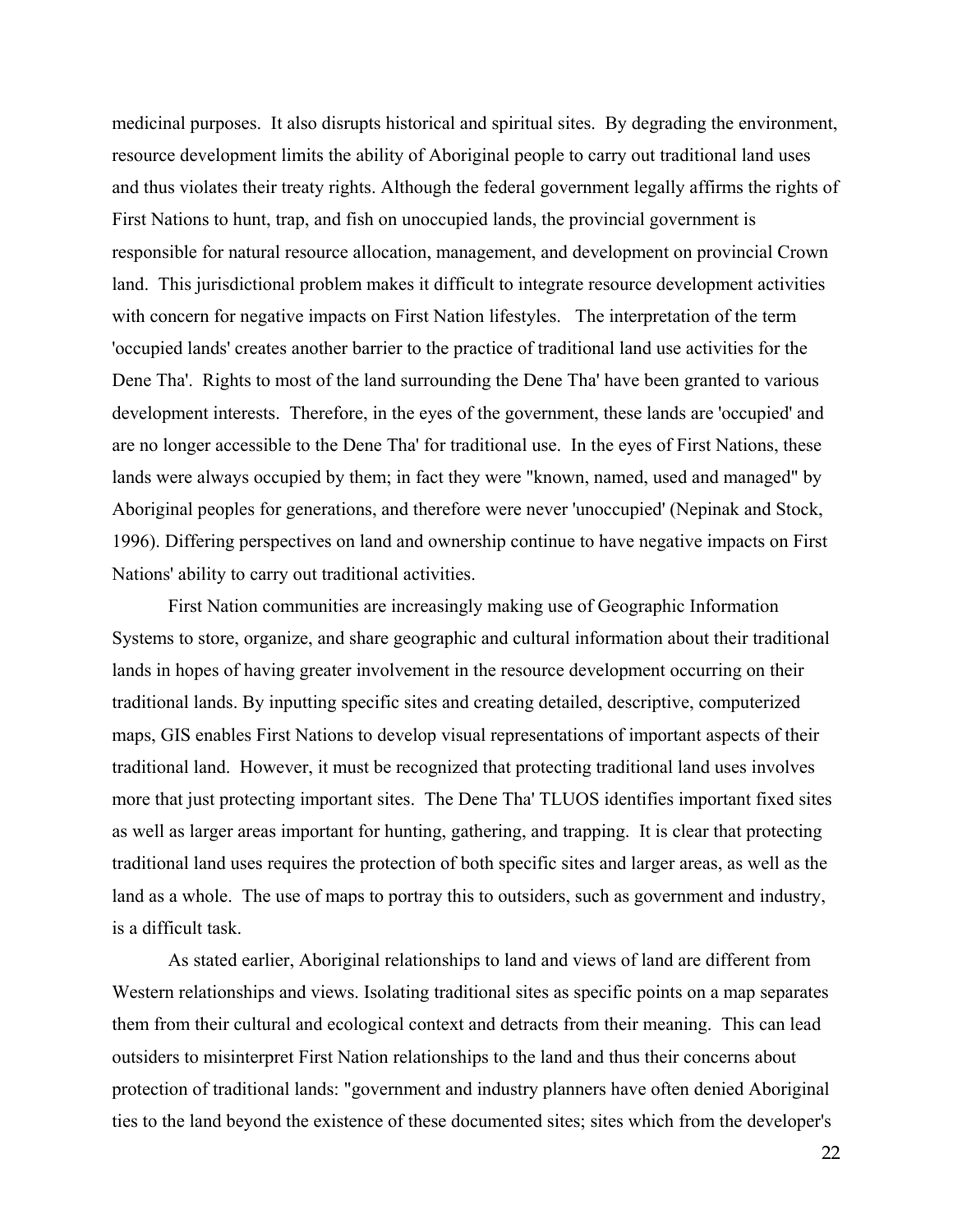medicinal purposes. It also disrupts historical and spiritual sites. By degrading the environment, resource development limits the ability of Aboriginal people to carry out traditional land uses and thus violates their treaty rights. Although the federal government legally affirms the rights of First Nations to hunt, trap, and fish on unoccupied lands, the provincial government is responsible for natural resource allocation, management, and development on provincial Crown land. This jurisdictional problem makes it difficult to integrate resource development activities with concern for negative impacts on First Nation lifestyles. The interpretation of the term 'occupied lands' creates another barrier to the practice of traditional land use activities for the Dene Tha'. Rights to most of the land surrounding the Dene Tha' have been granted to various development interests. Therefore, in the eyes of the government, these lands are 'occupied' and are no longer accessible to the Dene Tha' for traditional use. In the eyes of First Nations, these lands were always occupied by them; in fact they were "known, named, used and managed" by Aboriginal peoples for generations, and therefore were never 'unoccupied' (Nepinak and Stock, 1996). Differing perspectives on land and ownership continue to have negative impacts on First Nations' ability to carry out traditional activities.

First Nation communities are increasingly making use of Geographic Information Systems to store, organize, and share geographic and cultural information about their traditional lands in hopes of having greater involvement in the resource development occurring on their traditional lands. By inputting specific sites and creating detailed, descriptive, computerized maps, GIS enables First Nations to develop visual representations of important aspects of their traditional land. However, it must be recognized that protecting traditional land uses involves more that just protecting important sites. The Dene Tha' TLUOS identifies important fixed sites as well as larger areas important for hunting, gathering, and trapping. It is clear that protecting traditional land uses requires the protection of both specific sites and larger areas, as well as the land as a whole. The use of maps to portray this to outsiders, such as government and industry, is a difficult task.

As stated earlier, Aboriginal relationships to land and views of land are different from Western relationships and views. Isolating traditional sites as specific points on a map separates them from their cultural and ecological context and detracts from their meaning. This can lead outsiders to misinterpret First Nation relationships to the land and thus their concerns about protection of traditional lands: "government and industry planners have often denied Aboriginal ties to the land beyond the existence of these documented sites; sites which from the developer's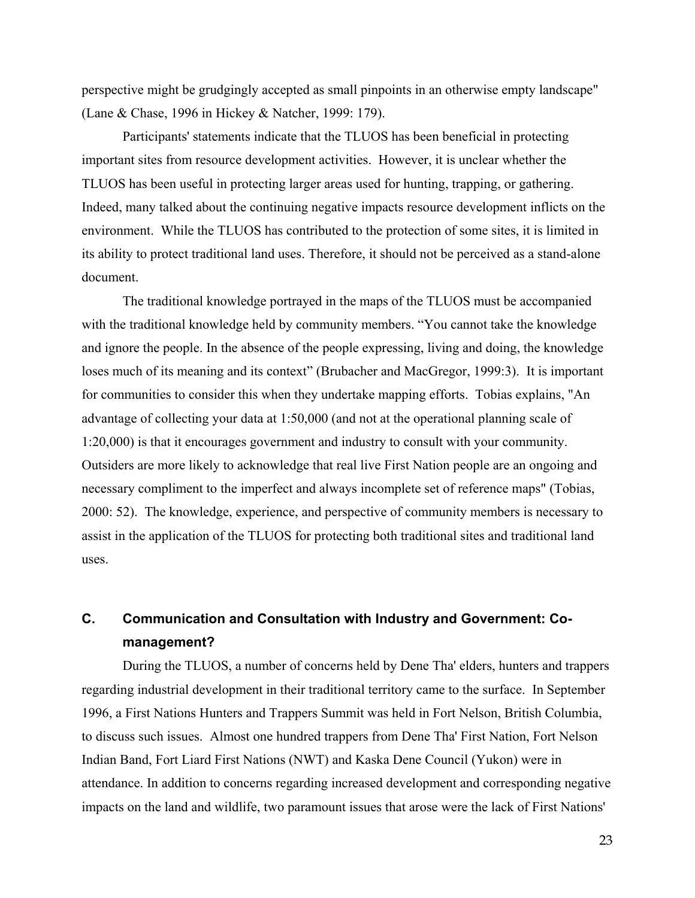perspective might be grudgingly accepted as small pinpoints in an otherwise empty landscape" (Lane & Chase, 1996 in Hickey & Natcher, 1999: 179).

Participants' statements indicate that the TLUOS has been beneficial in protecting important sites from resource development activities. However, it is unclear whether the TLUOS has been useful in protecting larger areas used for hunting, trapping, or gathering. Indeed, many talked about the continuing negative impacts resource development inflicts on the environment. While the TLUOS has contributed to the protection of some sites, it is limited in its ability to protect traditional land uses. Therefore, it should not be perceived as a stand-alone document.

The traditional knowledge portrayed in the maps of the TLUOS must be accompanied with the traditional knowledge held by community members. "You cannot take the knowledge and ignore the people. In the absence of the people expressing, living and doing, the knowledge loses much of its meaning and its context" (Brubacher and MacGregor, 1999:3). It is important for communities to consider this when they undertake mapping efforts. Tobias explains, "An advantage of collecting your data at 1:50,000 (and not at the operational planning scale of 1:20,000) is that it encourages government and industry to consult with your community. Outsiders are more likely to acknowledge that real live First Nation people are an ongoing and necessary compliment to the imperfect and always incomplete set of reference maps" (Tobias, 2000: 52). The knowledge, experience, and perspective of community members is necessary to assist in the application of the TLUOS for protecting both traditional sites and traditional land uses.

## C. Communication and Consultation with Industry and Government: Co-management?

During the TLUOS, a number of concerns held by Dene Tha' elders, hunters and trappers regarding industrial development in their traditional territory came to the surface. In September 1996, a First Nations Hunters and Trappers Summit was held in Fort Nelson, British Columbia, to discuss such issues. Almost one hundred trappers from Dene Tha' First Nation, Fort Nelson Indian Band, Fort Liard First Nations (NWT) and Kaska Dene Council (Yukon) were in attendance. In addition to concerns regarding increased development and corresponding negative impacts on the land and wildlife, two paramount issues that arose were the lack of First Nations'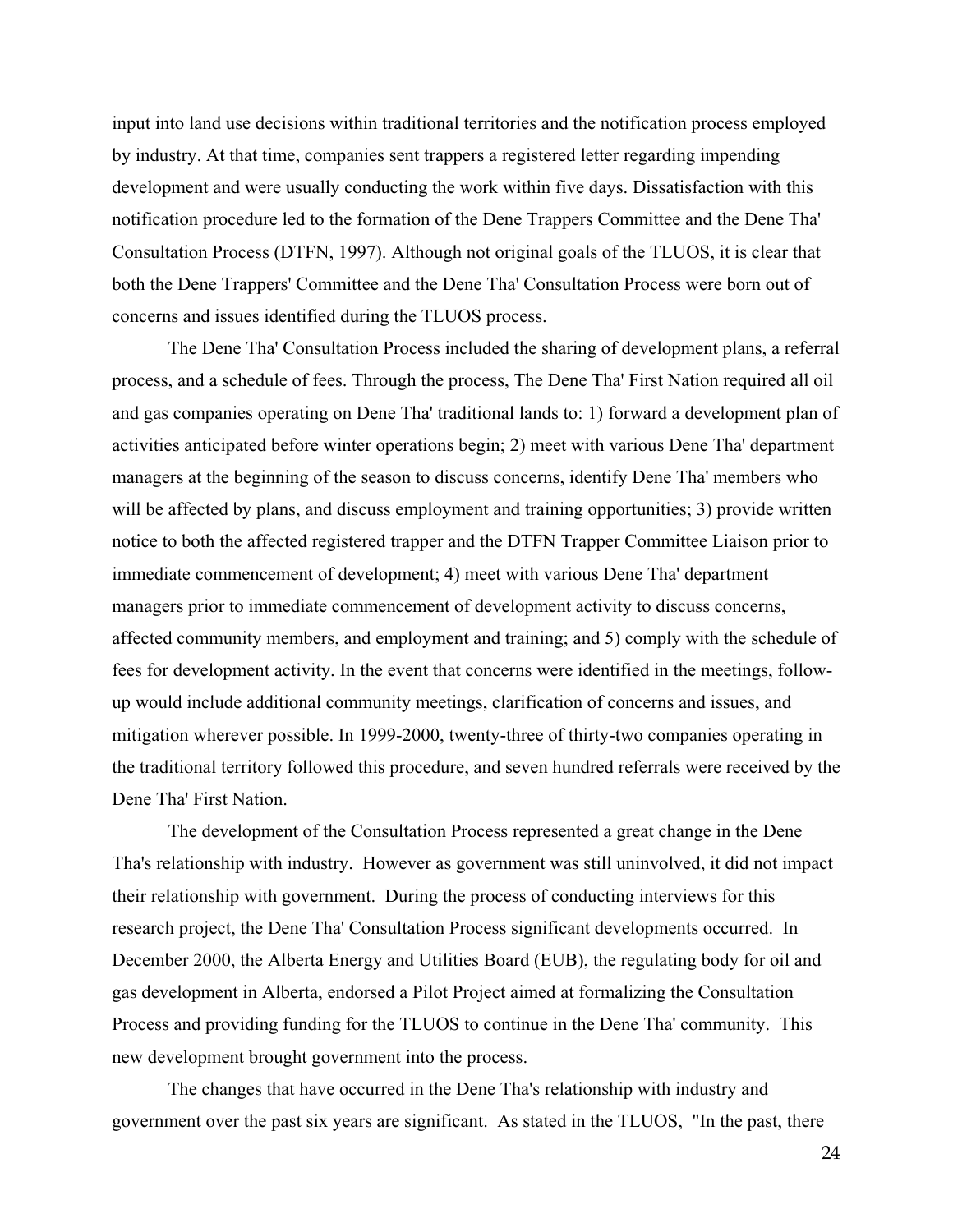input into land use decisions within traditional territories and the notification process employed by industry. At that time, companies sent trappers a registered letter regarding impending development and were usually conducting the work within five days. Dissatisfaction with this notification procedure led to the formation of the Dene Trappers Committee and the Dene Tha' Consultation Process (DTFN, 1997). Although not original goals of the TLUOS, it is clear that both the Dene Trappers' Committee and the Dene Tha' Consultation Process were born out of concerns and issues identified during the TLUOS process.

The Dene Tha' Consultation Process included the sharing of development plans, a referral process, and a schedule of fees. Through the process, The Dene Tha' First Nation required all oil and gas companies operating on Dene Tha' traditional lands to: 1) forward a development plan of activities anticipated before winter operations begin; 2) meet with various Dene Tha' department managers at the beginning of the season to discuss concerns, identify Dene Tha' members who will be affected by plans, and discuss employment and training opportunities; 3) provide written notice to both the affected registered trapper and the DTFN Trapper Committee Liaison prior to immediate commencement of development; 4) meet with various Dene Tha' department managers prior to immediate commencement of development activity to discuss concerns, affected community members, and employment and training; and 5) comply with the schedule of fees for development activity. In the event that concerns were identified in the meetings, follow-up would include additional community meetings, clarification of concerns and issues, and mitigation wherever possible. In 1999-2000, twenty-three of thirty-two companies operating in the traditional territory followed this procedure, and seven hundred referrals were received by the Dene Tha' First Nation.

The development of the Consultation Process represented a great change in the Dene Tha's relationship with industry. However as government was still uninvolved, it did not impact their relationship with government. During the process of conducting interviews for this research project, the Dene Tha' Consultation Process significant developments occurred. In December 2000, the Alberta Energy and Utilities Board (EUB), the regulating body for oil and gas development in Alberta, endorsed a Pilot Project aimed at formalizing the Consultation Process and providing funding for the TLUOS to continue in the Dene Tha' community. This new development brought government into the process.

The changes that have occurred in the Dene Tha's relationship with industry and government over the past six years are significant. As stated in the TLUOS, "In the past, there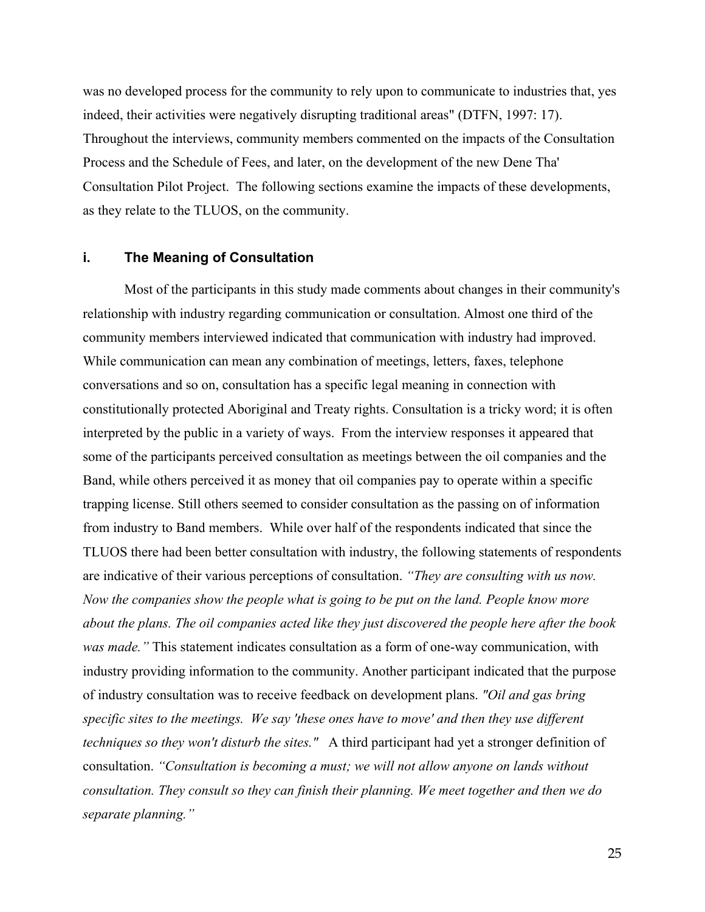was no developed process for the community to rely upon to communicate to industries that, yes indeed, their activities were negatively disrupting traditional areas" (DTFN, 1997: 17). Throughout the interviews, community members commented on the impacts of the Consultation Process and the Schedule of Fees, and later, on the development of the new Dene Tha' Consultation Pilot Project. The following sections examine the impacts of these developments, as they relate to the TLUOS, on the community.

### i. The Meaning of Consultation

Most of the participants in this study made comments about changes in their community's relationship with industry regarding communication or consultation. Almost one third of the community members interviewed indicated that communication with industry had improved. While communication can mean any combination of meetings, letters, faxes, telephone conversations and so on, consultation has a specific legal meaning in connection with constitutionally protected Aboriginal and Treaty rights. Consultation is a tricky word; it is often interpreted by the public in a variety of ways. From the interview responses it appeared that some of the participants perceived consultation as meetings between the oil companies and the Band, while others perceived it as money that oil companies pay to operate within a specific trapping license. Still others seemed to consider consultation as the passing on of information from industry to Band members. While over half of the respondents indicated that since the TLUOS there had been better consultation with industry, the following statements of respondents are indicative of their various perceptions of consultation. *"They are consulting with us now. Now the companies show the people what is going to be put on the land. People know more about the plans. The oil companies acted like they just discovered the people here after the book was made."* This statement indicates consultation as a form of one-way communication, with industry providing information to the community. Another participant indicated that the purpose of industry consultation was to receive feedback on development plans. *"Oil and gas bring specific sites to the meetings. We say 'these ones have to move' and then they use different techniques so they won't disturb the sites."* A third participant had yet a stronger definition of consultation. *"Consultation is becoming a must; we will not allow anyone on lands without consultation. They consult so they can finish their planning. We meet together and then we do separate planning."*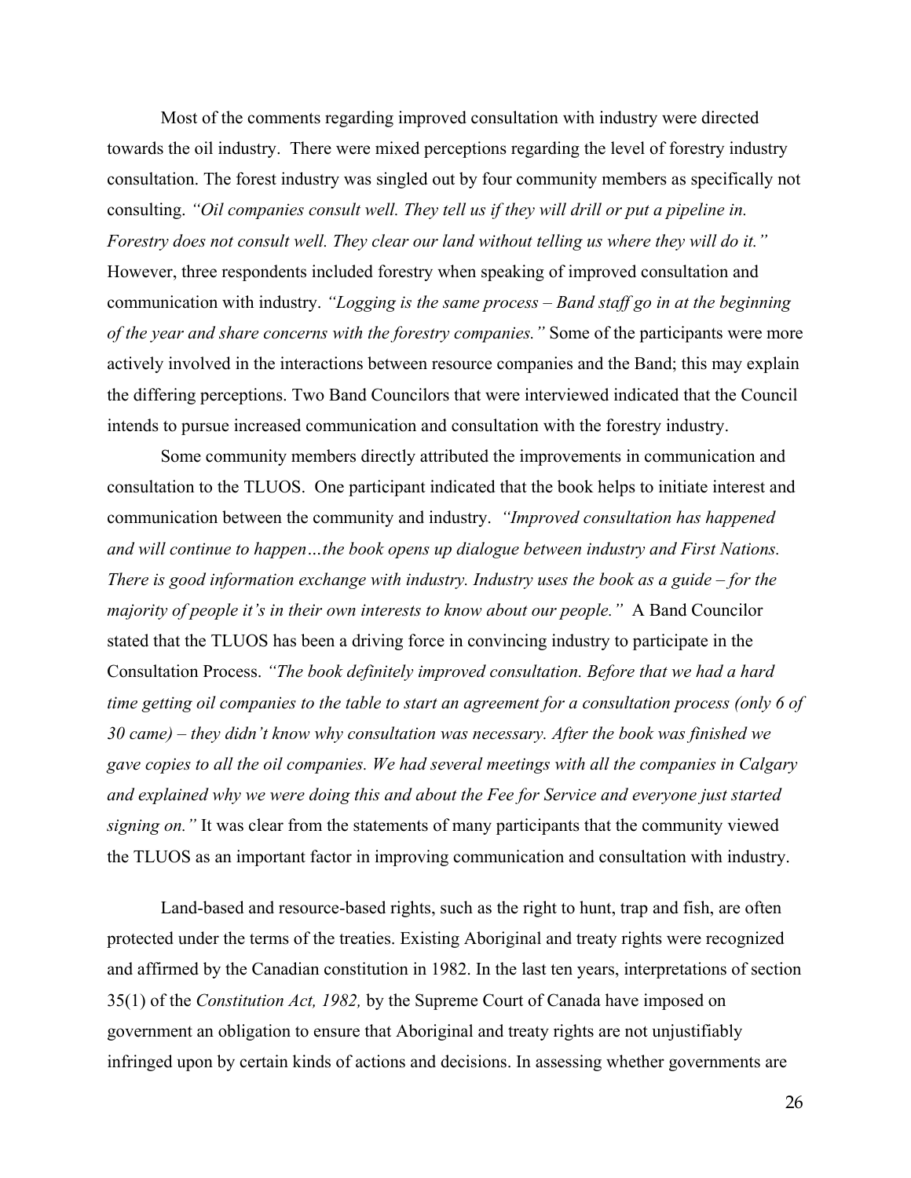Most of the comments regarding improved consultation with industry were directed towards the oil industry. There were mixed perceptions regarding the level of forestry industry consultation. The forest industry was singled out by four community members as specifically not consulting. *"Oil companies consult well. They tell us if they will drill or put a pipeline in. Forestry does not consult well. They clear our land without telling us where they will do it."* However, three respondents included forestry when speaking of improved consultation and communication with industry. *"Logging is the same process – Band staff go in at the beginning of the year and share concerns with the forestry companies."* Some of the participants were more actively involved in the interactions between resource companies and the Band; this may explain the differing perceptions. Two Band Councilors that were interviewed indicated that the Council intends to pursue increased communication and consultation with the forestry industry.

Some community members directly attributed the improvements in communication and consultation to the TLUOS. One participant indicated that the book helps to initiate interest and communication between the community and industry. *"Improved consultation has happened and will continue to happen…the book opens up dialogue between industry and First Nations. There is good information exchange with industry. Industry uses the book as a guide – for the majority of people it's in their own interests to know about our people."* A Band Councilor stated that the TLUOS has been a driving force in convincing industry to participate in the Consultation Process. *"The book definitely improved consultation. Before that we had a hard time getting oil companies to the table to start an agreement for a consultation process (only 6 of 30 came) – they didn't know why consultation was necessary. After the book was finished we gave copies to all the oil companies. We had several meetings with all the companies in Calgary and explained why we were doing this and about the Fee for Service and everyone just started signing on."* It was clear from the statements of many participants that the community viewed the TLUOS as an important factor in improving communication and consultation with industry.

Land-based and resource-based rights, such as the right to hunt, trap and fish, are often protected under the terms of the treaties. Existing Aboriginal and treaty rights were recognized and affirmed by the Canadian constitution in 1982. In the last ten years, interpretations of section 35(1) of the *Constitution Act, 1982,* by the Supreme Court of Canada have imposed on government an obligation to ensure that Aboriginal and treaty rights are not unjustifiably infringed upon by certain kinds of actions and decisions. In assessing whether governments are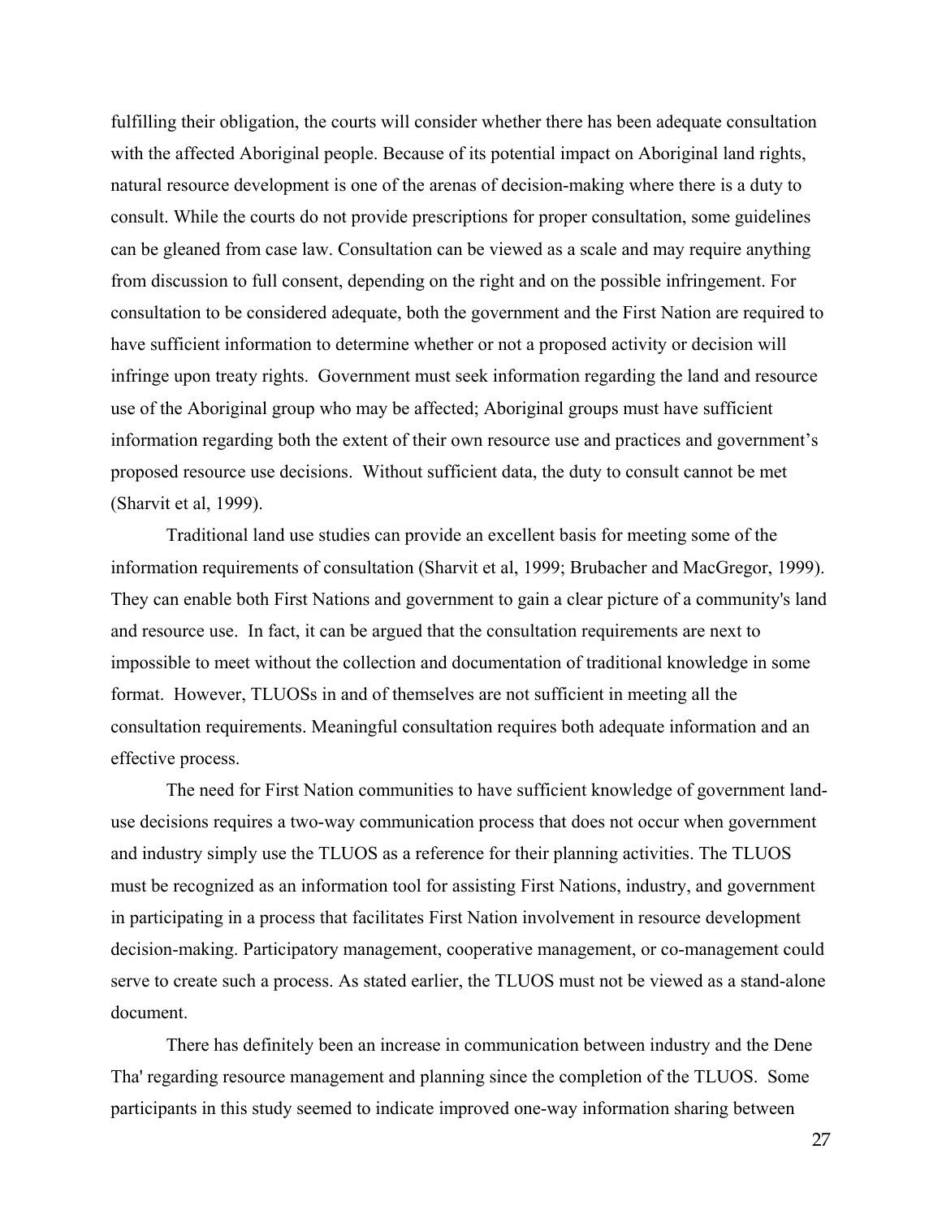fulfilling their obligation, the courts will consider whether there has been adequate consultation with the affected Aboriginal people. Because of its potential impact on Aboriginal land rights, natural resource development is one of the arenas of decision-making where there is a duty to consult. While the courts do not provide prescriptions for proper consultation, some guidelines can be gleaned from case law. Consultation can be viewed as a scale and may require anything from discussion to full consent, depending on the right and on the possible infringement. For consultation to be considered adequate, both the government and the First Nation are required to have sufficient information to determine whether or not a proposed activity or decision will infringe upon treaty rights. Government must seek information regarding the land and resource use of the Aboriginal group who may be affected; Aboriginal groups must have sufficient information regarding both the extent of their own resource use and practices and government's proposed resource use decisions. Without sufficient data, the duty to consult cannot be met (Sharvit et al, 1999).

Traditional land use studies can provide an excellent basis for meeting some of the information requirements of consultation (Sharvit et al, 1999; Brubacher and MacGregor, 1999). They can enable both First Nations and government to gain a clear picture of a community's land and resource use. In fact, it can be argued that the consultation requirements are next to impossible to meet without the collection and documentation of traditional knowledge in some format. However, TLUOSs in and of themselves are not sufficient in meeting all the consultation requirements. Meaningful consultation requires both adequate information and an effective process.

The need for First Nation communities to have sufficient knowledge of government land-use decisions requires a two-way communication process that does not occur when government and industry simply use the TLUOS as a reference for their planning activities. The TLUOS must be recognized as an information tool for assisting First Nations, industry, and government in participating in a process that facilitates First Nation involvement in resource development decision-making. Participatory management, cooperative management, or co-management could serve to create such a process. As stated earlier, the TLUOS must not be viewed as a stand-alone document.

There has definitely been an increase in communication between industry and the Dene Tha' regarding resource management and planning since the completion of the TLUOS. Some participants in this study seemed to indicate improved one-way information sharing between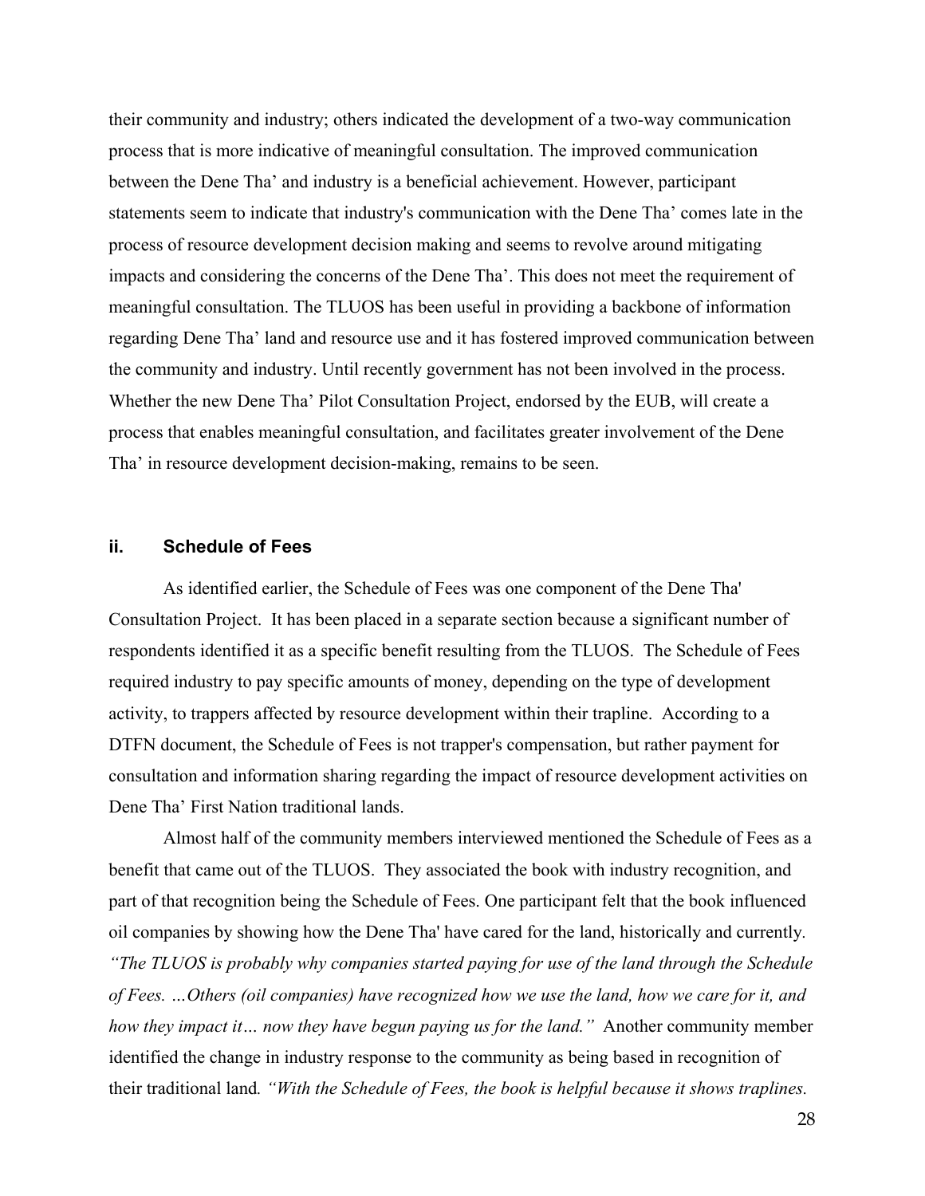their community and industry; others indicated the development of a two-way communication process that is more indicative of meaningful consultation. The improved communication between the Dene Tha' and industry is a beneficial achievement. However, participant statements seem to indicate that industry's communication with the Dene Tha' comes late in the process of resource development decision making and seems to revolve around mitigating impacts and considering the concerns of the Dene Tha'. This does not meet the requirement of meaningful consultation. The TLUOS has been useful in providing a backbone of information regarding Dene Tha' land and resource use and it has fostered improved communication between the community and industry. Until recently government has not been involved in the process. Whether the new Dene Tha' Pilot Consultation Project, endorsed by the EUB, will create a process that enables meaningful consultation, and facilitates greater involvement of the Dene Tha' in resource development decision-making, remains to be seen.

### ii. Schedule of Fees

As identified earlier, the Schedule of Fees was one component of the Dene Tha' Consultation Project. It has been placed in a separate section because a significant number of respondents identified it as a specific benefit resulting from the TLUOS. The Schedule of Fees required industry to pay specific amounts of money, depending on the type of development activity, to trappers affected by resource development within their trapline. According to a DTFN document, the Schedule of Fees is not trapper's compensation, but rather payment for consultation and information sharing regarding the impact of resource development activities on Dene Tha' First Nation traditional lands.

Almost half of the community members interviewed mentioned the Schedule of Fees as a benefit that came out of the TLUOS. They associated the book with industry recognition, and part of that recognition being the Schedule of Fees. One participant felt that the book influenced oil companies by showing how the Dene Tha' have cared for the land, historically and currently. *"The TLUOS is probably why companies started paying for use of the land through the Schedule of Fees. …Others (oil companies) have recognized how we use the land, how we care for it, and how they impact it… now they have begun paying us for the land."* Another community member identified the change in industry response to the community as being based in recognition of their traditional land. *"With the Schedule of Fees, the book is helpful because it shows traplines.*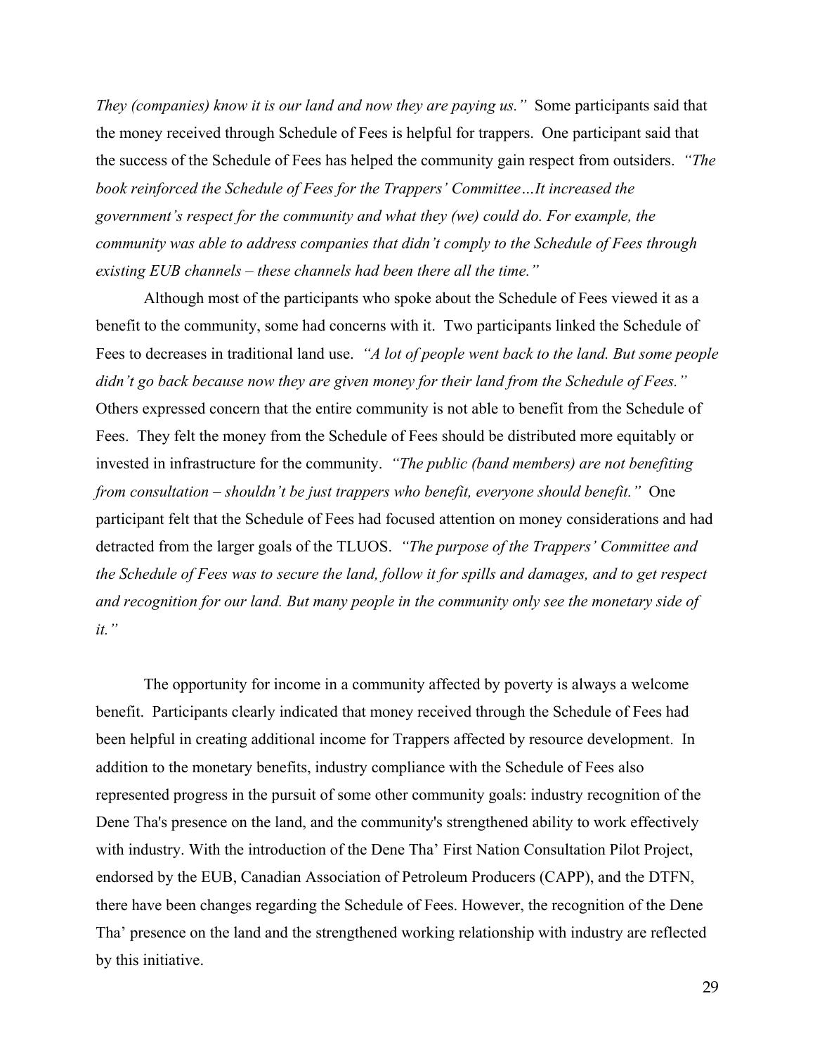*They (companies) know it is our land and now they are paying us."* Some participants said that the money received through Schedule of Fees is helpful for trappers. One participant said that the success of the Schedule of Fees has helped the community gain respect from outsiders. *"The book reinforced the Schedule of Fees for the Trappers' Committee…It increased the government's respect for the community and what they (we) could do. For example, the community was able to address companies that didn't comply to the Schedule of Fees through existing EUB channels – these channels had been there all the time."*

Although most of the participants who spoke about the Schedule of Fees viewed it as a benefit to the community, some had concerns with it. Two participants linked the Schedule of Fees to decreases in traditional land use. *"A lot of people went back to the land. But some people didn't go back because now they are given money for their land from the Schedule of Fees."* Others expressed concern that the entire community is not able to benefit from the Schedule of Fees. They felt the money from the Schedule of Fees should be distributed more equitably or invested in infrastructure for the community. *"The public (band members) are not benefiting from consultation – shouldn't be just trappers who benefit, everyone should benefit."* One participant felt that the Schedule of Fees had focused attention on money considerations and had detracted from the larger goals of the TLUOS. *"The purpose of the Trappers' Committee and the Schedule of Fees was to secure the land, follow it for spills and damages, and to get respect and recognition for our land. But many people in the community only see the monetary side of it."*

The opportunity for income in a community affected by poverty is always a welcome benefit. Participants clearly indicated that money received through the Schedule of Fees had been helpful in creating additional income for Trappers affected by resource development. In addition to the monetary benefits, industry compliance with the Schedule of Fees also represented progress in the pursuit of some other community goals: industry recognition of the Dene Tha's presence on the land, and the community's strengthened ability to work effectively with industry. With the introduction of the Dene Tha' First Nation Consultation Pilot Project, endorsed by the EUB, Canadian Association of Petroleum Producers (CAPP), and the DTFN, there have been changes regarding the Schedule of Fees. However, the recognition of the Dene Tha' presence on the land and the strengthened working relationship with industry are reflected by this initiative.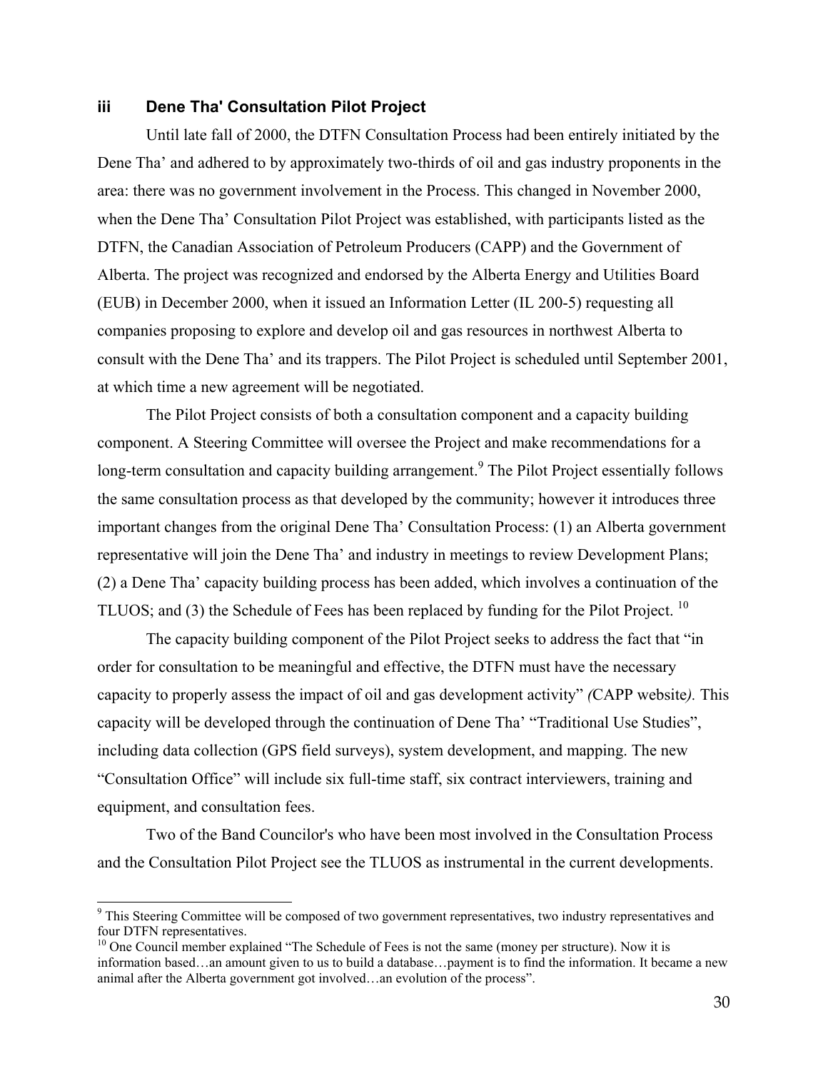### iii Dene Tha' Consultation Pilot Project

Until late fall of 2000, the DTFN Consultation Process had been entirely initiated by the Dene Tha' and adhered to by approximately two-thirds of oil and gas industry proponents in the area: there was no government involvement in the Process. This changed in November 2000, when the Dene Tha' Consultation Pilot Project was established, with participants listed as the DTFN, the Canadian Association of Petroleum Producers (CAPP) and the Government of Alberta. The project was recognized and endorsed by the Alberta Energy and Utilities Board (EUB) in December 2000, when it issued an Information Letter (IL 200-5) requesting all companies proposing to explore and develop oil and gas resources in northwest Alberta to consult with the Dene Tha' and its trappers. The Pilot Project is scheduled until September 2001, at which time a new agreement will be negotiated.

The Pilot Project consists of both a consultation component and a capacity building component. A Steering Committee will oversee the Project and make recommendations for a long-term consultation and capacity building arrangement.[9] The Pilot Project essentially follows the same consultation process as that developed by the community; however it introduces three important changes from the original Dene Tha' Consultation Process: (1) an Alberta government representative will join the Dene Tha' and industry in meetings to review Development Plans; (2) a Dene Tha' capacity building process has been added, which involves a continuation of the TLUOS; and (3) the Schedule of Fees has been replaced by funding for the Pilot Project. [10]

The capacity building component of the Pilot Project seeks to address the fact that "in order for consultation to be meaningful and effective, the DTFN must have the necessary capacity to properly assess the impact of oil and gas development activity" *(*CAPP website*).* This capacity will be developed through the continuation of Dene Tha' "Traditional Use Studies", including data collection (GPS field surveys), system development, and mapping. The new "Consultation Office" will include six full-time staff, six contract interviewers, training and equipment, and consultation fees.

Two of the Band Councilor's who have been most involved in the Consultation Process and the Consultation Pilot Project see the TLUOS as instrumental in the current developments.

---

[9] This Steering Committee will be composed of two government representatives, two industry representatives and four DTFN representatives.

[10] One Council member explained "The Schedule of Fees is not the same (money per structure). Now it is information based…an amount given to us to build a database…payment is to find the information. It became a new animal after the Alberta government got involved…an evolution of the process".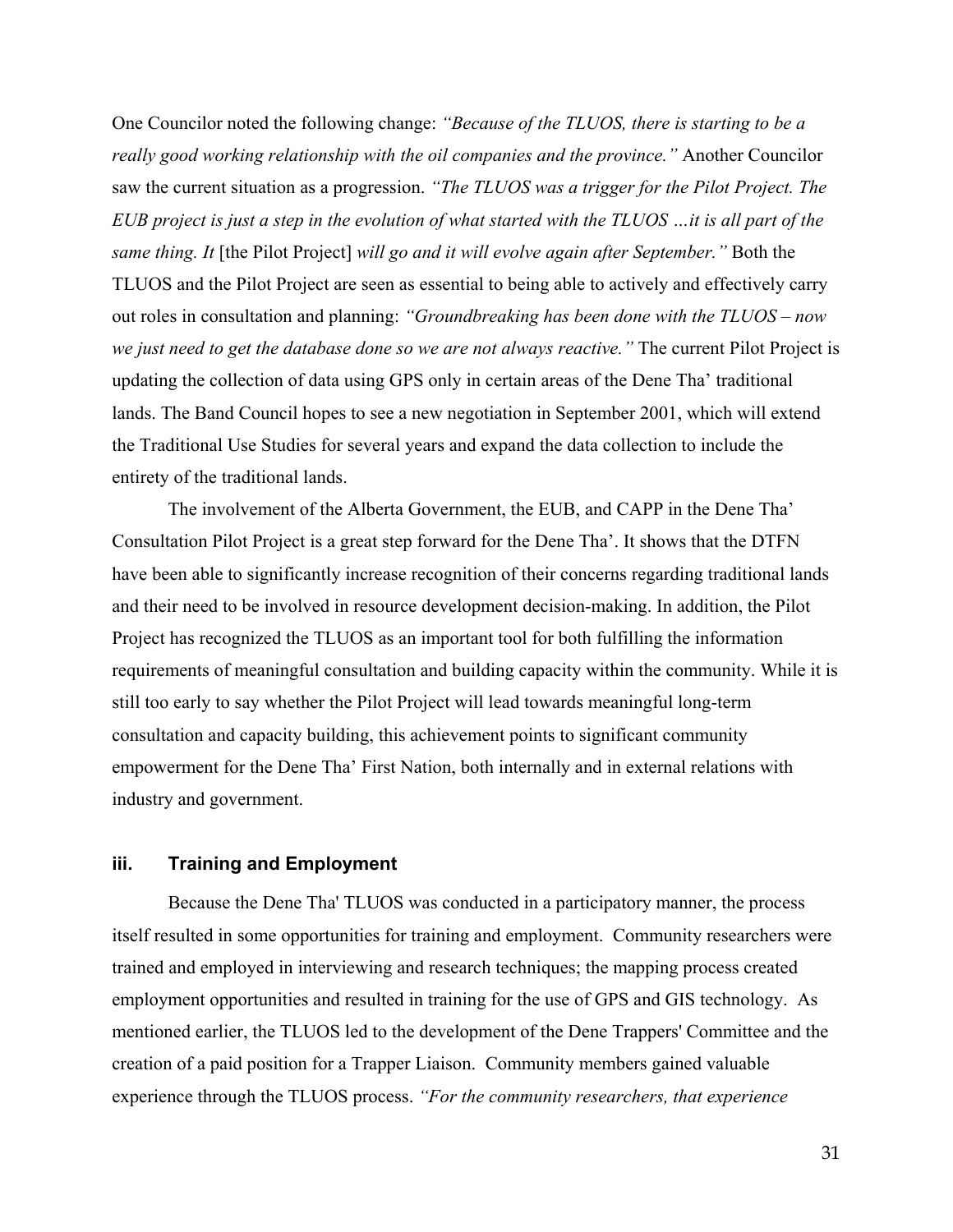One Councilor noted the following change: *"Because of the TLUOS, there is starting to be a really good working relationship with the oil companies and the province."* Another Councilor saw the current situation as a progression. *"The TLUOS was a trigger for the Pilot Project. The EUB project is just a step in the evolution of what started with the TLUOS …it is all part of the same thing. It* [the Pilot Project] *will go and it will evolve again after September."* Both the TLUOS and the Pilot Project are seen as essential to being able to actively and effectively carry out roles in consultation and planning: *"Groundbreaking has been done with the TLUOS – now we just need to get the database done so we are not always reactive."* The current Pilot Project is updating the collection of data using GPS only in certain areas of the Dene Tha' traditional lands. The Band Council hopes to see a new negotiation in September 2001, which will extend the Traditional Use Studies for several years and expand the data collection to include the entirety of the traditional lands.

The involvement of the Alberta Government, the EUB, and CAPP in the Dene Tha' Consultation Pilot Project is a great step forward for the Dene Tha'. It shows that the DTFN have been able to significantly increase recognition of their concerns regarding traditional lands and their need to be involved in resource development decision-making. In addition, the Pilot Project has recognized the TLUOS as an important tool for both fulfilling the information requirements of meaningful consultation and building capacity within the community. While it is still too early to say whether the Pilot Project will lead towards meaningful long-term consultation and capacity building, this achievement points to significant community empowerment for the Dene Tha' First Nation, both internally and in external relations with industry and government.

### iii. Training and Employment

Because the Dene Tha' TLUOS was conducted in a participatory manner, the process itself resulted in some opportunities for training and employment. Community researchers were trained and employed in interviewing and research techniques; the mapping process created employment opportunities and resulted in training for the use of GPS and GIS technology. As mentioned earlier, the TLUOS led to the development of the Dene Trappers' Committee and the creation of a paid position for a Trapper Liaison. Community members gained valuable experience through the TLUOS process. *"For the community researchers, that experience*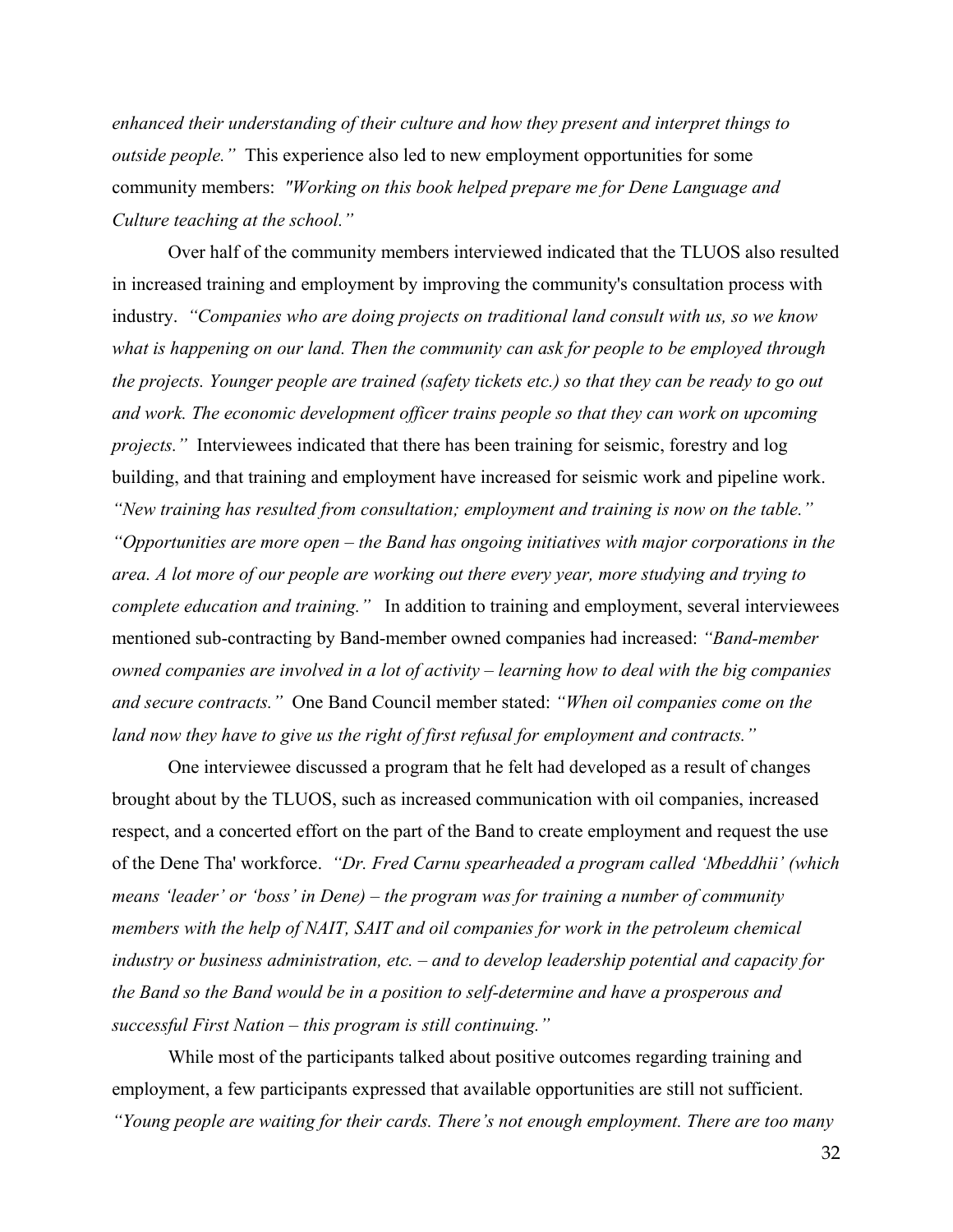*enhanced their understanding of their culture and how they present and interpret things to outside people."* This experience also led to new employment opportunities for some community members: *"Working on this book helped prepare me for Dene Language and Culture teaching at the school."*

Over half of the community members interviewed indicated that the TLUOS also resulted in increased training and employment by improving the community's consultation process with industry. *"Companies who are doing projects on traditional land consult with us, so we know what is happening on our land. Then the community can ask for people to be employed through the projects. Younger people are trained (safety tickets etc.) so that they can be ready to go out and work. The economic development officer trains people so that they can work on upcoming projects."* Interviewees indicated that there has been training for seismic, forestry and log building, and that training and employment have increased for seismic work and pipeline work. *"New training has resulted from consultation; employment and training is now on the table." "Opportunities are more open – the Band has ongoing initiatives with major corporations in the area. A lot more of our people are working out there every year, more studying and trying to complete education and training."* In addition to training and employment, several interviewees mentioned sub-contracting by Band-member owned companies had increased: *"Band-member owned companies are involved in a lot of activity – learning how to deal with the big companies and secure contracts."* One Band Council member stated: *"When oil companies come on the land now they have to give us the right of first refusal for employment and contracts."*

One interviewee discussed a program that he felt had developed as a result of changes brought about by the TLUOS, such as increased communication with oil companies, increased respect, and a concerted effort on the part of the Band to create employment and request the use of the Dene Tha' workforce. *"Dr. Fred Carnu spearheaded a program called 'Mbeddhii' (which means 'leader' or 'boss' in Dene) – the program was for training a number of community members with the help of NAIT, SAIT and oil companies for work in the petroleum chemical industry or business administration, etc. – and to develop leadership potential and capacity for the Band so the Band would be in a position to self-determine and have a prosperous and successful First Nation – this program is still continuing."*

While most of the participants talked about positive outcomes regarding training and employment, a few participants expressed that available opportunities are still not sufficient. *"Young people are waiting for their cards. There's not enough employment. There are too many*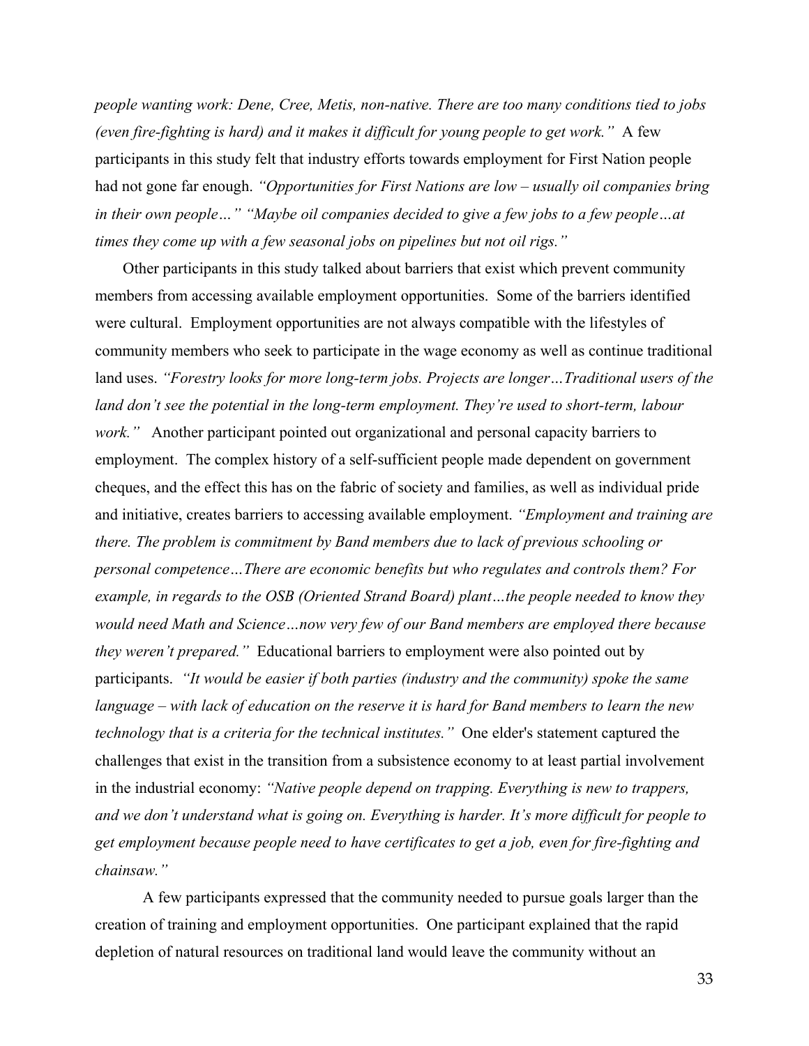*people wanting work: Dene, Cree, Metis, non-native. There are too many conditions tied to jobs (even fire-fighting is hard) and it makes it difficult for young people to get work."* A few participants in this study felt that industry efforts towards employment for First Nation people had not gone far enough. *"Opportunities for First Nations are low – usually oil companies bring in their own people…" "Maybe oil companies decided to give a few jobs to a few people…at times they come up with a few seasonal jobs on pipelines but not oil rigs."*

Other participants in this study talked about barriers that exist which prevent community members from accessing available employment opportunities. Some of the barriers identified were cultural. Employment opportunities are not always compatible with the lifestyles of community members who seek to participate in the wage economy as well as continue traditional land uses. *"Forestry looks for more long-term jobs. Projects are longer…Traditional users of the land don't see the potential in the long-term employment. They're used to short-term, labour work."* Another participant pointed out organizational and personal capacity barriers to employment. The complex history of a self-sufficient people made dependent on government cheques, and the effect this has on the fabric of society and families, as well as individual pride and initiative, creates barriers to accessing available employment. *"Employment and training are there. The problem is commitment by Band members due to lack of previous schooling or personal competence…There are economic benefits but who regulates and controls them? For example, in regards to the OSB (Oriented Strand Board) plant…the people needed to know they would need Math and Science…now very few of our Band members are employed there because they weren't prepared."* Educational barriers to employment were also pointed out by participants. *"It would be easier if both parties (industry and the community) spoke the same language – with lack of education on the reserve it is hard for Band members to learn the new technology that is a criteria for the technical institutes."* One elder's statement captured the challenges that exist in the transition from a subsistence economy to at least partial involvement in the industrial economy: *"Native people depend on trapping. Everything is new to trappers, and we don't understand what is going on. Everything is harder. It's more difficult for people to get employment because people need to have certificates to get a job, even for fire-fighting and chainsaw."*

A few participants expressed that the community needed to pursue goals larger than the creation of training and employment opportunities. One participant explained that the rapid depletion of natural resources on traditional land would leave the community without an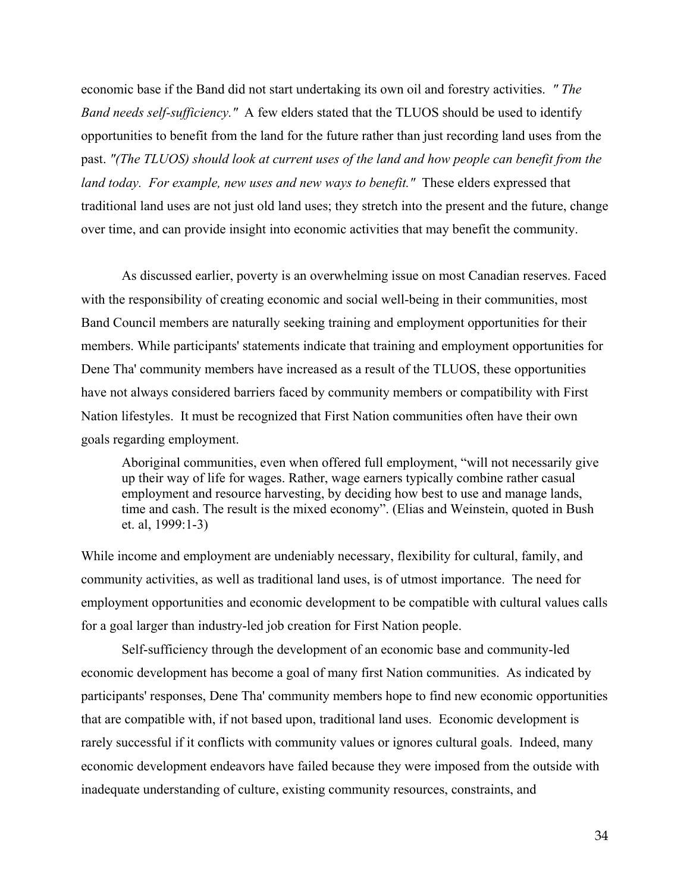economic base if the Band did not start undertaking its own oil and forestry activities. *" The Band needs self-sufficiency."* A few elders stated that the TLUOS should be used to identify opportunities to benefit from the land for the future rather than just recording land uses from the past. *"(The TLUOS) should look at current uses of the land and how people can benefit from the land today. For example, new uses and new ways to benefit."* These elders expressed that traditional land uses are not just old land uses; they stretch into the present and the future, change over time, and can provide insight into economic activities that may benefit the community.

As discussed earlier, poverty is an overwhelming issue on most Canadian reserves. Faced with the responsibility of creating economic and social well-being in their communities, most Band Council members are naturally seeking training and employment opportunities for their members. While participants' statements indicate that training and employment opportunities for Dene Tha' community members have increased as a result of the TLUOS, these opportunities have not always considered barriers faced by community members or compatibility with First Nation lifestyles. It must be recognized that First Nation communities often have their own goals regarding employment.

> Aboriginal communities, even when offered full employment, "will not necessarily give up their way of life for wages. Rather, wage earners typically combine rather casual employment and resource harvesting, by deciding how best to use and manage lands, time and cash. The result is the mixed economy". (Elias and Weinstein, quoted in Bush et. al, 1999:1-3)

While income and employment are undeniably necessary, flexibility for cultural, family, and community activities, as well as traditional land uses, is of utmost importance. The need for employment opportunities and economic development to be compatible with cultural values calls for a goal larger than industry-led job creation for First Nation people.

Self-sufficiency through the development of an economic base and community-led economic development has become a goal of many first Nation communities. As indicated by participants' responses, Dene Tha' community members hope to find new economic opportunities that are compatible with, if not based upon, traditional land uses. Economic development is rarely successful if it conflicts with community values or ignores cultural goals. Indeed, many economic development endeavors have failed because they were imposed from the outside with inadequate understanding of culture, existing community resources, constraints, and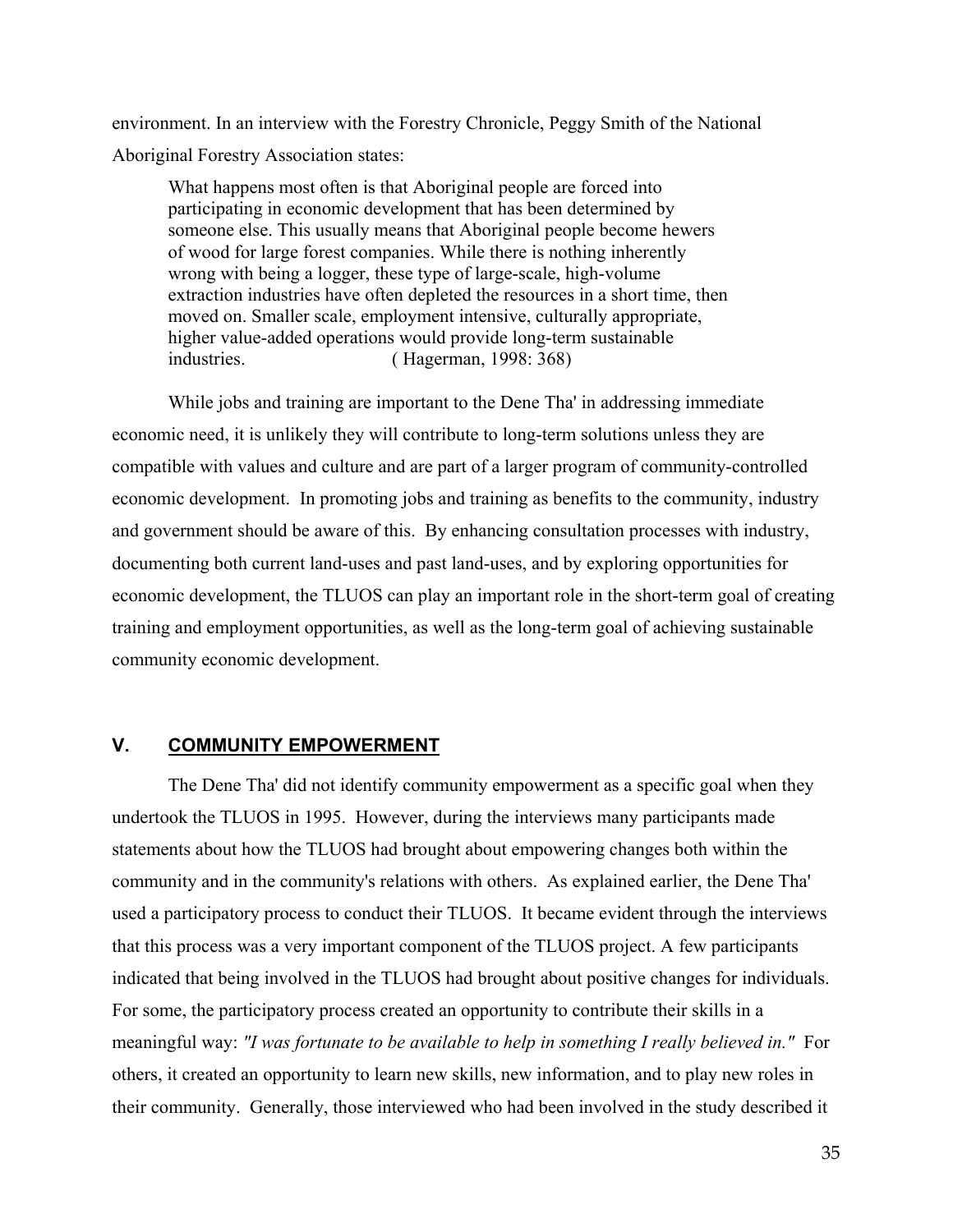environment. In an interview with the Forestry Chronicle, Peggy Smith of the National Aboriginal Forestry Association states:

> What happens most often is that Aboriginal people are forced into participating in economic development that has been determined by someone else. This usually means that Aboriginal people become hewers of wood for large forest companies. While there is nothing inherently wrong with being a logger, these type of large-scale, high-volume extraction industries have often depleted the resources in a short time, then moved on. Smaller scale, employment intensive, culturally appropriate, higher value-added operations would provide long-term sustainable industries. ( Hagerman, 1998: 368)

While jobs and training are important to the Dene Tha' in addressing immediate economic need, it is unlikely they will contribute to long-term solutions unless they are compatible with values and culture and are part of a larger program of community-controlled economic development. In promoting jobs and training as benefits to the community, industry and government should be aware of this. By enhancing consultation processes with industry, documenting both current land-uses and past land-uses, and by exploring opportunities for economic development, the TLUOS can play an important role in the short-term goal of creating training and employment opportunities, as well as the long-term goal of achieving sustainable community economic development.

## V. COMMUNITY EMPOWERMENT

The Dene Tha' did not identify community empowerment as a specific goal when they undertook the TLUOS in 1995. However, during the interviews many participants made statements about how the TLUOS had brought about empowering changes both within the community and in the community's relations with others. As explained earlier, the Dene Tha' used a participatory process to conduct their TLUOS. It became evident through the interviews that this process was a very important component of the TLUOS project. A few participants indicated that being involved in the TLUOS had brought about positive changes for individuals. For some, the participatory process created an opportunity to contribute their skills in a meaningful way: *"I was fortunate to be available to help in something I really believed in."* For others, it created an opportunity to learn new skills, new information, and to play new roles in their community. Generally, those interviewed who had been involved in the study described it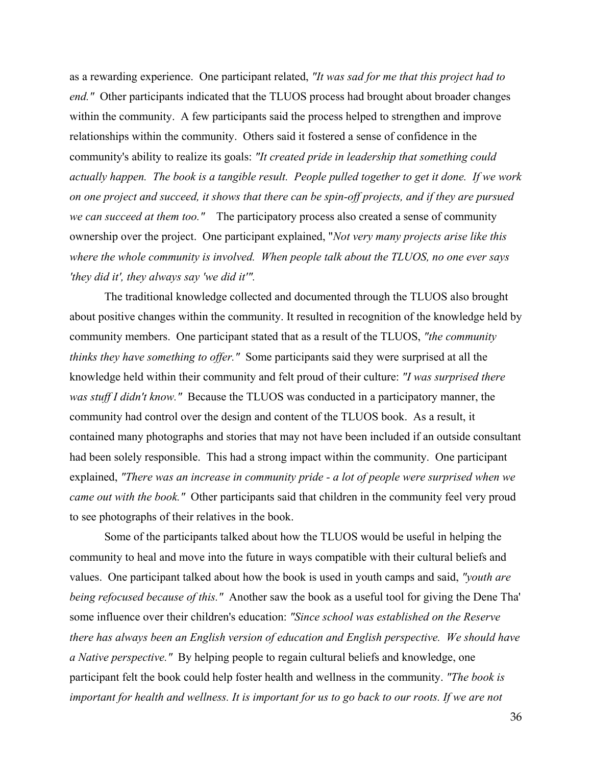as a rewarding experience. One participant related, *"It was sad for me that this project had to end."* Other participants indicated that the TLUOS process had brought about broader changes within the community. A few participants said the process helped to strengthen and improve relationships within the community. Others said it fostered a sense of confidence in the community's ability to realize its goals: *"It created pride in leadership that something could actually happen. The book is a tangible result. People pulled together to get it done. If we work on one project and succeed, it shows that there can be spin-off projects, and if they are pursued we can succeed at them too."* The participatory process also created a sense of community ownership over the project. One participant explained, "*Not very many projects arise like this where the whole community is involved. When people talk about the TLUOS, no one ever says 'they did it', they always say 'we did it'".*

The traditional knowledge collected and documented through the TLUOS also brought about positive changes within the community. It resulted in recognition of the knowledge held by community members. One participant stated that as a result of the TLUOS, *"the community thinks they have something to offer."* Some participants said they were surprised at all the knowledge held within their community and felt proud of their culture: *"I was surprised there was stuff I didn't know."* Because the TLUOS was conducted in a participatory manner, the community had control over the design and content of the TLUOS book. As a result, it contained many photographs and stories that may not have been included if an outside consultant had been solely responsible. This had a strong impact within the community. One participant explained, *"There was an increase in community pride - a lot of people were surprised when we came out with the book."* Other participants said that children in the community feel very proud to see photographs of their relatives in the book.

Some of the participants talked about how the TLUOS would be useful in helping the community to heal and move into the future in ways compatible with their cultural beliefs and values. One participant talked about how the book is used in youth camps and said, *"youth are being refocused because of this."* Another saw the book as a useful tool for giving the Dene Tha' some influence over their children's education: *"Since school was established on the Reserve there has always been an English version of education and English perspective. We should have a Native perspective."* By helping people to regain cultural beliefs and knowledge, one participant felt the book could help foster health and wellness in the community. *"The book is important for health and wellness. It is important for us to go back to our roots. If we are not*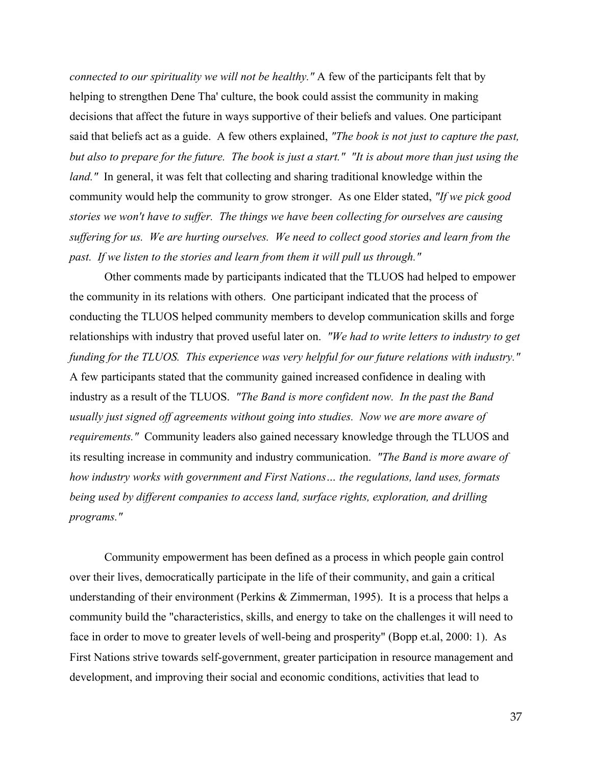*connected to our spirituality we will not be healthy."* A few of the participants felt that by helping to strengthen Dene Tha' culture, the book could assist the community in making decisions that affect the future in ways supportive of their beliefs and values. One participant said that beliefs act as a guide. A few others explained, *"The book is not just to capture the past, but also to prepare for the future. The book is just a start." "It is about more than just using the land."* In general, it was felt that collecting and sharing traditional knowledge within the community would help the community to grow stronger. As one Elder stated, *"If we pick good stories we won't have to suffer. The things we have been collecting for ourselves are causing suffering for us. We are hurting ourselves. We need to collect good stories and learn from the past. If we listen to the stories and learn from them it will pull us through."*

Other comments made by participants indicated that the TLUOS had helped to empower the community in its relations with others. One participant indicated that the process of conducting the TLUOS helped community members to develop communication skills and forge relationships with industry that proved useful later on. *"We had to write letters to industry to get funding for the TLUOS. This experience was very helpful for our future relations with industry."* A few participants stated that the community gained increased confidence in dealing with industry as a result of the TLUOS. *"The Band is more confident now. In the past the Band usually just signed off agreements without going into studies. Now we are more aware of requirements."* Community leaders also gained necessary knowledge through the TLUOS and its resulting increase in community and industry communication. *"The Band is more aware of how industry works with government and First Nations… the regulations, land uses, formats being used by different companies to access land, surface rights, exploration, and drilling programs."*

Community empowerment has been defined as a process in which people gain control over their lives, democratically participate in the life of their community, and gain a critical understanding of their environment (Perkins & Zimmerman, 1995). It is a process that helps a community build the "characteristics, skills, and energy to take on the challenges it will need to face in order to move to greater levels of well-being and prosperity" (Bopp et.al, 2000: 1). As First Nations strive towards self-government, greater participation in resource management and development, and improving their social and economic conditions, activities that lead to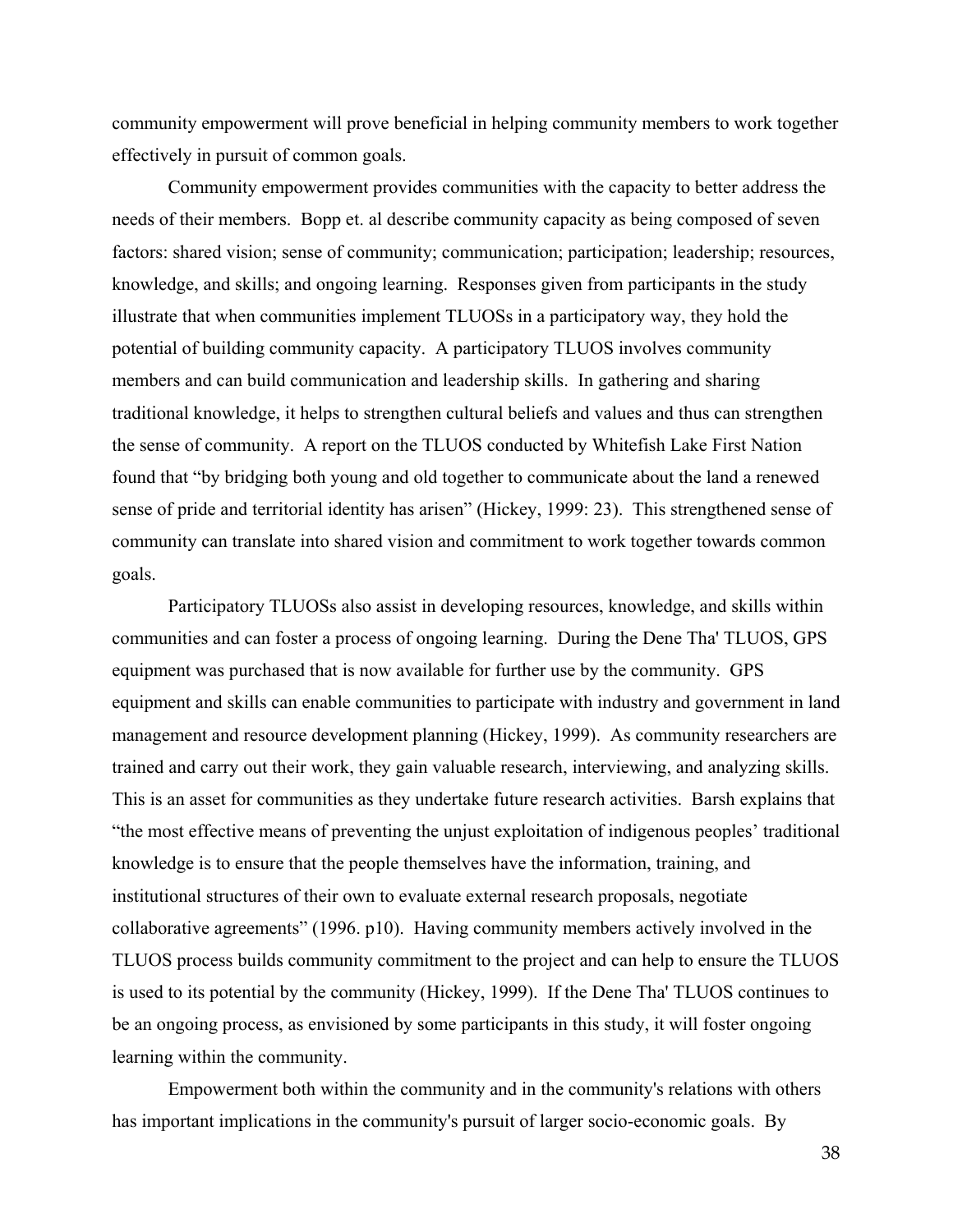community empowerment will prove beneficial in helping community members to work together effectively in pursuit of common goals.

Community empowerment provides communities with the capacity to better address the needs of their members. Bopp et. al describe community capacity as being composed of seven factors: shared vision; sense of community; communication; participation; leadership; resources, knowledge, and skills; and ongoing learning. Responses given from participants in the study illustrate that when communities implement TLUOSs in a participatory way, they hold the potential of building community capacity. A participatory TLUOS involves community members and can build communication and leadership skills. In gathering and sharing traditional knowledge, it helps to strengthen cultural beliefs and values and thus can strengthen the sense of community. A report on the TLUOS conducted by Whitefish Lake First Nation found that "by bridging both young and old together to communicate about the land a renewed sense of pride and territorial identity has arisen" (Hickey, 1999: 23). This strengthened sense of community can translate into shared vision and commitment to work together towards common goals.

Participatory TLUOSs also assist in developing resources, knowledge, and skills within communities and can foster a process of ongoing learning. During the Dene Tha' TLUOS, GPS equipment was purchased that is now available for further use by the community. GPS equipment and skills can enable communities to participate with industry and government in land management and resource development planning (Hickey, 1999). As community researchers are trained and carry out their work, they gain valuable research, interviewing, and analyzing skills. This is an asset for communities as they undertake future research activities. Barsh explains that "the most effective means of preventing the unjust exploitation of indigenous peoples' traditional knowledge is to ensure that the people themselves have the information, training, and institutional structures of their own to evaluate external research proposals, negotiate collaborative agreements" (1996. p10). Having community members actively involved in the TLUOS process builds community commitment to the project and can help to ensure the TLUOS is used to its potential by the community (Hickey, 1999). If the Dene Tha' TLUOS continues to be an ongoing process, as envisioned by some participants in this study, it will foster ongoing learning within the community.

Empowerment both within the community and in the community's relations with others has important implications in the community's pursuit of larger socio-economic goals. By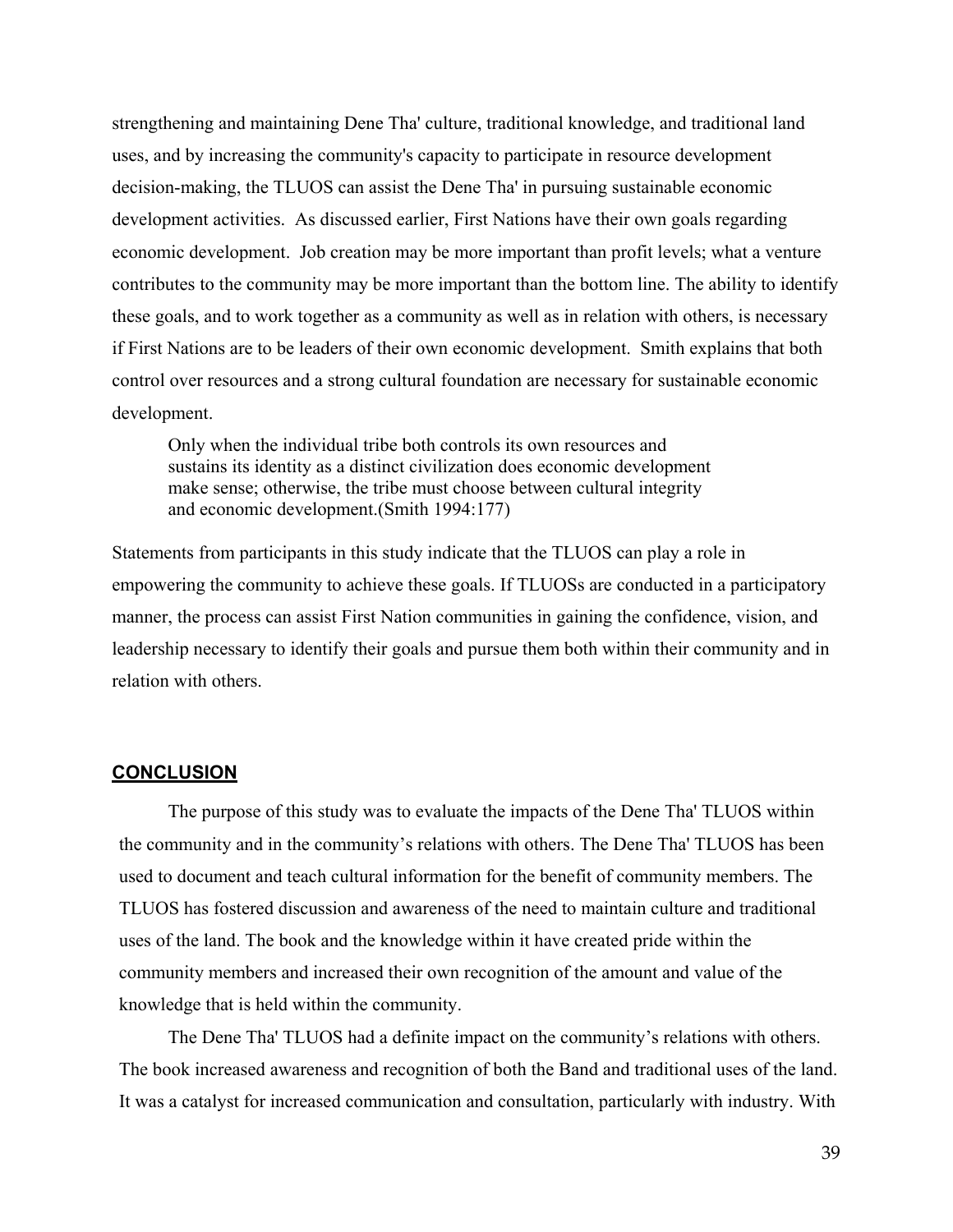strengthening and maintaining Dene Tha' culture, traditional knowledge, and traditional land uses, and by increasing the community's capacity to participate in resource development decision-making, the TLUOS can assist the Dene Tha' in pursuing sustainable economic development activities. As discussed earlier, First Nations have their own goals regarding economic development. Job creation may be more important than profit levels; what a venture contributes to the community may be more important than the bottom line. The ability to identify these goals, and to work together as a community as well as in relation with others, is necessary if First Nations are to be leaders of their own economic development. Smith explains that both control over resources and a strong cultural foundation are necessary for sustainable economic development.

> Only when the individual tribe both controls its own resources and sustains its identity as a distinct civilization does economic development make sense; otherwise, the tribe must choose between cultural integrity and economic development.(Smith 1994:177)

Statements from participants in this study indicate that the TLUOS can play a role in empowering the community to achieve these goals. If TLUOSs are conducted in a participatory manner, the process can assist First Nation communities in gaining the confidence, vision, and leadership necessary to identify their goals and pursue them both within their community and in relation with others.

## CONCLUSION

The purpose of this study was to evaluate the impacts of the Dene Tha' TLUOS within the community and in the community's relations with others. The Dene Tha' TLUOS has been used to document and teach cultural information for the benefit of community members. The TLUOS has fostered discussion and awareness of the need to maintain culture and traditional uses of the land. The book and the knowledge within it have created pride within the community members and increased their own recognition of the amount and value of the knowledge that is held within the community.

The Dene Tha' TLUOS had a definite impact on the community's relations with others. The book increased awareness and recognition of both the Band and traditional uses of the land. It was a catalyst for increased communication and consultation, particularly with industry. With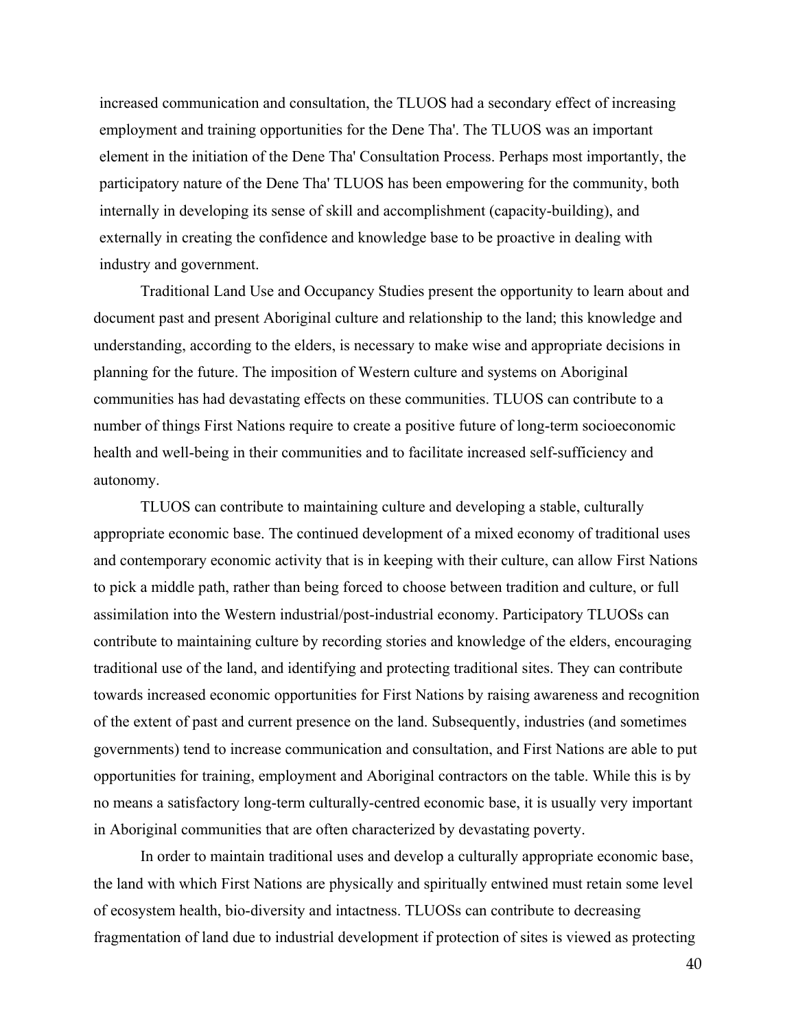increased communication and consultation, the TLUOS had a secondary effect of increasing employment and training opportunities for the Dene Tha'. The TLUOS was an important element in the initiation of the Dene Tha' Consultation Process. Perhaps most importantly, the participatory nature of the Dene Tha' TLUOS has been empowering for the community, both internally in developing its sense of skill and accomplishment (capacity-building), and externally in creating the confidence and knowledge base to be proactive in dealing with industry and government.

Traditional Land Use and Occupancy Studies present the opportunity to learn about and document past and present Aboriginal culture and relationship to the land; this knowledge and understanding, according to the elders, is necessary to make wise and appropriate decisions in planning for the future. The imposition of Western culture and systems on Aboriginal communities has had devastating effects on these communities. TLUOS can contribute to a number of things First Nations require to create a positive future of long-term socioeconomic health and well-being in their communities and to facilitate increased self-sufficiency and autonomy.

TLUOS can contribute to maintaining culture and developing a stable, culturally appropriate economic base. The continued development of a mixed economy of traditional uses and contemporary economic activity that is in keeping with their culture, can allow First Nations to pick a middle path, rather than being forced to choose between tradition and culture, or full assimilation into the Western industrial/post-industrial economy. Participatory TLUOSs can contribute to maintaining culture by recording stories and knowledge of the elders, encouraging traditional use of the land, and identifying and protecting traditional sites. They can contribute towards increased economic opportunities for First Nations by raising awareness and recognition of the extent of past and current presence on the land. Subsequently, industries (and sometimes governments) tend to increase communication and consultation, and First Nations are able to put opportunities for training, employment and Aboriginal contractors on the table. While this is by no means a satisfactory long-term culturally-centred economic base, it is usually very important in Aboriginal communities that are often characterized by devastating poverty.

In order to maintain traditional uses and develop a culturally appropriate economic base, the land with which First Nations are physically and spiritually entwined must retain some level of ecosystem health, bio-diversity and intactness. TLUOSs can contribute to decreasing fragmentation of land due to industrial development if protection of sites is viewed as protecting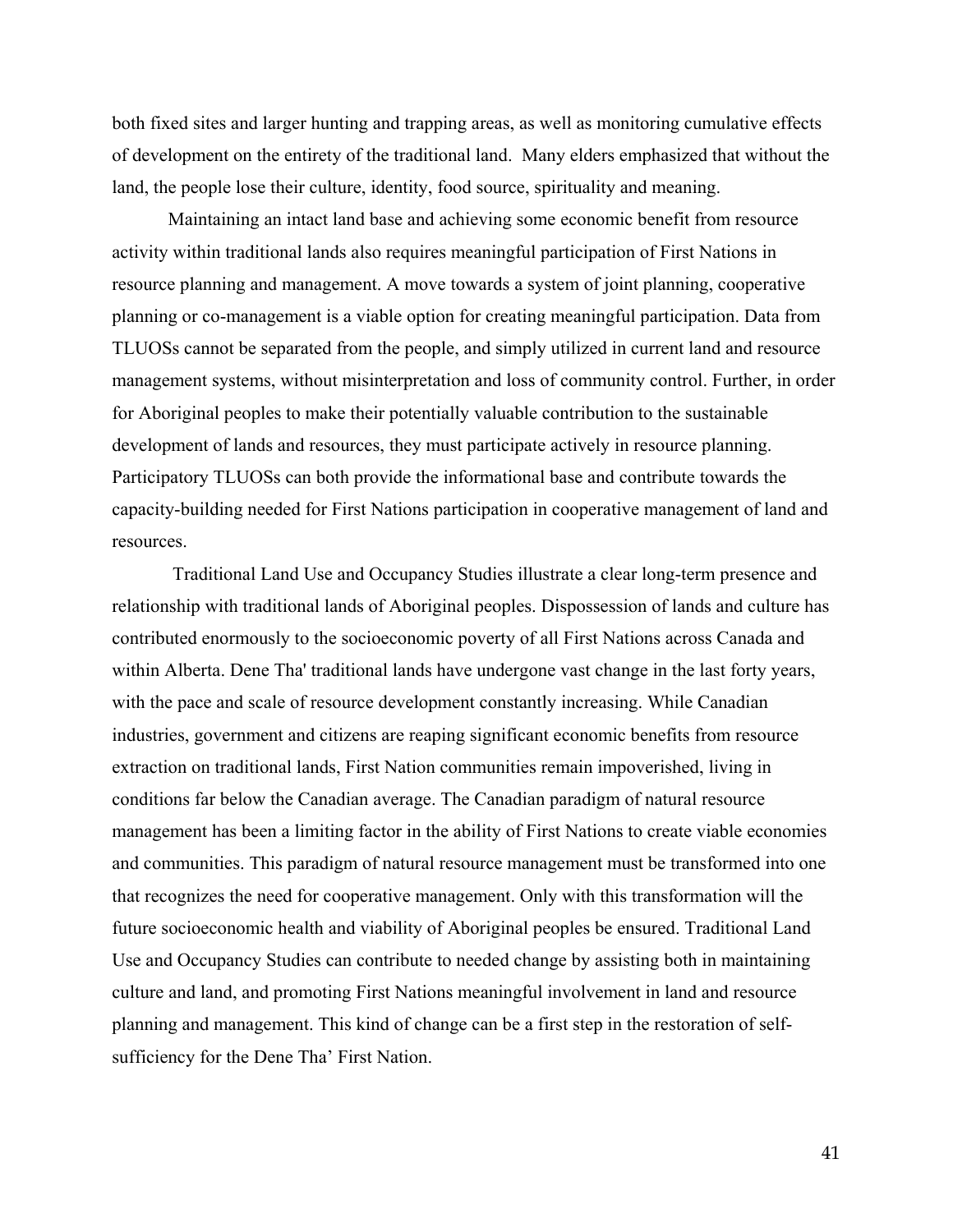both fixed sites and larger hunting and trapping areas, as well as monitoring cumulative effects of development on the entirety of the traditional land. Many elders emphasized that without the land, the people lose their culture, identity, food source, spirituality and meaning.

Maintaining an intact land base and achieving some economic benefit from resource activity within traditional lands also requires meaningful participation of First Nations in resource planning and management. A move towards a system of joint planning, cooperative planning or co-management is a viable option for creating meaningful participation. Data from TLUOSs cannot be separated from the people, and simply utilized in current land and resource management systems, without misinterpretation and loss of community control. Further, in order for Aboriginal peoples to make their potentially valuable contribution to the sustainable development of lands and resources, they must participate actively in resource planning. Participatory TLUOSs can both provide the informational base and contribute towards the capacity-building needed for First Nations participation in cooperative management of land and resources.

Traditional Land Use and Occupancy Studies illustrate a clear long-term presence and relationship with traditional lands of Aboriginal peoples. Dispossession of lands and culture has contributed enormously to the socioeconomic poverty of all First Nations across Canada and within Alberta. Dene Tha' traditional lands have undergone vast change in the last forty years, with the pace and scale of resource development constantly increasing. While Canadian industries, government and citizens are reaping significant economic benefits from resource extraction on traditional lands, First Nation communities remain impoverished, living in conditions far below the Canadian average. The Canadian paradigm of natural resource management has been a limiting factor in the ability of First Nations to create viable economies and communities. This paradigm of natural resource management must be transformed into one that recognizes the need for cooperative management. Only with this transformation will the future socioeconomic health and viability of Aboriginal peoples be ensured. Traditional Land Use and Occupancy Studies can contribute to needed change by assisting both in maintaining culture and land, and promoting First Nations meaningful involvement in land and resource planning and management. This kind of change can be a first step in the restoration of self-sufficiency for the Dene Tha' First Nation.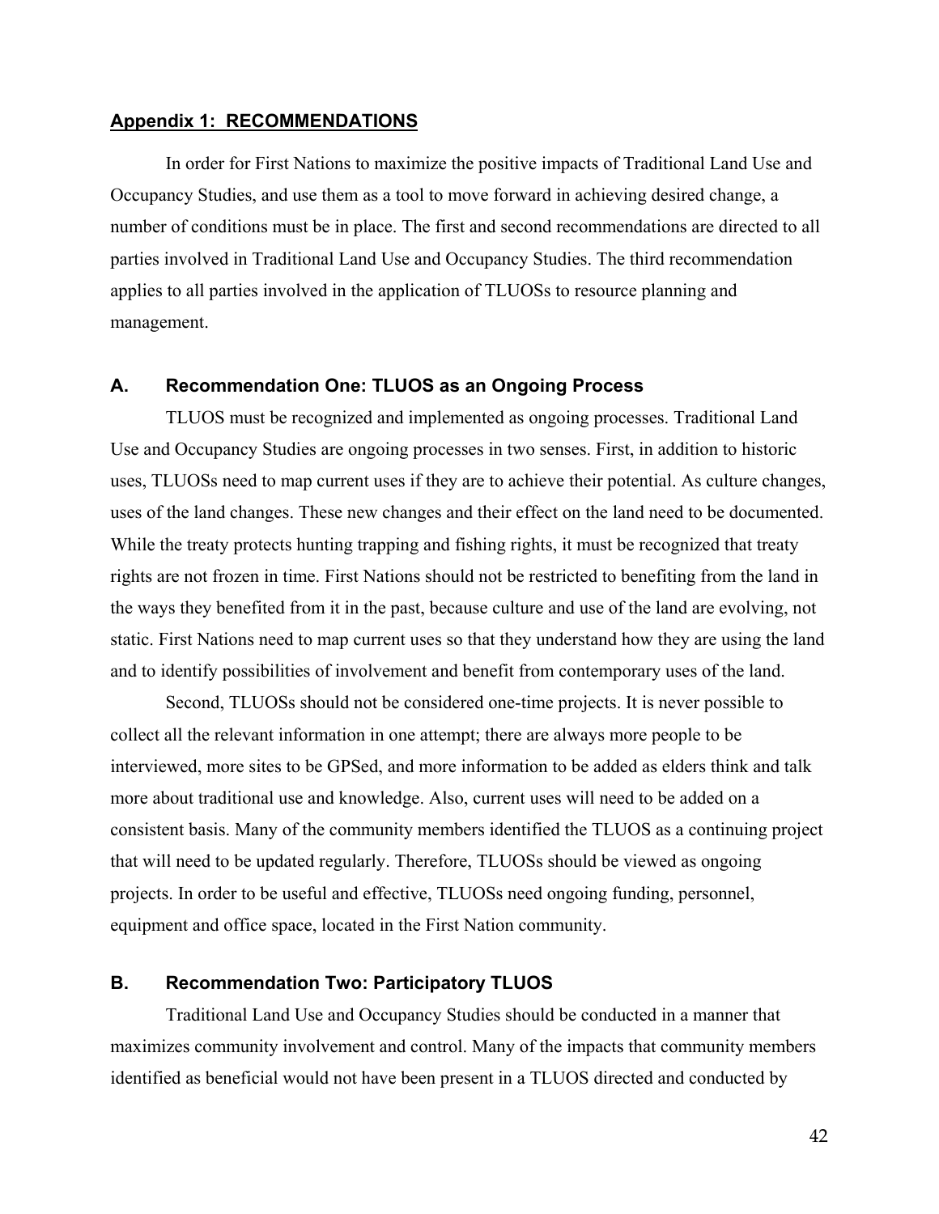## Appendix 1: RECOMMENDATIONS

In order for First Nations to maximize the positive impacts of Traditional Land Use and Occupancy Studies, and use them as a tool to move forward in achieving desired change, a number of conditions must be in place. The first and second recommendations are directed to all parties involved in Traditional Land Use and Occupancy Studies. The third recommendation applies to all parties involved in the application of TLUOSs to resource planning and management.

### A. Recommendation One: TLUOS as an Ongoing Process

TLUOS must be recognized and implemented as ongoing processes. Traditional Land Use and Occupancy Studies are ongoing processes in two senses. First, in addition to historic uses, TLUOSs need to map current uses if they are to achieve their potential. As culture changes, uses of the land changes. These new changes and their effect on the land need to be documented. While the treaty protects hunting trapping and fishing rights, it must be recognized that treaty rights are not frozen in time. First Nations should not be restricted to benefiting from the land in the ways they benefited from it in the past, because culture and use of the land are evolving, not static. First Nations need to map current uses so that they understand how they are using the land and to identify possibilities of involvement and benefit from contemporary uses of the land.

Second, TLUOSs should not be considered one-time projects. It is never possible to collect all the relevant information in one attempt; there are always more people to be interviewed, more sites to be GPSed, and more information to be added as elders think and talk more about traditional use and knowledge. Also, current uses will need to be added on a consistent basis. Many of the community members identified the TLUOS as a continuing project that will need to be updated regularly. Therefore, TLUOSs should be viewed as ongoing projects. In order to be useful and effective, TLUOSs need ongoing funding, personnel, equipment and office space, located in the First Nation community.

### B. Recommendation Two: Participatory TLUOS

Traditional Land Use and Occupancy Studies should be conducted in a manner that maximizes community involvement and control. Many of the impacts that community members identified as beneficial would not have been present in a TLUOS directed and conducted by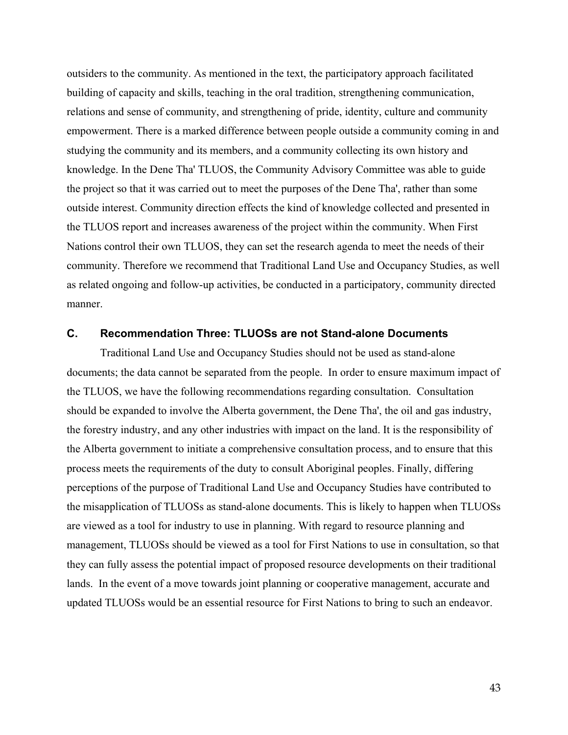outsiders to the community. As mentioned in the text, the participatory approach facilitated building of capacity and skills, teaching in the oral tradition, strengthening communication, relations and sense of community, and strengthening of pride, identity, culture and community empowerment. There is a marked difference between people outside a community coming in and studying the community and its members, and a community collecting its own history and knowledge. In the Dene Tha' TLUOS, the Community Advisory Committee was able to guide the project so that it was carried out to meet the purposes of the Dene Tha', rather than some outside interest. Community direction effects the kind of knowledge collected and presented in the TLUOS report and increases awareness of the project within the community. When First Nations control their own TLUOS, they can set the research agenda to meet the needs of their community. Therefore we recommend that Traditional Land Use and Occupancy Studies, as well as related ongoing and follow-up activities, be conducted in a participatory, community directed manner.

### C. Recommendation Three: TLUOSs are not Stand-alone Documents

Traditional Land Use and Occupancy Studies should not be used as stand-alone documents; the data cannot be separated from the people. In order to ensure maximum impact of the TLUOS, we have the following recommendations regarding consultation. Consultation should be expanded to involve the Alberta government, the Dene Tha', the oil and gas industry, the forestry industry, and any other industries with impact on the land. It is the responsibility of the Alberta government to initiate a comprehensive consultation process, and to ensure that this process meets the requirements of the duty to consult Aboriginal peoples. Finally, differing perceptions of the purpose of Traditional Land Use and Occupancy Studies have contributed to the misapplication of TLUOSs as stand-alone documents. This is likely to happen when TLUOSs are viewed as a tool for industry to use in planning. With regard to resource planning and management, TLUOSs should be viewed as a tool for First Nations to use in consultation, so that they can fully assess the potential impact of proposed resource developments on their traditional lands. In the event of a move towards joint planning or cooperative management, accurate and updated TLUOSs would be an essential resource for First Nations to bring to such an endeavor.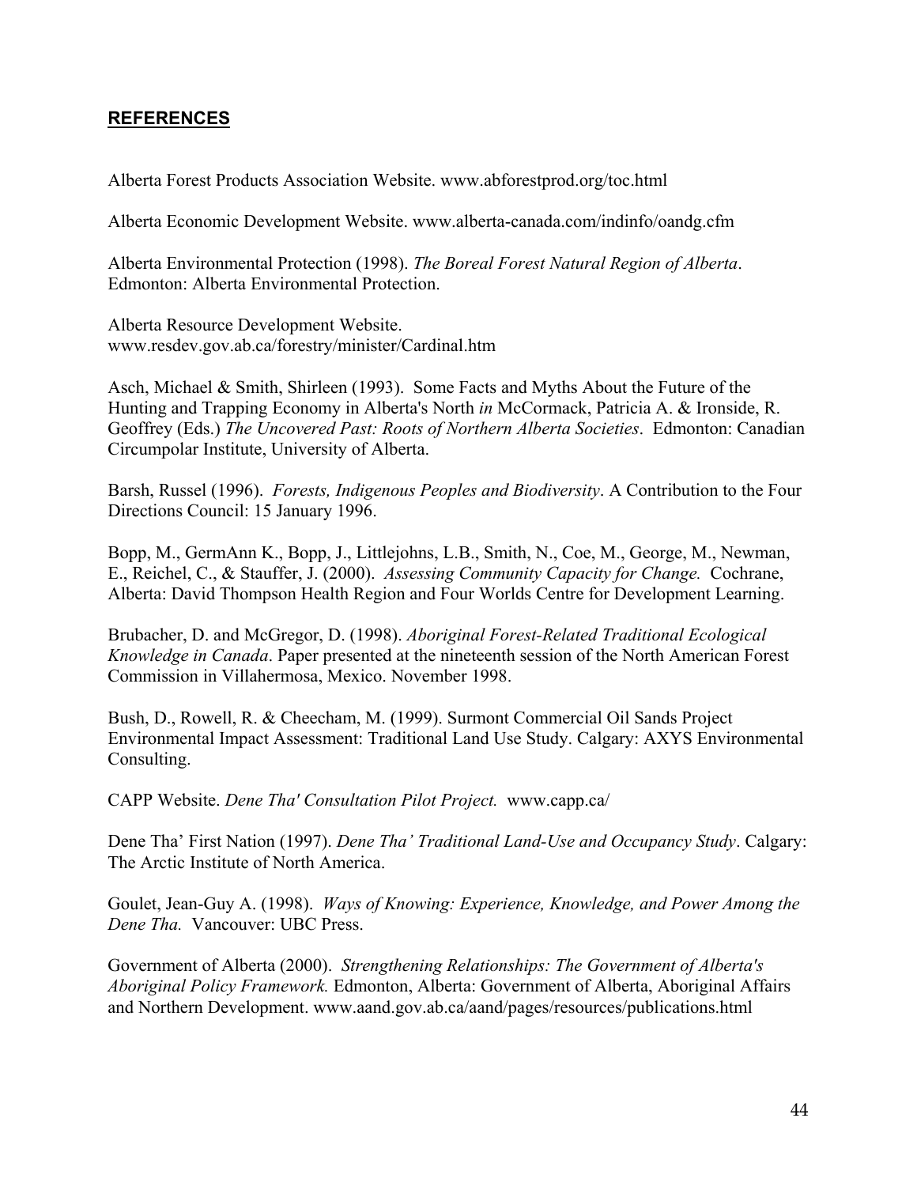## REFERENCES

Alberta Forest Products Association Website. www.abforestprod.org/toc.html

Alberta Economic Development Website. www.alberta-canada.com/indinfo/oandg.cfm

Alberta Environmental Protection (1998). *The Boreal Forest Natural Region of Alberta*. Edmonton: Alberta Environmental Protection.

Alberta Resource Development Website. www.resdev.gov.ab.ca/forestry/minister/Cardinal.htm

Asch, Michael & Smith, Shirleen (1993). Some Facts and Myths About the Future of the Hunting and Trapping Economy in Alberta's North *in* McCormack, Patricia A. & Ironside, R. Geoffrey (Eds.) *The Uncovered Past: Roots of Northern Alberta Societies*. Edmonton: Canadian Circumpolar Institute, University of Alberta.

Barsh, Russel (1996). *Forests, Indigenous Peoples and Biodiversity*. A Contribution to the Four Directions Council: 15 January 1996.

Bopp, M., GermAnn K., Bopp, J., Littlejohns, L.B., Smith, N., Coe, M., George, M., Newman, E., Reichel, C., & Stauffer, J. (2000). *Assessing Community Capacity for Change.* Cochrane, Alberta: David Thompson Health Region and Four Worlds Centre for Development Learning.

Brubacher, D. and McGregor, D. (1998). *Aboriginal Forest-Related Traditional Ecological Knowledge in Canada*. Paper presented at the nineteenth session of the North American Forest Commission in Villahermosa, Mexico. November 1998.

Bush, D., Rowell, R. & Cheecham, M. (1999). Surmont Commercial Oil Sands Project Environmental Impact Assessment: Traditional Land Use Study. Calgary: AXYS Environmental Consulting.

CAPP Website. *Dene Tha' Consultation Pilot Project.* www.capp.ca/

Dene Tha' First Nation (1997). *Dene Tha' Traditional Land-Use and Occupancy Study*. Calgary: The Arctic Institute of North America.

Goulet, Jean-Guy A. (1998). *Ways of Knowing: Experience, Knowledge, and Power Among the Dene Tha.* Vancouver: UBC Press.

Government of Alberta (2000). *Strengthening Relationships: The Government of Alberta's Aboriginal Policy Framework.* Edmonton, Alberta: Government of Alberta, Aboriginal Affairs and Northern Development. www.aand.gov.ab.ca/aand/pages/resources/publications.html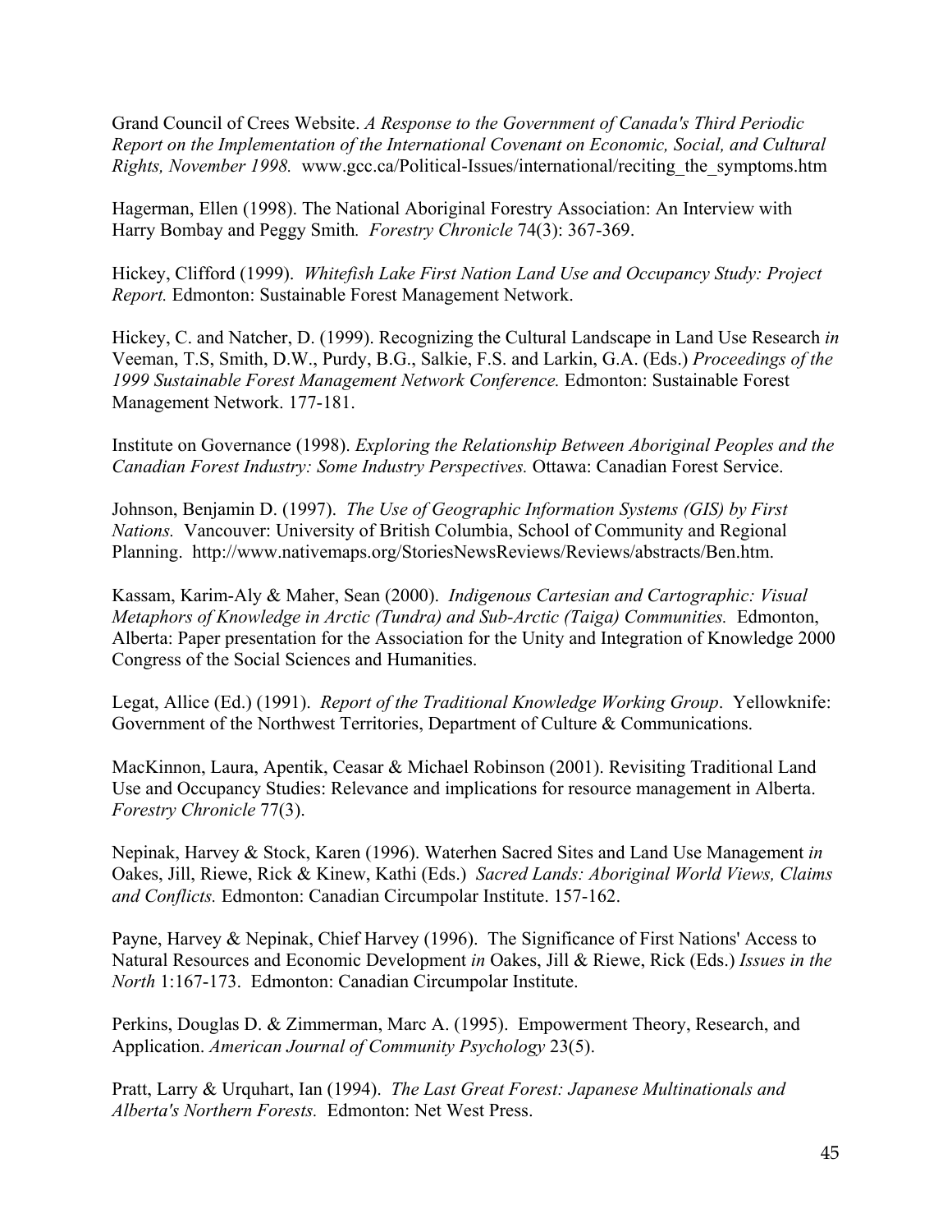Grand Council of Crees Website. *A Response to the Government of Canada's Third Periodic Report on the Implementation of the International Covenant on Economic, Social, and Cultural Rights, November 1998.* www.gcc.ca/Political-Issues/international/reciting_the_symptoms.htm

Hagerman, Ellen (1998). The National Aboriginal Forestry Association: An Interview with Harry Bombay and Peggy Smith*. Forestry Chronicle* 74(3): 367-369.

Hickey, Clifford (1999). *Whitefish Lake First Nation Land Use and Occupancy Study: Project Report.* Edmonton: Sustainable Forest Management Network.

Hickey, C. and Natcher, D. (1999). Recognizing the Cultural Landscape in Land Use Research *in* Veeman, T.S, Smith, D.W., Purdy, B.G., Salkie, F.S. and Larkin, G.A. (Eds.) *Proceedings of the 1999 Sustainable Forest Management Network Conference.* Edmonton: Sustainable Forest Management Network. 177-181.

Institute on Governance (1998). *Exploring the Relationship Between Aboriginal Peoples and the Canadian Forest Industry: Some Industry Perspectives.* Ottawa: Canadian Forest Service.

Johnson, Benjamin D. (1997). *The Use of Geographic Information Systems (GIS) by First Nations.* Vancouver: University of British Columbia, School of Community and Regional Planning. http://www.nativemaps.org/StoriesNewsReviews/Reviews/abstracts/Ben.htm.

Kassam, Karim-Aly & Maher, Sean (2000). *Indigenous Cartesian and Cartographic: Visual Metaphors of Knowledge in Arctic (Tundra) and Sub-Arctic (Taiga) Communities.* Edmonton, Alberta: Paper presentation for the Association for the Unity and Integration of Knowledge 2000 Congress of the Social Sciences and Humanities.

Legat, Allice (Ed.) (1991). *Report of the Traditional Knowledge Working Group*. Yellowknife: Government of the Northwest Territories, Department of Culture & Communications.

MacKinnon, Laura, Apentik, Ceasar & Michael Robinson (2001). Revisiting Traditional Land Use and Occupancy Studies: Relevance and implications for resource management in Alberta. *Forestry Chronicle* 77(3).

Nepinak, Harvey & Stock, Karen (1996). Waterhen Sacred Sites and Land Use Management *in* Oakes, Jill, Riewe, Rick & Kinew, Kathi (Eds.) *Sacred Lands: Aboriginal World Views, Claims and Conflicts.* Edmonton: Canadian Circumpolar Institute. 157-162.

Payne, Harvey & Nepinak, Chief Harvey (1996). The Significance of First Nations' Access to Natural Resources and Economic Development *in* Oakes, Jill & Riewe, Rick (Eds.) *Issues in the North* 1:167-173. Edmonton: Canadian Circumpolar Institute.

Perkins, Douglas D. & Zimmerman, Marc A. (1995). Empowerment Theory, Research, and Application. *American Journal of Community Psychology* 23(5).

Pratt, Larry & Urquhart, Ian (1994). *The Last Great Forest: Japanese Multinationals and Alberta's Northern Forests.* Edmonton: Net West Press.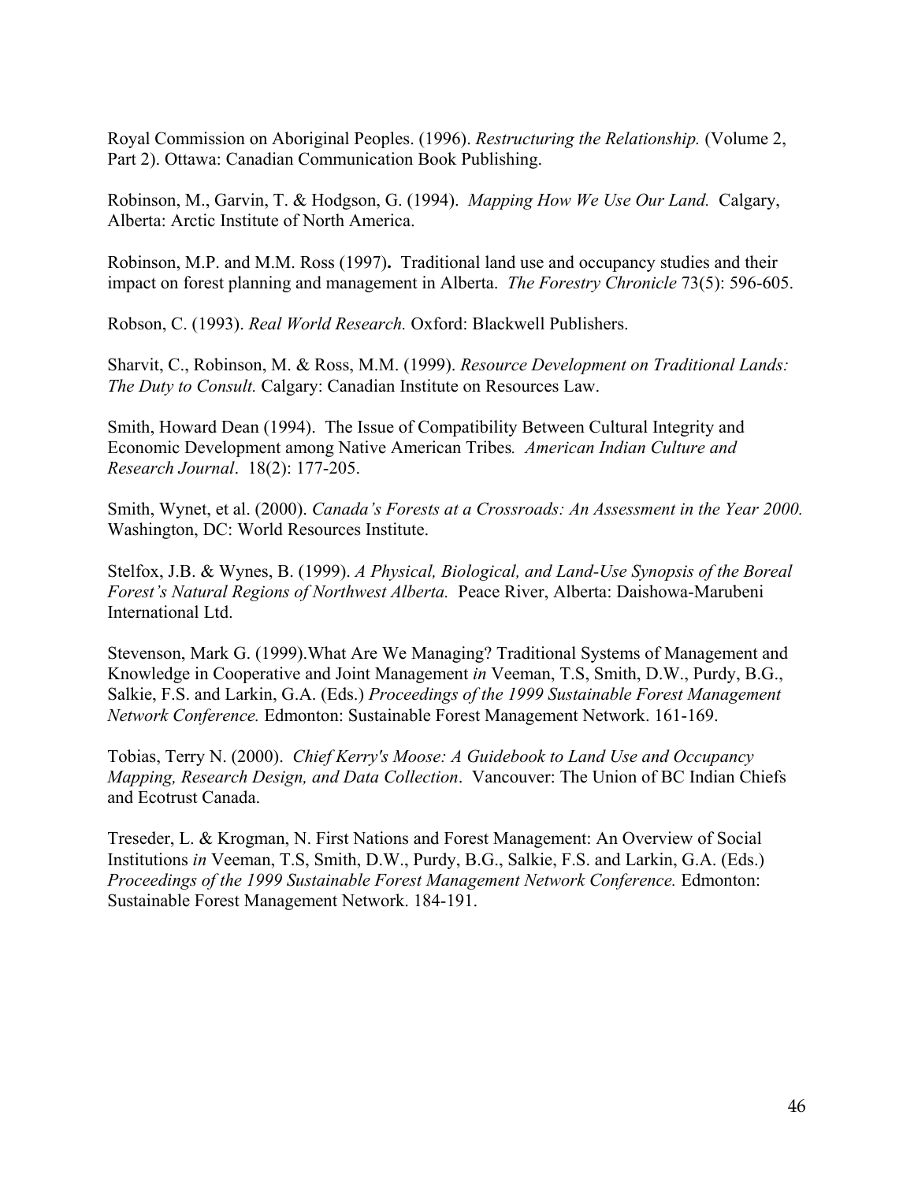Royal Commission on Aboriginal Peoples. (1996). *Restructuring the Relationship.* (Volume 2, Part 2). Ottawa: Canadian Communication Book Publishing.

Robinson, M., Garvin, T. & Hodgson, G. (1994). *Mapping How We Use Our Land.* Calgary, Alberta: Arctic Institute of North America.

Robinson, M.P. and M.M. Ross (1997)**.** Traditional land use and occupancy studies and their impact on forest planning and management in Alberta. *The Forestry Chronicle* 73(5): 596-605.

Robson, C. (1993). *Real World Research.* Oxford: Blackwell Publishers.

Sharvit, C., Robinson, M. & Ross, M.M. (1999). *Resource Development on Traditional Lands: The Duty to Consult.* Calgary: Canadian Institute on Resources Law.

Smith, Howard Dean (1994). The Issue of Compatibility Between Cultural Integrity and Economic Development among Native American Tribes*. American Indian Culture and Research Journal*. 18(2): 177-205.

Smith, Wynet, et al. (2000). *Canada's Forests at a Crossroads: An Assessment in the Year 2000.* Washington, DC: World Resources Institute.

Stelfox, J.B. & Wynes, B. (1999). *A Physical, Biological, and Land-Use Synopsis of the Boreal Forest's Natural Regions of Northwest Alberta.* Peace River, Alberta: Daishowa-Marubeni International Ltd.

Stevenson, Mark G. (1999).What Are We Managing? Traditional Systems of Management and Knowledge in Cooperative and Joint Management *in* Veeman, T.S, Smith, D.W., Purdy, B.G., Salkie, F.S. and Larkin, G.A. (Eds.) *Proceedings of the 1999 Sustainable Forest Management Network Conference.* Edmonton: Sustainable Forest Management Network. 161-169.

Tobias, Terry N. (2000). *Chief Kerry's Moose: A Guidebook to Land Use and Occupancy Mapping, Research Design, and Data Collection*. Vancouver: The Union of BC Indian Chiefs and Ecotrust Canada.

Treseder, L. & Krogman, N. First Nations and Forest Management: An Overview of Social Institutions *in* Veeman, T.S, Smith, D.W., Purdy, B.G., Salkie, F.S. and Larkin, G.A. (Eds.) *Proceedings of the 1999 Sustainable Forest Management Network Conference.* Edmonton: Sustainable Forest Management Network. 184-191.